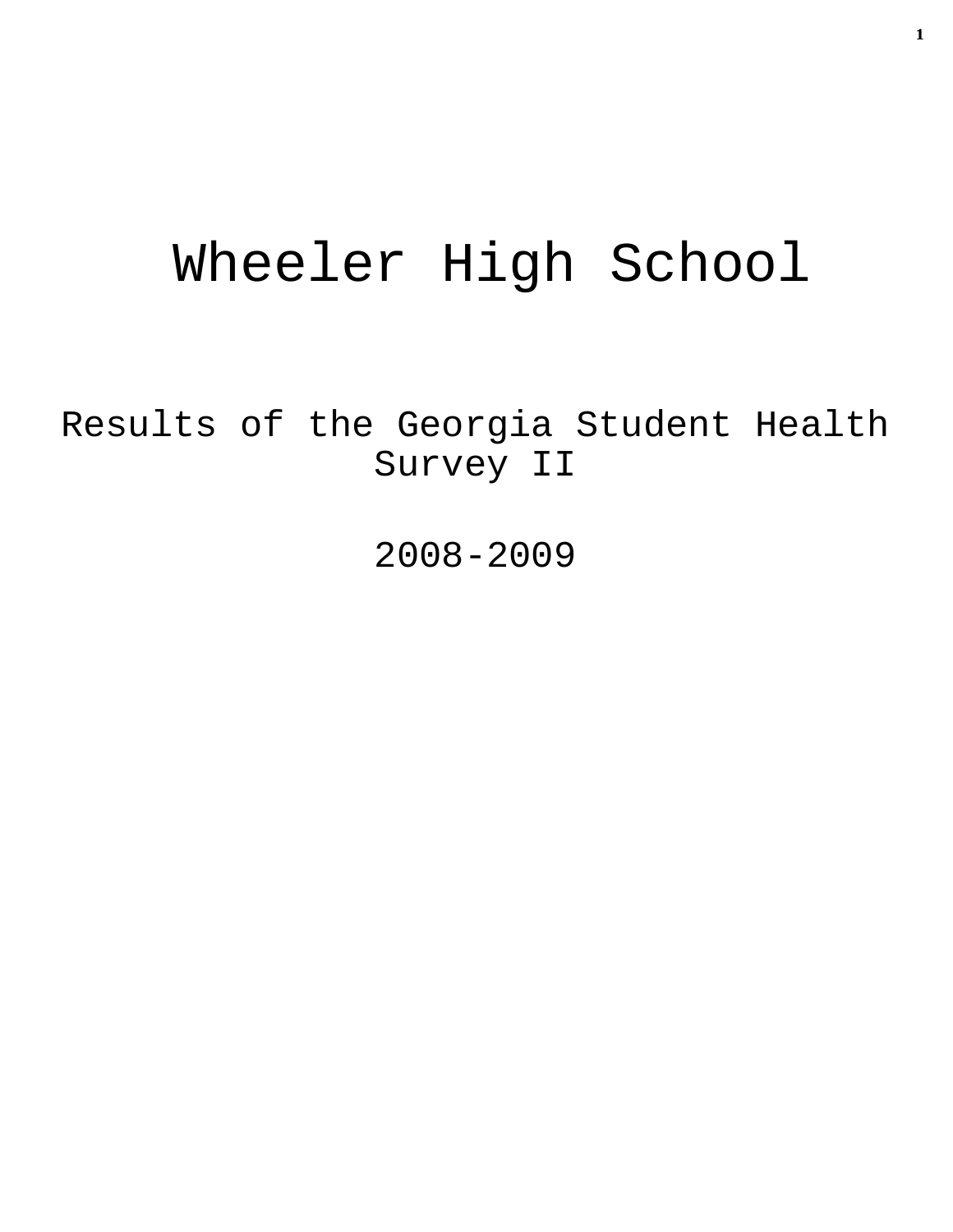# Wheeler High School

## Results of the Georgia Student Health Survey II

## 2008-2009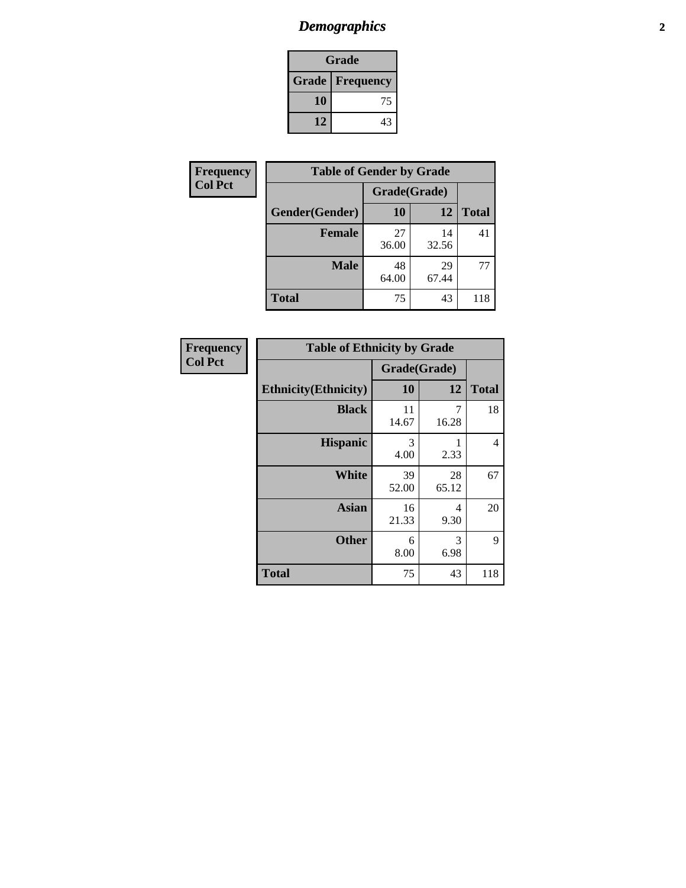# *Demographics*

| Grade | |
|---|---|
| **Grade** | **Frequency** |
| **10** | 75 |
| **12** | 43 |

**Frequency**
**Col Pct**

| Table of Gender by Grade | | | |
|---|---|---|---|
| | Grade(Grade) | | |
| **Gender(Gender)** | **10** | **12** | **Total** |
| **Female** | 27<br>36.00 | 14<br>32.56 | 41 |
| **Male** | 48<br>64.00 | 29<br>67.44 | 77 |
| **Total** | 75 | 43 | 118 |

**Frequency**
**Col Pct**

| Table of Ethnicity by Grade | | | |
|---|---|---|---|
| | Grade(Grade) | | |
| **Ethnicity(Ethnicity)** | **10** | **12** | **Total** |
| **Black** | 11<br>14.67 | 7<br>16.28 | 18 |
| **Hispanic** | 3<br>4.00 | 1<br>2.33 | 4 |
| **White** | 39<br>52.00 | 28<br>65.12 | 67 |
| **Asian** | 16<br>21.33 | 4<br>9.30 | 20 |
| **Other** | 6<br>8.00 | 3<br>6.98 | 9 |
| **Total** | 75 | 43 | 118 |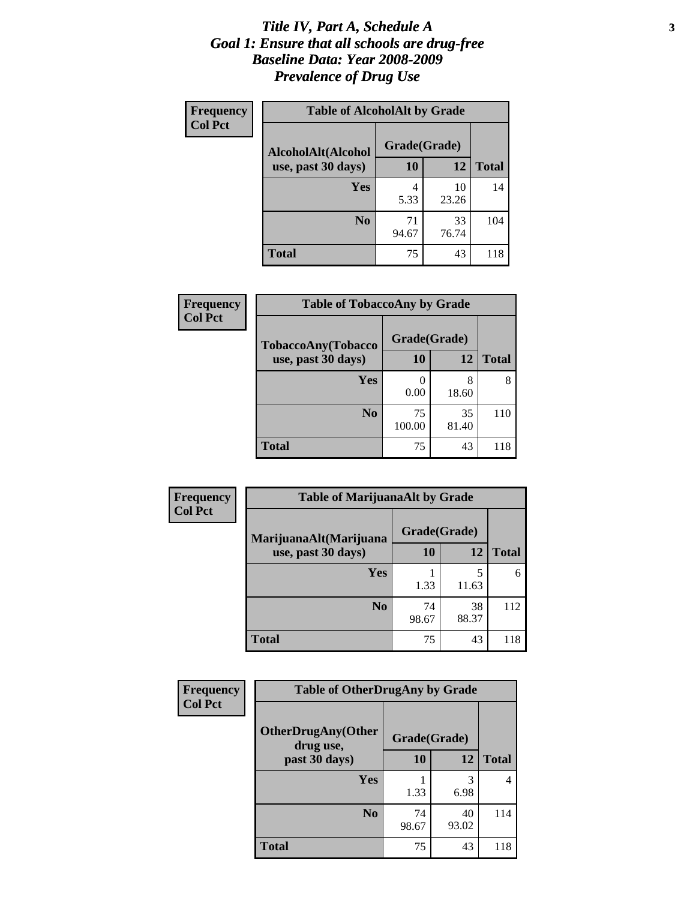# *Title IV, Part A, Schedule A*
# *Goal 1: Ensure that all schools are drug-free*
# *Baseline Data: Year 2008-2009*
# *Prevalence of Drug Use*

**Frequency**
**Col Pct**

**Table of AlcoholAlt by Grade**

| AlcoholAlt(Alcohol use, past 30 days) | Grade(Grade) | | |
|---|---|---|---|
| | 10 | 12 | Total |
| Yes | 4<br>5.33 | 10<br>23.26 | 14 |
| No | 71<br>94.67 | 33<br>76.74 | 104 |
| Total | 75 | 43 | 118 |

**Frequency**
**Col Pct**

**Table of TobaccoAny by Grade**

| TobaccoAny(Tobacco use, past 30 days) | Grade(Grade) | | |
|---|---|---|---|
| | 10 | 12 | Total |
| Yes | 0<br>0.00 | 8<br>18.60 | 8 |
| No | 75<br>100.00 | 35<br>81.40 | 110 |
| Total | 75 | 43 | 118 |

**Frequency**
**Col Pct**

**Table of MarijuanaAlt by Grade**

| MarijuanaAlt(Marijuana use, past 30 days) | Grade(Grade) | | |
|---|---|---|---|
| | 10 | 12 | Total |
| Yes | 1<br>1.33 | 5<br>11.63 | 6 |
| No | 74<br>98.67 | 38<br>88.37 | 112 |
| Total | 75 | 43 | 118 |

**Frequency**
**Col Pct**

**Table of OtherDrugAny by Grade**

| OtherDrugAny(Other drug use, past 30 days) | Grade(Grade) | | |
|---|---|---|---|
| | 10 | 12 | Total |
| Yes | 1<br>1.33 | 3<br>6.98 | 4 |
| No | 74<br>98.67 | 40<br>93.02 | 114 |
| Total | 75 | 43 | 118 |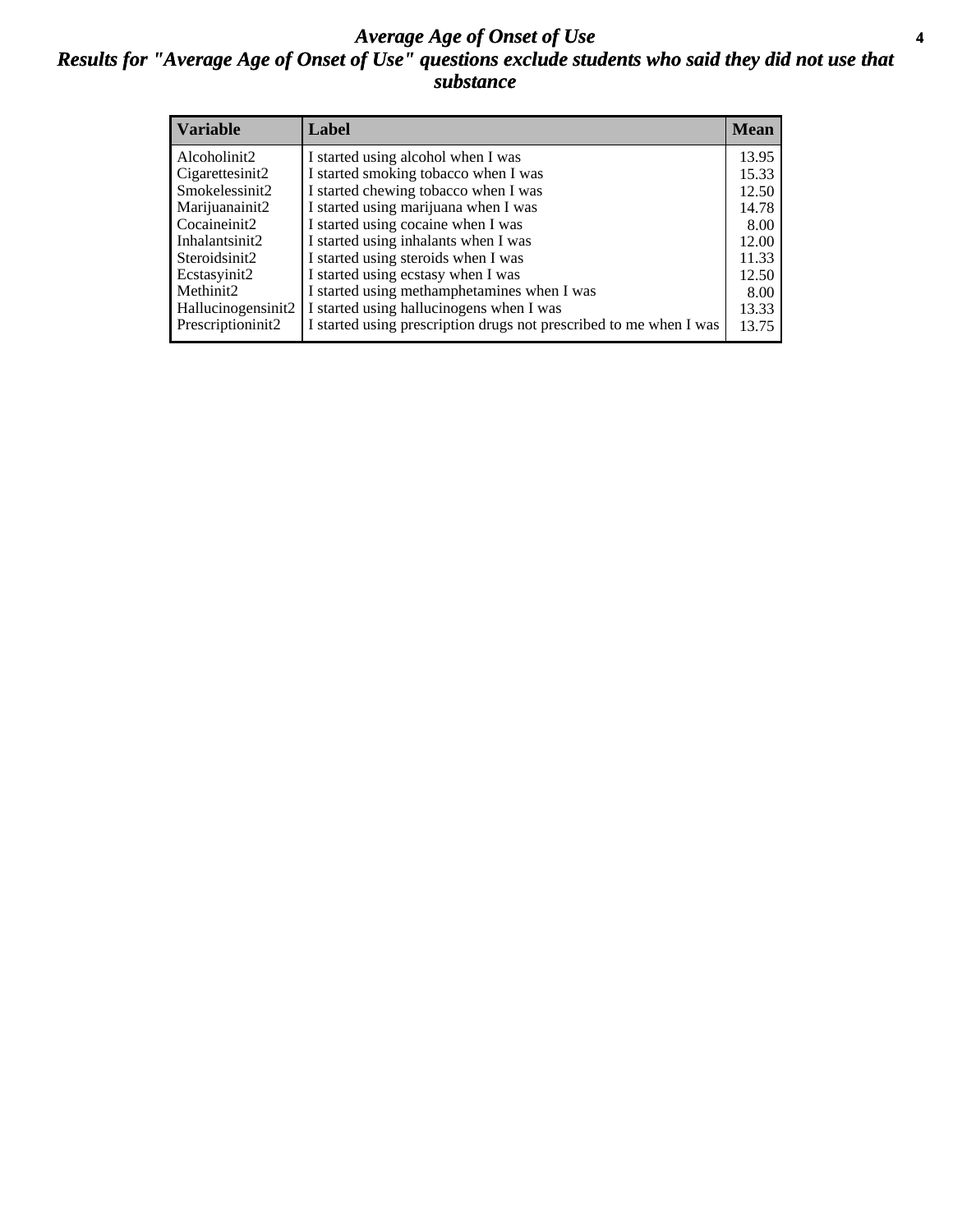# *Average Age of Onset of Use*

## *Results for "Average Age of Onset of Use" questions exclude students who said they did not use that substance*

| Variable | Label | Mean |
|---|---|---|
| Alcoholinit2 | I started using alcohol when I was | 13.95 |
| Cigarettesinit2 | I started smoking tobacco when I was | 15.33 |
| Smokelessinit2 | I started chewing tobacco when I was | 12.50 |
| Marijuanainit2 | I started using marijuana when I was | 14.78 |
| Cocaineinit2 | I started using cocaine when I was | 8.00 |
| Inhalantsinit2 | I started using inhalants when I was | 12.00 |
| Steroidsinit2 | I started using steroids when I was | 11.33 |
| Ecstasyinit2 | I started using ecstasy when I was | 12.50 |
| Methinit2 | I started using methamphetamines when I was | 8.00 |
| Hallucinogensinit2 | I started using hallucinogens when I was | 13.33 |
| Prescriptioninit2 | I started using prescription drugs not prescribed to me when I was | 13.75 |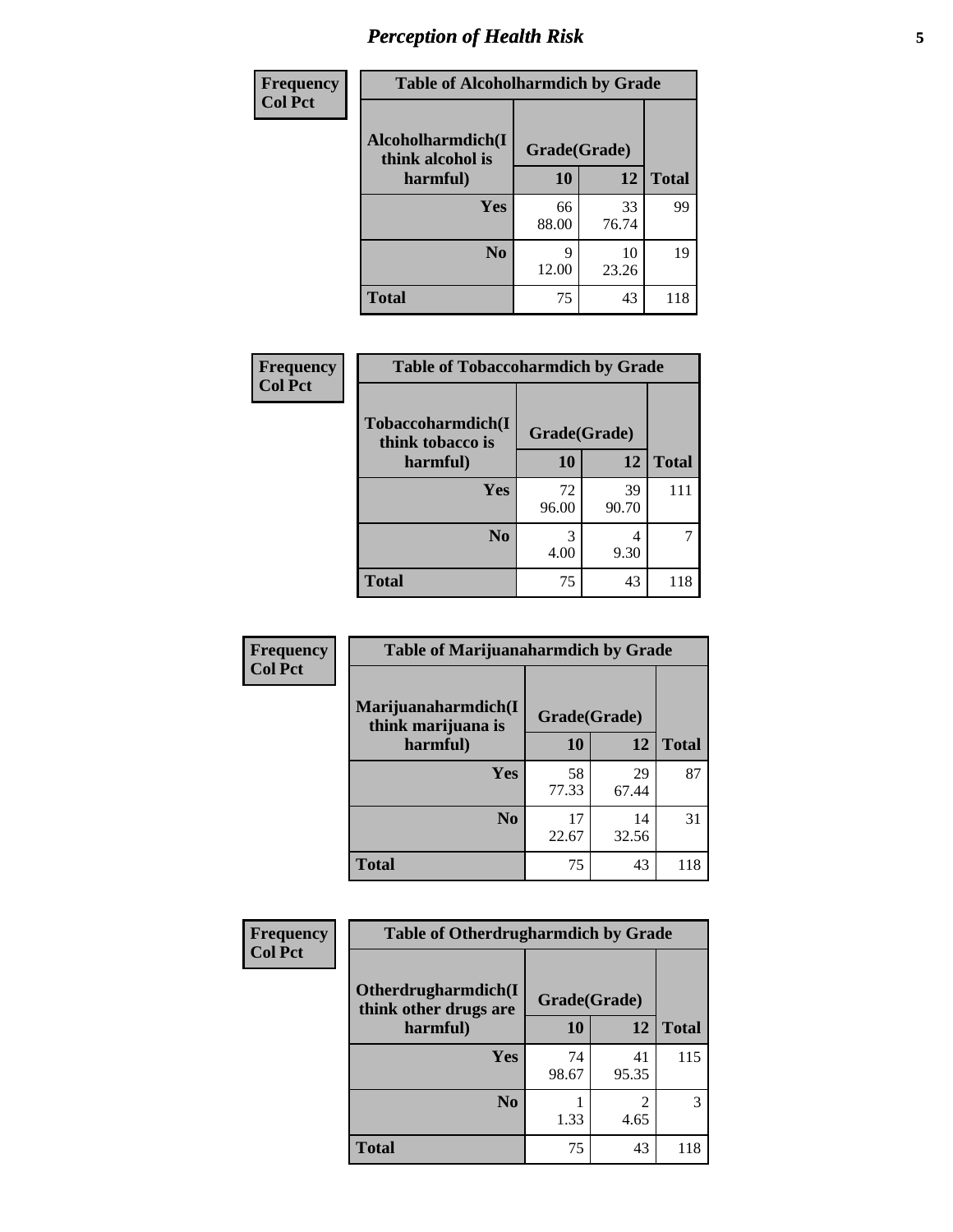# Perception of Health Risk

| Frequency<br>Col Pct | Table of Alcoholharmdich by Grade | | |
|---|---|---|---|
| Alcoholharmdich(I think alcohol is harmful) | Grade(Grade) | | |
| | 10 | 12 | Total |
| Yes | 66<br>88.00 | 33<br>76.74 | 99 |
| No | 9<br>12.00 | 10<br>23.26 | 19 |
| Total | 75 | 43 | 118 |

| Frequency<br>Col Pct | Table of Tobaccoharmdich by Grade | | |
|---|---|---|---|
| Tobaccoharmdich(I think tobacco is harmful) | Grade(Grade) | | |
| | 10 | 12 | Total |
| Yes | 72<br>96.00 | 39<br>90.70 | 111 |
| No | 3<br>4.00 | 4<br>9.30 | 7 |
| Total | 75 | 43 | 118 |

| Frequency<br>Col Pct | Table of Marijuanaharmdich by Grade | | |
|---|---|---|---|
| Marijuanaharmdich(I think marijuana is harmful) | Grade(Grade) | | |
| | 10 | 12 | Total |
| Yes | 58<br>77.33 | 29<br>67.44 | 87 |
| No | 17<br>22.67 | 14<br>32.56 | 31 |
| Total | 75 | 43 | 118 |

| Frequency<br>Col Pct | Table of Otherdrugharmdich by Grade | | |
|---|---|---|---|
| Otherdrugharmdich(I think other drugs are harmful) | Grade(Grade) | | |
| | 10 | 12 | Total |
| Yes | 74<br>98.67 | 41<br>95.35 | 115 |
| No | 1<br>1.33 | 2<br>4.65 | 3 |
| Total | 75 | 43 | 118 |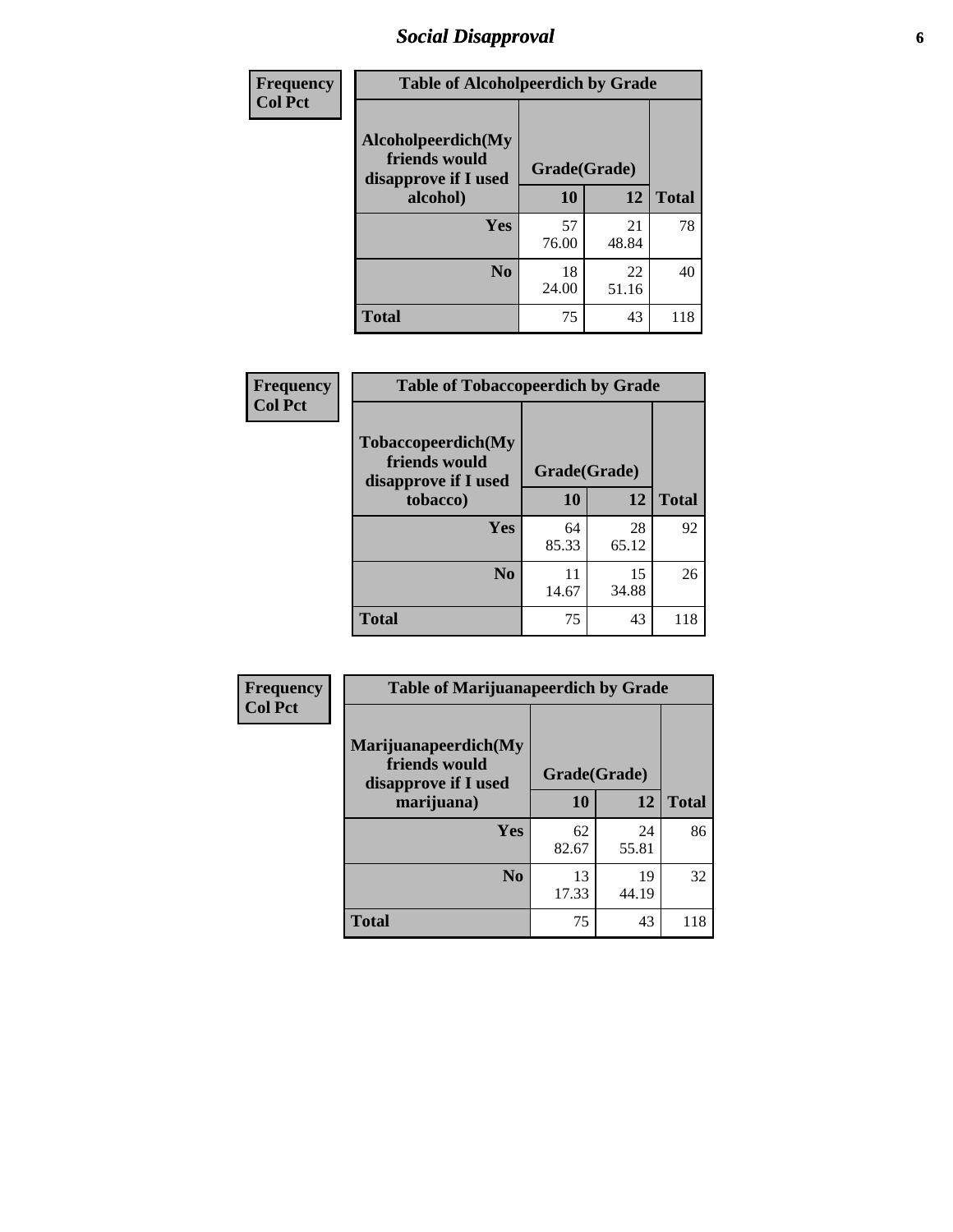# *Social Disapproval*

| Frequency<br>Col Pct | Table of Alcoholpeerdich by Grade | | |
|---|---|---|---|
| Alcoholpeerdich(My friends would disapprove if I used alcohol) | Grade(Grade) | | |
| | 10 | 12 | Total |
| Yes | 57<br>76.00 | 21<br>48.84 | 78 |
| No | 18<br>24.00 | 22<br>51.16 | 40 |
| Total | 75 | 43 | 118 |

| Frequency<br>Col Pct | Table of Tobaccopeerdich by Grade | | |
|---|---|---|---|
| Tobaccopeerdich(My friends would disapprove if I used tobacco) | Grade(Grade) | | |
| | 10 | 12 | Total |
| Yes | 64<br>85.33 | 28<br>65.12 | 92 |
| No | 11<br>14.67 | 15<br>34.88 | 26 |
| Total | 75 | 43 | 118 |

| Frequency<br>Col Pct | Table of Marijuanapeerdich by Grade | | |
|---|---|---|---|
| Marijuanapeerdich(My friends would disapprove if I used marijuana) | Grade(Grade) | | |
| | 10 | 12 | Total |
| Yes | 62<br>82.67 | 24<br>55.81 | 86 |
| No | 13<br>17.33 | 19<br>44.19 | 32 |
| Total | 75 | 43 | 118 |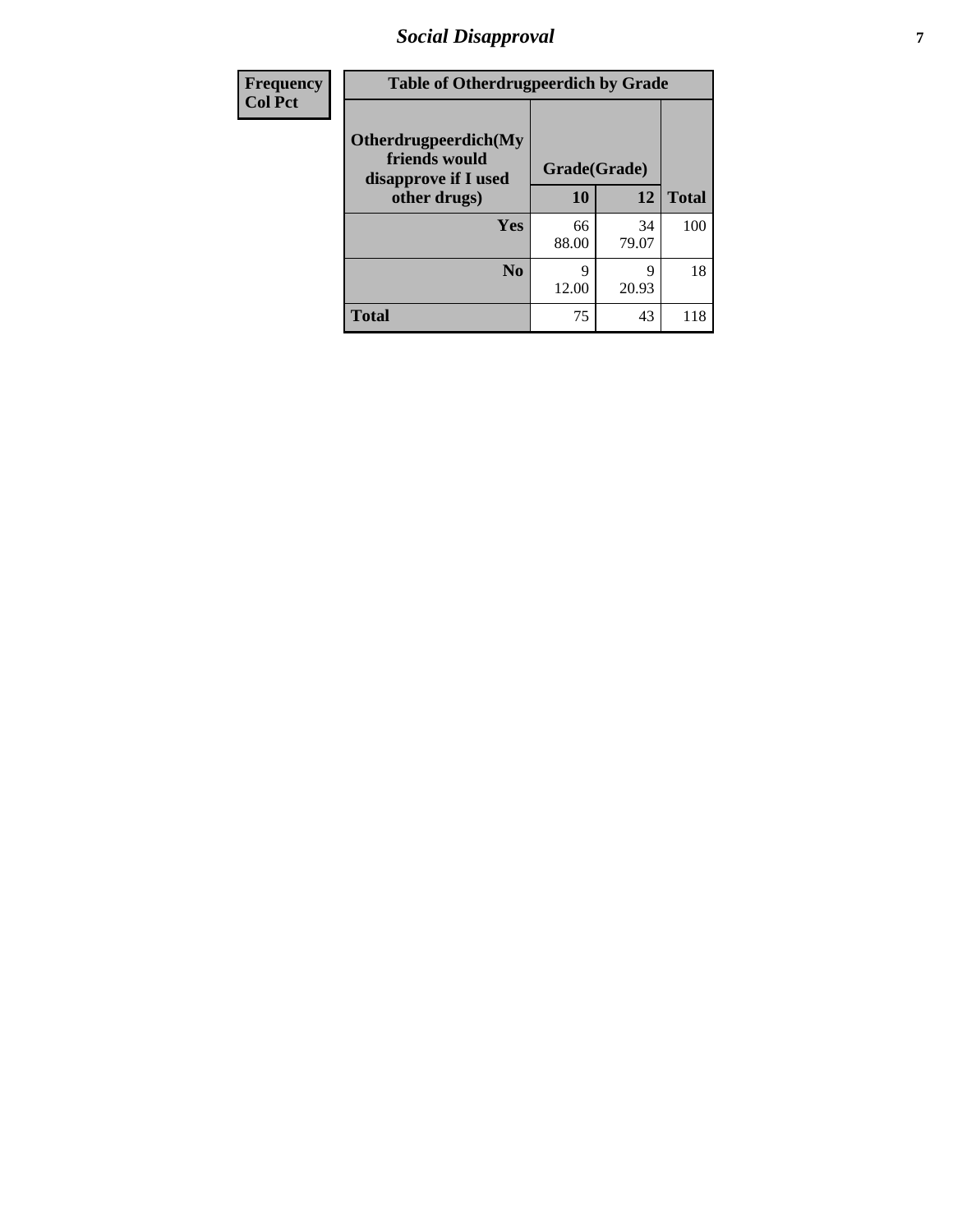| Frequency<br>Col Pct | Table of Otherdrugpeerdich by Grade | | |
|---|---|---|---|
| **Otherdrugpeerdich(My friends would disapprove if I used other drugs)** | **Grade(Grade)** | | |
| | **10** | **12** | **Total** |
| **Yes** | 66<br>88.00 | 34<br>79.07 | 100 |
| **No** | 9<br>12.00 | 9<br>20.93 | 18 |
| **Total** | 75 | 43 | 118 |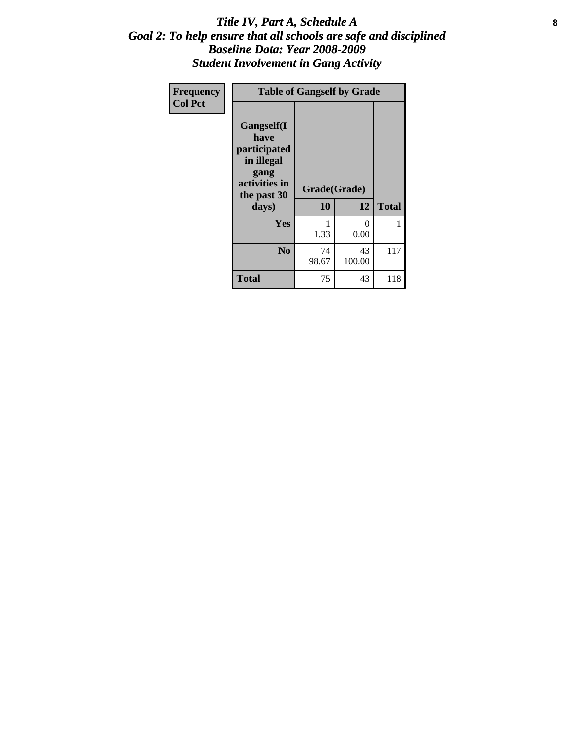# *Title IV, Part A, Schedule A*
## *Goal 2: To help ensure that all schools are safe and disciplined*
## *Baseline Data: Year 2008-2009*
## *Student Involvement in Gang Activity*

| Frequency<br>Col Pct | Table of Gangself by Grade | | |
|---|---|---|---|
| Gangself(I have participated in illegal gang activities in the past 30 days) | Grade(Grade) | | |
| | 10 | 12 | Total |
| Yes | 1<br>1.33 | 0<br>0.00 | 1 |
| No | 74<br>98.67 | 43<br>100.00 | 117 |
| Total | 75 | 43 | 118 |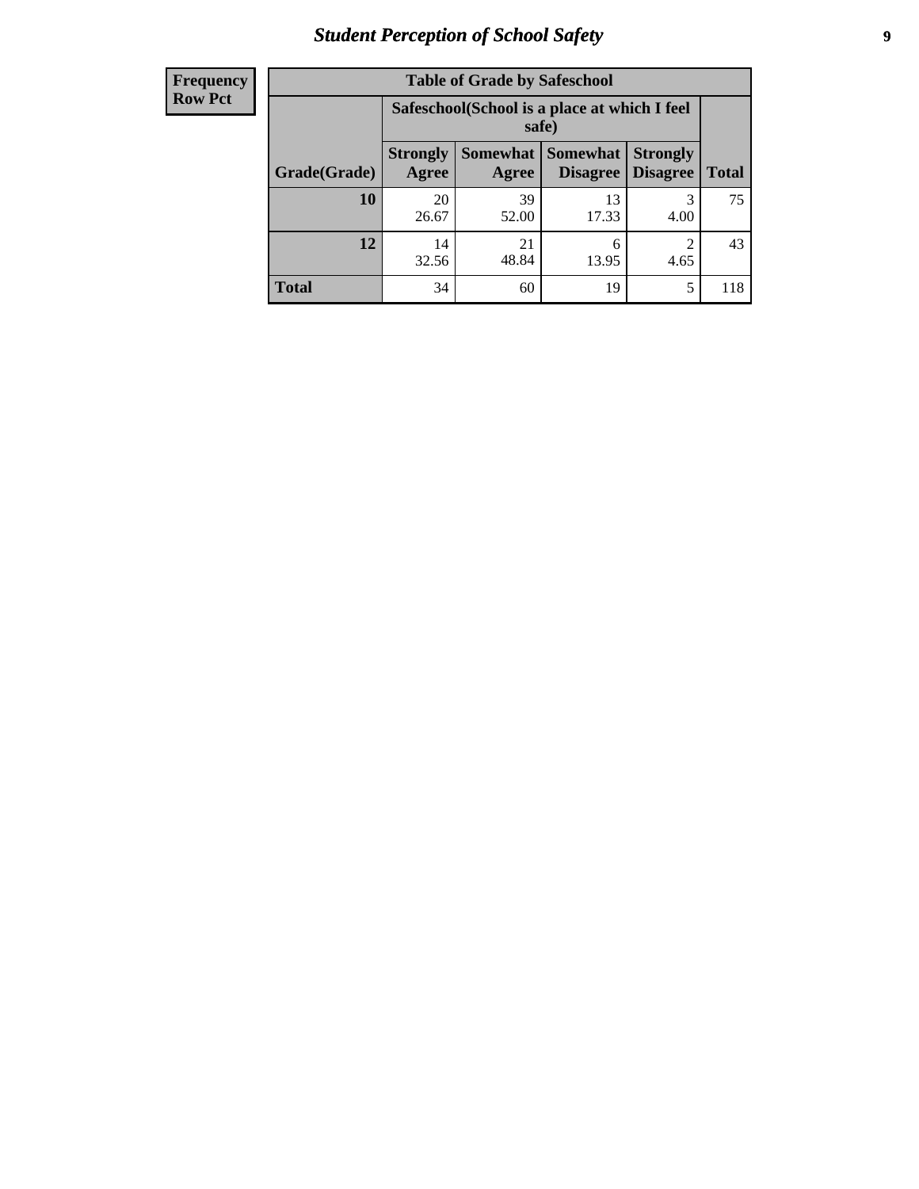| Frequency Row Pct |
|---|

| Table of Grade by Safeschool | | | | | |
|---|---|---|---|---|---|
| | Safeschool(School is a place at which I feel safe) | | | | |
| Grade(Grade) | Strongly Agree | Somewhat Agree | Somewhat Disagree | Strongly Disagree | Total |
| 10 | 20<br>26.67 | 39<br>52.00 | 13<br>17.33 | 3<br>4.00 | 75 |
| 12 | 14<br>32.56 | 21<br>48.84 | 6<br>13.95 | 2<br>4.65 | 43 |
| Total | 34 | 60 | 19 | 5 | 118 |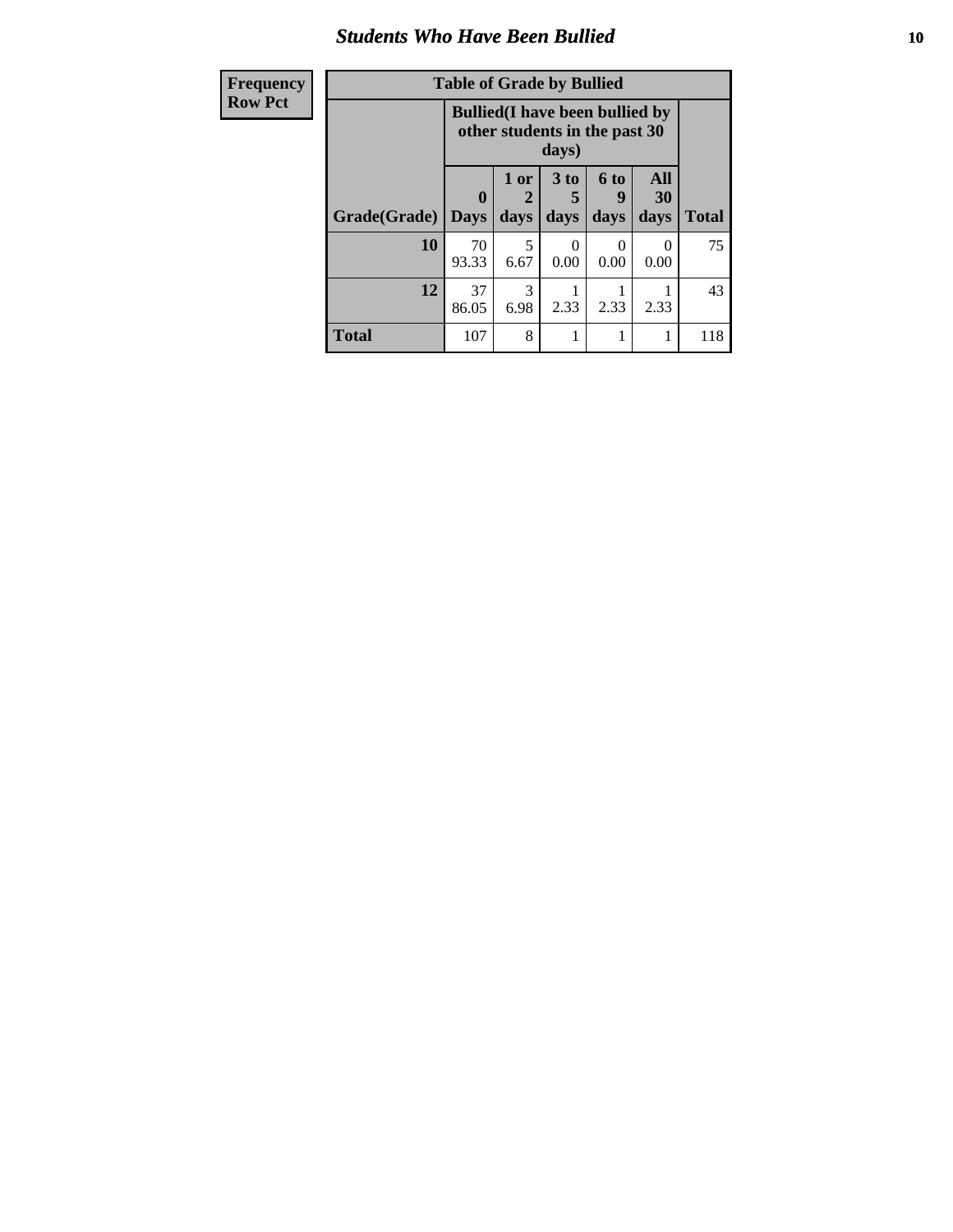## Students Who Have Been Bullied

| Frequency<br>Row Pct |
|---|

**Table of Grade by Bullied**

| Grade(Grade) | Bullied(I have been bullied by other students in the past 30 days) | | | | | Total |
|---|---|---|---|---|---|---|
| | 0 Days | 1 or 2 days | 3 to 5 days | 6 to 9 days | All 30 days | |
| **10** | 70<br>93.33 | 5<br>6.67 | 0<br>0.00 | 0<br>0.00 | 0<br>0.00 | 75 |
| **12** | 37<br>86.05 | 3<br>6.98 | 1<br>2.33 | 1<br>2.33 | 1<br>2.33 | 43 |
| **Total** | 107 | 8 | 1 | 1 | 1 | 118 |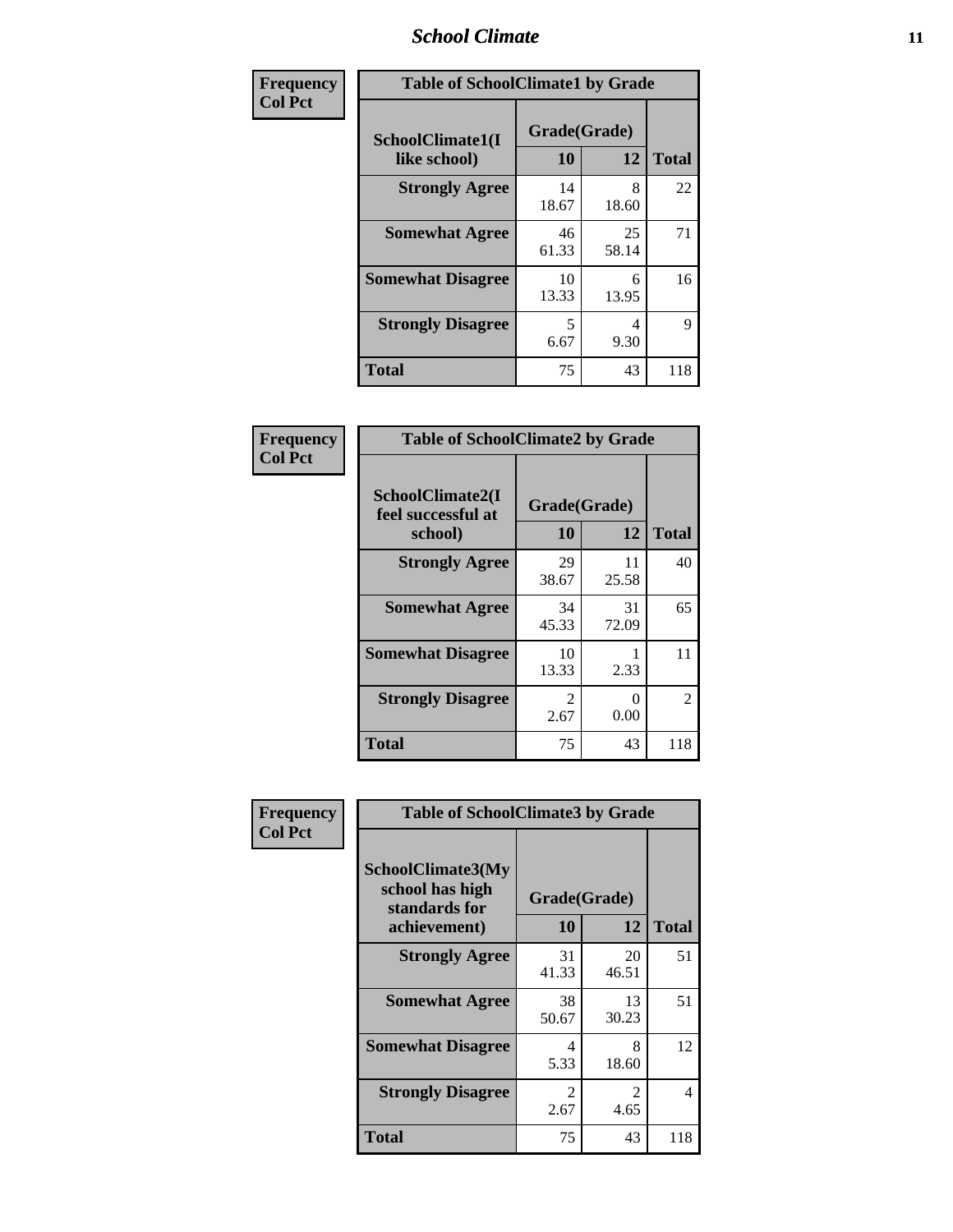| Frequency<br>Col Pct | | | |
|---|---|---|---|

**Table of SchoolClimate1 by Grade**

| SchoolClimate1(I like school) | Grade(Grade) 10 | 12 | Total |
|---|---|---|---|
| **Strongly Agree** | 14<br>18.67 | 8<br>18.60 | 22 |
| **Somewhat Agree** | 46<br>61.33 | 25<br>58.14 | 71 |
| **Somewhat Disagree** | 10<br>13.33 | 6<br>13.95 | 16 |
| **Strongly Disagree** | 5<br>6.67 | 4<br>9.30 | 9 |
| **Total** | 75 | 43 | 118 |

**Frequency**
**Col Pct**

**Table of SchoolClimate2 by Grade**

| SchoolClimate2(I feel successful at school) | Grade(Grade) 10 | 12 | Total |
|---|---|---|---|
| **Strongly Agree** | 29<br>38.67 | 11<br>25.58 | 40 |
| **Somewhat Agree** | 34<br>45.33 | 31<br>72.09 | 65 |
| **Somewhat Disagree** | 10<br>13.33 | 1<br>2.33 | 11 |
| **Strongly Disagree** | 2<br>2.67 | 0<br>0.00 | 2 |
| **Total** | 75 | 43 | 118 |

**Frequency**
**Col Pct**

**Table of SchoolClimate3 by Grade**

| SchoolClimate3(My school has high standards for achievement) | Grade(Grade) 10 | 12 | Total |
|---|---|---|---|
| **Strongly Agree** | 31<br>41.33 | 20<br>46.51 | 51 |
| **Somewhat Agree** | 38<br>50.67 | 13<br>30.23 | 51 |
| **Somewhat Disagree** | 4<br>5.33 | 8<br>18.60 | 12 |
| **Strongly Disagree** | 2<br>2.67 | 2<br>4.65 | 4 |
| **Total** | 75 | 43 | 118 |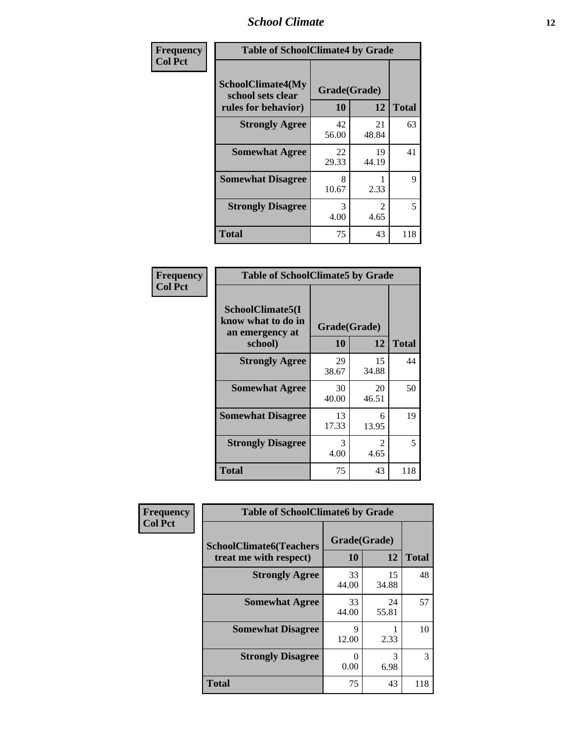| Frequency<br>Col Pct | Table of SchoolClimate4 by Grade | | |
|---|---|---|---|
| SchoolClimate4(My school sets clear rules for behavior) | Grade(Grade) | | |
| | 10 | 12 | Total |
| Strongly Agree | 42<br>56.00 | 21<br>48.84 | 63 |
| Somewhat Agree | 22<br>29.33 | 19<br>44.19 | 41 |
| Somewhat Disagree | 8<br>10.67 | 1<br>2.33 | 9 |
| Strongly Disagree | 3<br>4.00 | 2<br>4.65 | 5 |
| Total | 75 | 43 | 118 |

| Frequency<br>Col Pct | Table of SchoolClimate5 by Grade | | |
|---|---|---|---|
| SchoolClimate5(I know what to do in an emergency at school) | Grade(Grade) | | |
| | 10 | 12 | Total |
| Strongly Agree | 29<br>38.67 | 15<br>34.88 | 44 |
| Somewhat Agree | 30<br>40.00 | 20<br>46.51 | 50 |
| Somewhat Disagree | 13<br>17.33 | 6<br>13.95 | 19 |
| Strongly Disagree | 3<br>4.00 | 2<br>4.65 | 5 |
| Total | 75 | 43 | 118 |

| Frequency<br>Col Pct | Table of SchoolClimate6 by Grade | | |
|---|---|---|---|
| SchoolClimate6(Teachers treat me with respect) | Grade(Grade) | | |
| | 10 | 12 | Total |
| Strongly Agree | 33<br>44.00 | 15<br>34.88 | 48 |
| Somewhat Agree | 33<br>44.00 | 24<br>55.81 | 57 |
| Somewhat Disagree | 9<br>12.00 | 1<br>2.33 | 10 |
| Strongly Disagree | 0<br>0.00 | 3<br>6.98 | 3 |
| Total | 75 | 43 | 118 |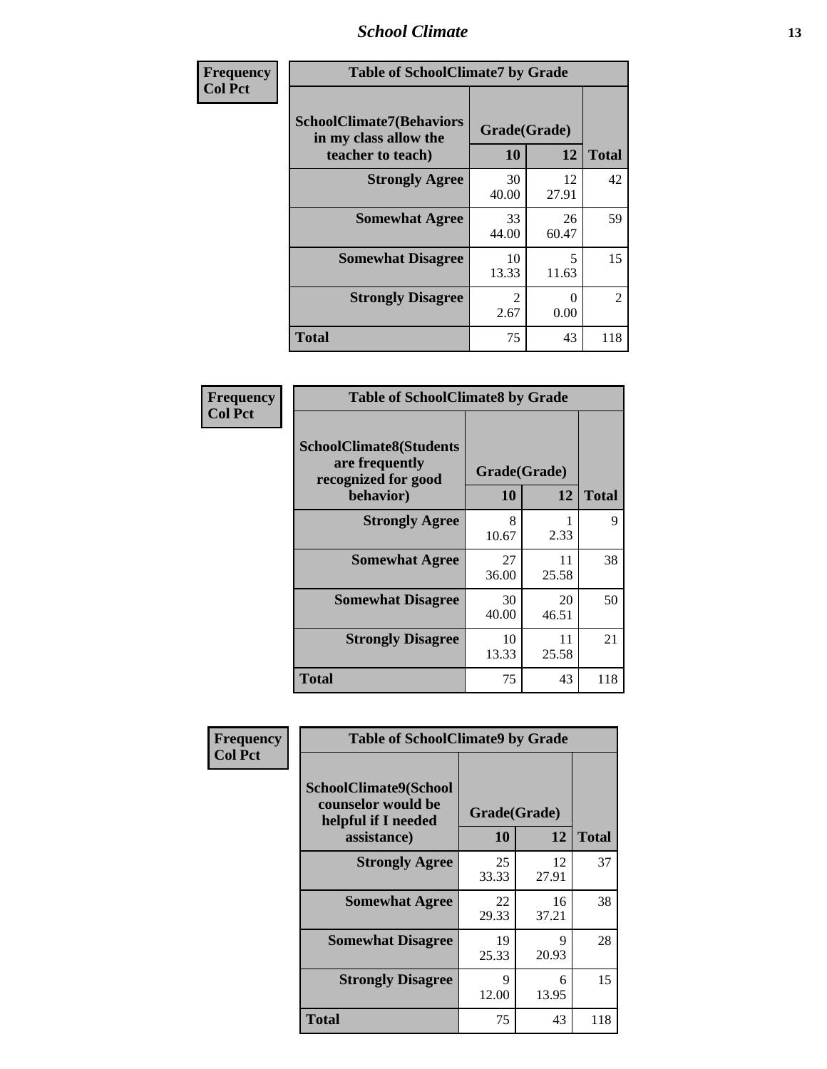| Frequency<br>Col Pct | Table of SchoolClimate7 by Grade | | |
|---|---|---|---|
| SchoolClimate7(Behaviors in my class allow the teacher to teach) | Grade(Grade) | | |
| | 10 | 12 | Total |
| Strongly Agree | 30<br>40.00 | 12<br>27.91 | 42 |
| Somewhat Agree | 33<br>44.00 | 26<br>60.47 | 59 |
| Somewhat Disagree | 10<br>13.33 | 5<br>11.63 | 15 |
| Strongly Disagree | 2<br>2.67 | 0<br>0.00 | 2 |
| Total | 75 | 43 | 118 |

| Frequency<br>Col Pct | Table of SchoolClimate8 by Grade | | |
|---|---|---|---|
| SchoolClimate8(Students are frequently recognized for good behavior) | Grade(Grade) | | |
| | 10 | 12 | Total |
| Strongly Agree | 8<br>10.67 | 1<br>2.33 | 9 |
| Somewhat Agree | 27<br>36.00 | 11<br>25.58 | 38 |
| Somewhat Disagree | 30<br>40.00 | 20<br>46.51 | 50 |
| Strongly Disagree | 10<br>13.33 | 11<br>25.58 | 21 |
| Total | 75 | 43 | 118 |

| Frequency<br>Col Pct | Table of SchoolClimate9 by Grade | | |
|---|---|---|---|
| SchoolClimate9(School counselor would be helpful if I needed assistance) | Grade(Grade) | | |
| | 10 | 12 | Total |
| Strongly Agree | 25<br>33.33 | 12<br>27.91 | 37 |
| Somewhat Agree | 22<br>29.33 | 16<br>37.21 | 38 |
| Somewhat Disagree | 19<br>25.33 | 9<br>20.93 | 28 |
| Strongly Disagree | 9<br>12.00 | 6<br>13.95 | 15 |
| Total | 75 | 43 | 118 |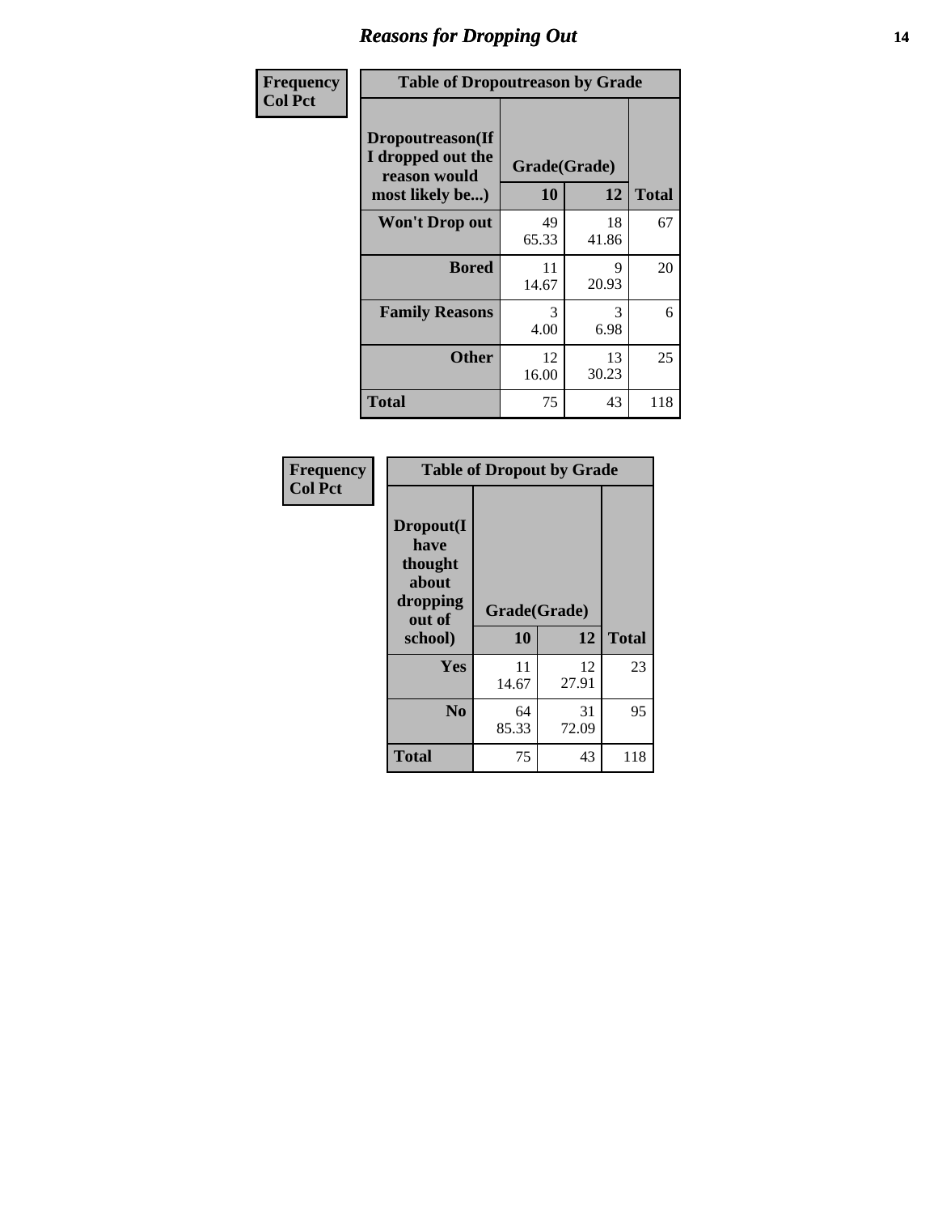## Reasons for Dropping Out

**Frequency**
**Col Pct**

**Table of Dropoutreason by Grade**

| Dropoutreason(If I dropped out the reason would most likely be...) | Grade(Grade) | | |
|---|---|---|---|
| | **10** | **12** | **Total** |
| **Won't Drop out** | 49<br>65.33 | 18<br>41.86 | 67 |
| **Bored** | 11<br>14.67 | 9<br>20.93 | 20 |
| **Family Reasons** | 3<br>4.00 | 3<br>6.98 | 6 |
| **Other** | 12<br>16.00 | 13<br>30.23 | 25 |
| **Total** | 75 | 43 | 118 |

**Frequency**
**Col Pct**

**Table of Dropout by Grade**

| Dropout(I have thought about dropping out of school) | Grade(Grade) | | |
|---|---|---|---|
| | **10** | **12** | **Total** |
| **Yes** | 11<br>14.67 | 12<br>27.91 | 23 |
| **No** | 64<br>85.33 | 31<br>72.09 | 95 |
| **Total** | 75 | 43 | 118 |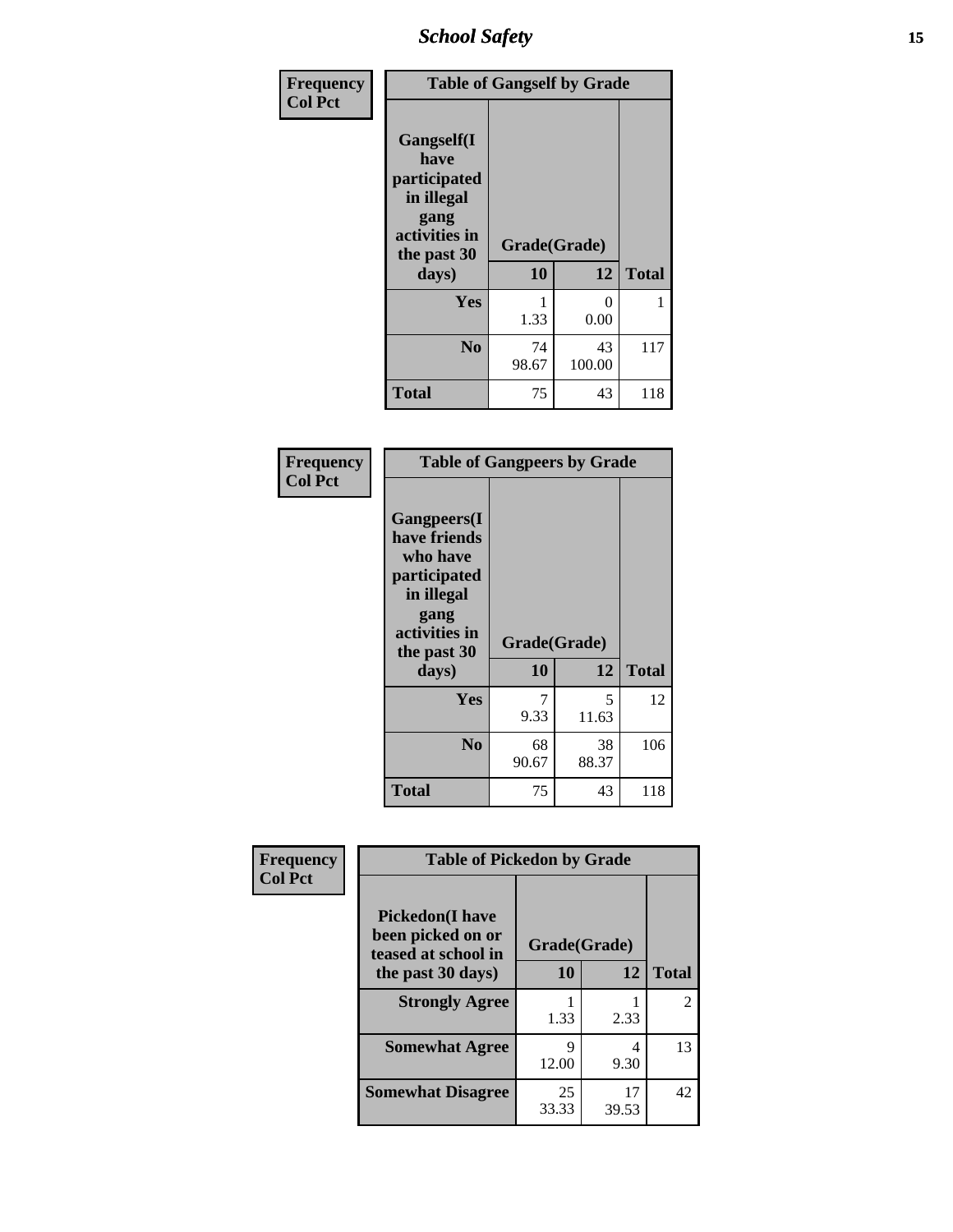| Frequency<br>Col Pct | Table of Gangself by Grade | | |
|---|---|---|---|
| Gangself(I have participated in illegal gang activities in the past 30 days) | Grade(Grade) | | |
| | 10 | 12 | Total |
| Yes | 1<br>1.33 | 0<br>0.00 | 1 |
| No | 74<br>98.67 | 43<br>100.00 | 117 |
| Total | 75 | 43 | 118 |

| Frequency<br>Col Pct | Table of Gangpeers by Grade | | |
|---|---|---|---|
| Gangpeers(I have friends who have participated in illegal gang activities in the past 30 days) | Grade(Grade) | | |
| | 10 | 12 | Total |
| Yes | 7<br>9.33 | 5<br>11.63 | 12 |
| No | 68<br>90.67 | 38<br>88.37 | 106 |
| Total | 75 | 43 | 118 |

| Frequency<br>Col Pct | Table of Pickedon by Grade | | |
|---|---|---|---|
| Pickedon(I have been picked on or teased at school in the past 30 days) | Grade(Grade) | | |
| | 10 | 12 | Total |
| Strongly Agree | 1<br>1.33 | 1<br>2.33 | 2 |
| Somewhat Agree | 9<br>12.00 | 4<br>9.30 | 13 |
| Somewhat Disagree | 25<br>33.33 | 17<br>39.53 | 42 |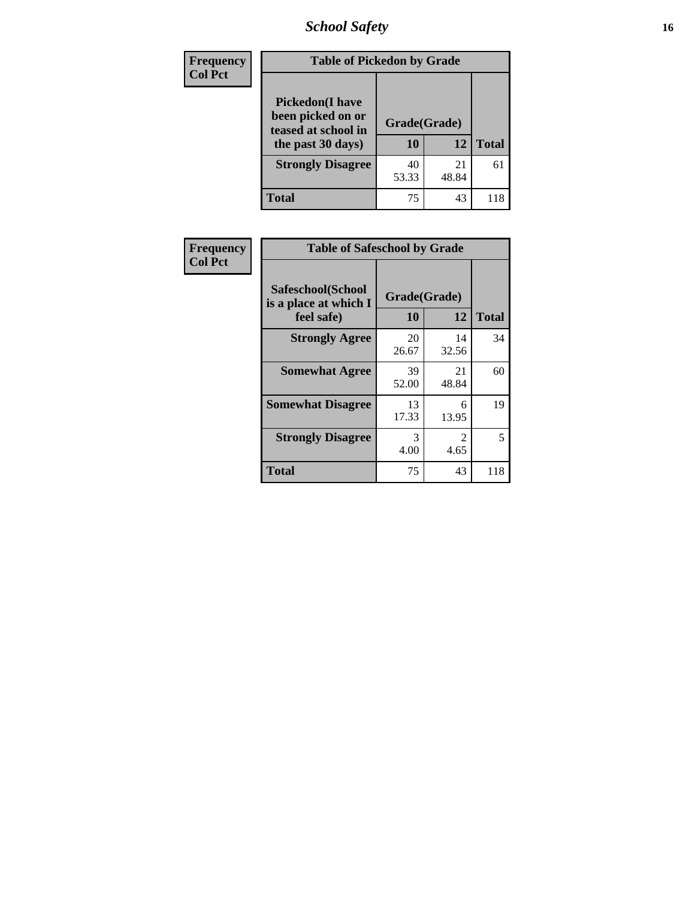| Frequency<br>Col Pct | Table of Pickedon by Grade | | |
|---|---|---|---|
| **Pickedon(I have been picked on or teased at school in the past 30 days)** | **Grade(Grade)** | | |
| | **10** | **12** | **Total** |
| **Strongly Disagree** | 40<br>53.33 | 21<br>48.84 | 61 |
| **Total** | 75 | 43 | 118 |

| Frequency<br>Col Pct | Table of Safeschool by Grade | | |
|---|---|---|---|
| **Safeschool(School is a place at which I feel safe)** | **Grade(Grade)** | | |
| | **10** | **12** | **Total** |
| **Strongly Agree** | 20<br>26.67 | 14<br>32.56 | 34 |
| **Somewhat Agree** | 39<br>52.00 | 21<br>48.84 | 60 |
| **Somewhat Disagree** | 13<br>17.33 | 6<br>13.95 | 19 |
| **Strongly Disagree** | 3<br>4.00 | 2<br>4.65 | 5 |
| **Total** | 75 | 43 | 118 |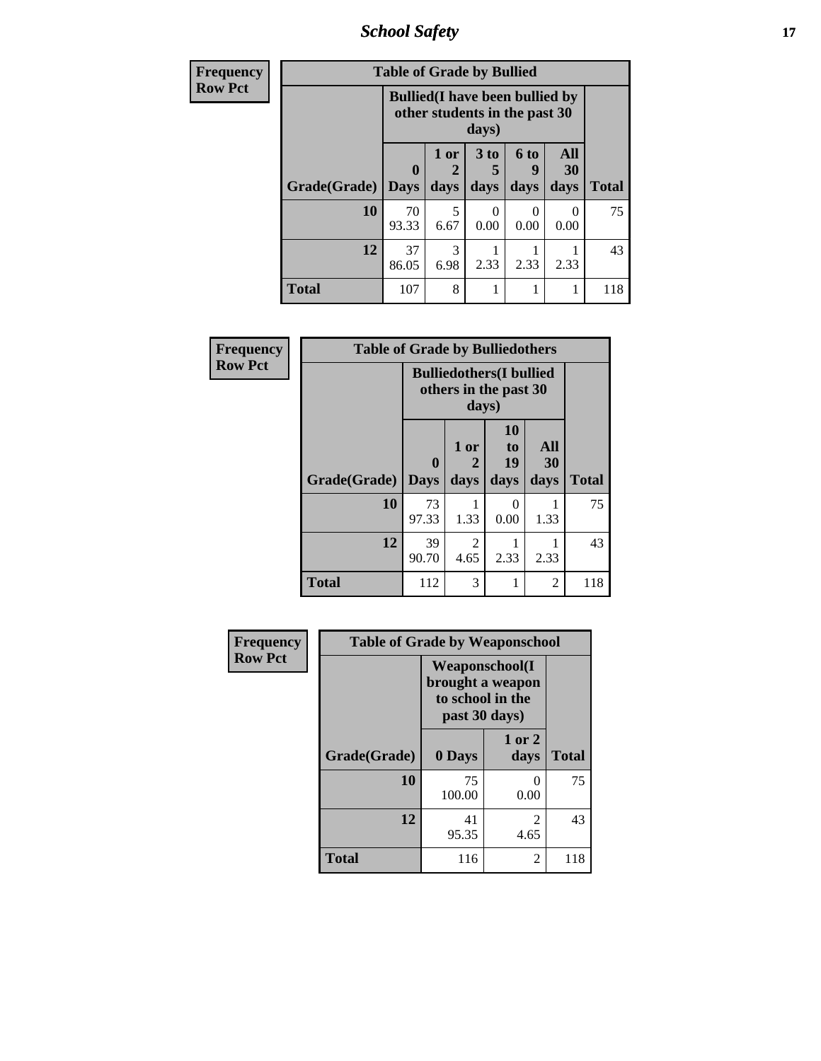# School Safety

| Frequency<br>Row Pct | | | | | | |
|---|---|---|---|---|---|---|
| **Table of Grade by Bullied** | | | | | | |
| | **Bullied(I have been bullied by other students in the past 30 days)** | | | | | |
| **Grade(Grade)** | **0 Days** | **1 or 2 days** | **3 to 5 days** | **6 to 9 days** | **All 30 days** | **Total** |
| **10** | 70<br>93.33 | 5<br>6.67 | 0<br>0.00 | 0<br>0.00 | 0<br>0.00 | 75 |
| **12** | 37<br>86.05 | 3<br>6.98 | 1<br>2.33 | 1<br>2.33 | 1<br>2.33 | 43 |
| **Total** | 107 | 8 | 1 | 1 | 1 | 118 |

| Frequency<br>Row Pct | | | | | |
|---|---|---|---|---|---|
| **Table of Grade by Bulliedothers** | | | | | |
| | **Bulliedothers(I bullied others in the past 30 days)** | | | | |
| **Grade(Grade)** | **0 Days** | **1 or 2 days** | **10 to 19 days** | **All 30 days** | **Total** |
| **10** | 73<br>97.33 | 1<br>1.33 | 0<br>0.00 | 1<br>1.33 | 75 |
| **12** | 39<br>90.70 | 2<br>4.65 | 1<br>2.33 | 1<br>2.33 | 43 |
| **Total** | 112 | 3 | 1 | 2 | 118 |

| Frequency<br>Row Pct | | | |
|---|---|---|---|
| **Table of Grade by Weaponschool** | | | |
| | **Weaponschool(I brought a weapon to school in the past 30 days)** | | |
| **Grade(Grade)** | **0 Days** | **1 or 2 days** | **Total** |
| **10** | 75<br>100.00 | 0<br>0.00 | 75 |
| **12** | 41<br>95.35 | 2<br>4.65 | 43 |
| **Total** | 116 | 2 | 118 |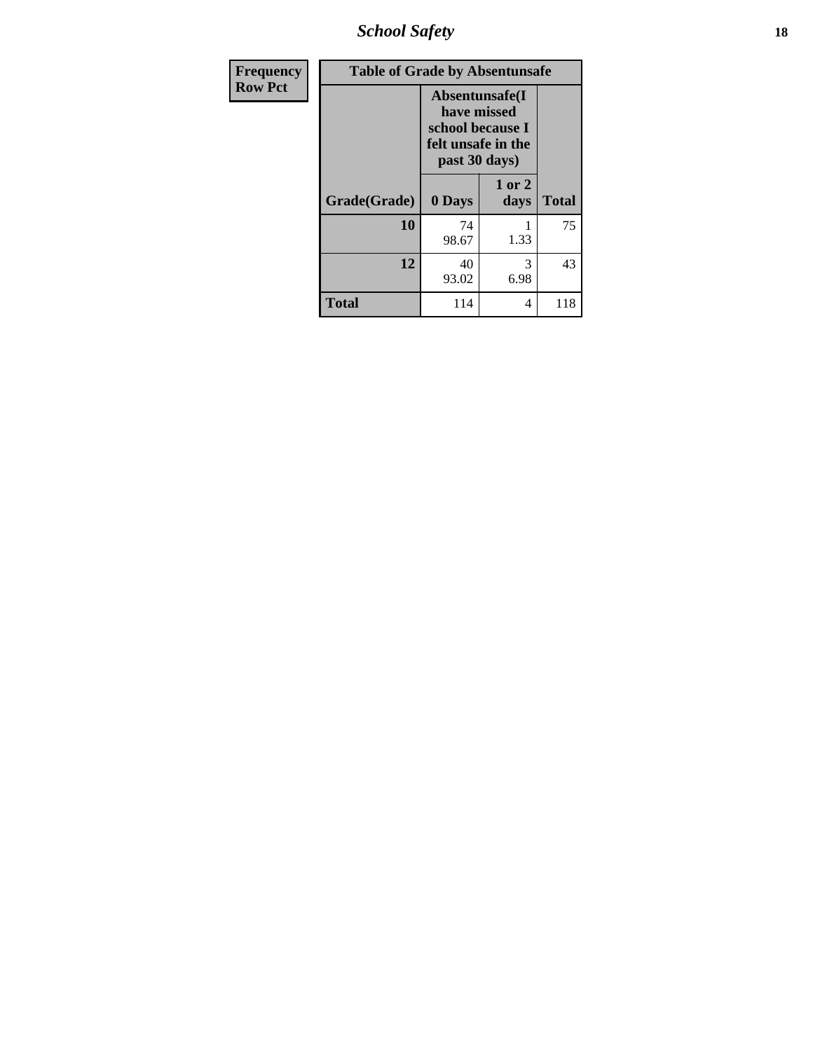| Frequency<br>Row Pct |
|---|

**Table of Grade by Absentunsafe**

| Grade(Grade) | Absentunsafe(I have missed school because I felt unsafe in the past 30 days) | | Total |
|---|---|---|---|
| | 0 Days | 1 or 2 days | |
| 10 | 74<br>98.67 | 1<br>1.33 | 75 |
| 12 | 40<br>93.02 | 3<br>6.98 | 43 |
| Total | 114 | 4 | 118 |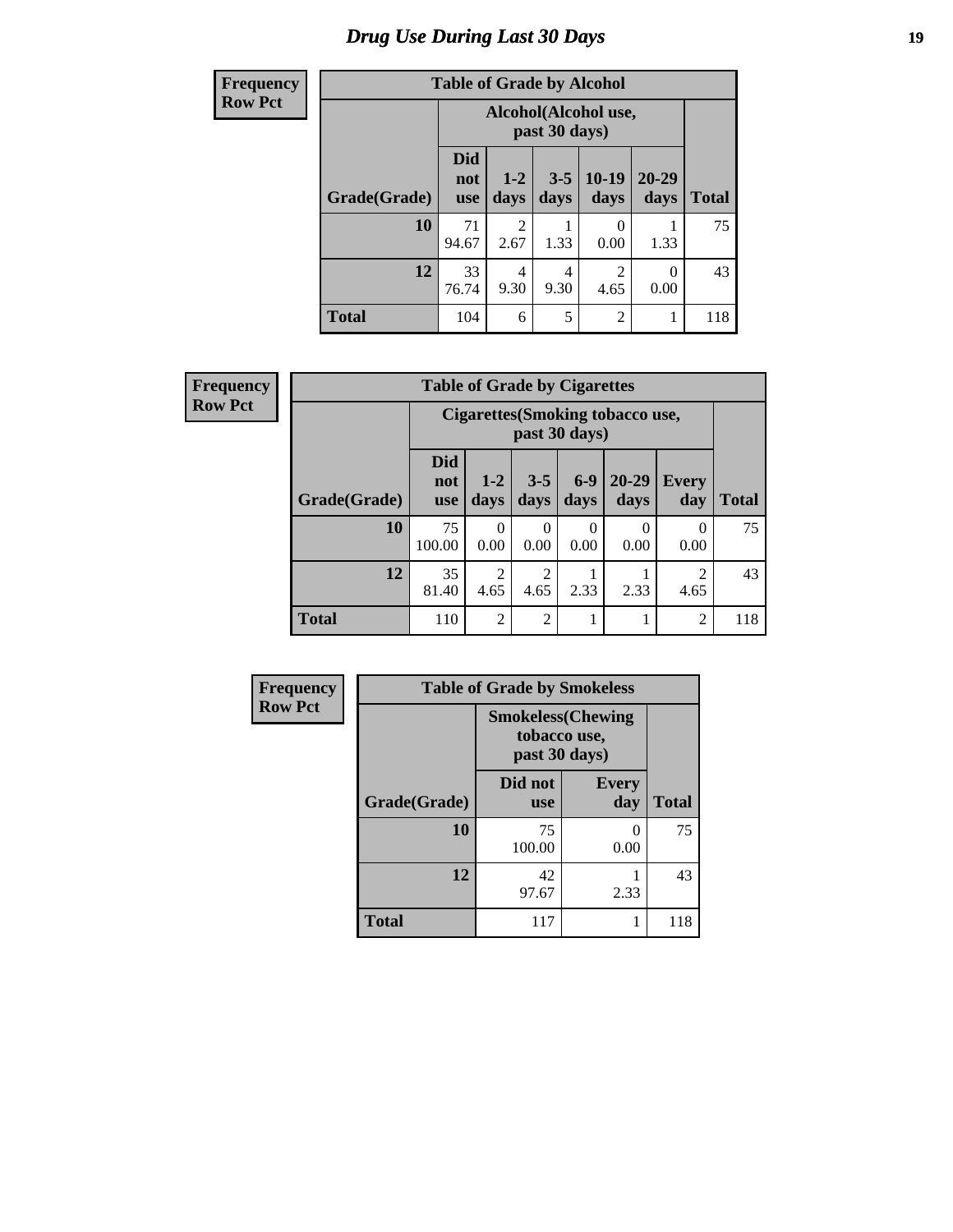# Drug Use During Last 30 Days

| Frequency<br>Row Pct | | | | | | |
|---|---|---|---|---|---|---|
| **Table of Grade by Alcohol** | | | | | | |
| | **Alcohol(Alcohol use, past 30 days)** | | | | | |
| **Grade(Grade)** | **Did not use** | **1-2 days** | **3-5 days** | **10-19 days** | **20-29 days** | **Total** |
| **10** | 71<br>94.67 | 2<br>2.67 | 1<br>1.33 | 0<br>0.00 | 1<br>1.33 | 75 |
| **12** | 33<br>76.74 | 4<br>9.30 | 4<br>9.30 | 2<br>4.65 | 0<br>0.00 | 43 |
| **Total** | 104 | 6 | 5 | 2 | 1 | 118 |

| Frequency<br>Row Pct | | | | | | | |
|---|---|---|---|---|---|---|---|
| **Table of Grade by Cigarettes** | | | | | | | |
| | **Cigarettes(Smoking tobacco use, past 30 days)** | | | | | | |
| **Grade(Grade)** | **Did not use** | **1-2 days** | **3-5 days** | **6-9 days** | **20-29 days** | **Every day** | **Total** |
| **10** | 75<br>100.00 | 0<br>0.00 | 0<br>0.00 | 0<br>0.00 | 0<br>0.00 | 0<br>0.00 | 75 |
| **12** | 35<br>81.40 | 2<br>4.65 | 2<br>4.65 | 1<br>2.33 | 1<br>2.33 | 2<br>4.65 | 43 |
| **Total** | 110 | 2 | 2 | 1 | 1 | 2 | 118 |

| Frequency<br>Row Pct | | | |
|---|---|---|---|
| **Table of Grade by Smokeless** | | | |
| | **Smokeless(Chewing tobacco use, past 30 days)** | | |
| **Grade(Grade)** | **Did not use** | **Every day** | **Total** |
| **10** | 75<br>100.00 | 0<br>0.00 | 75 |
| **12** | 42<br>97.67 | 1<br>2.33 | 43 |
| **Total** | 117 | 1 | 118 |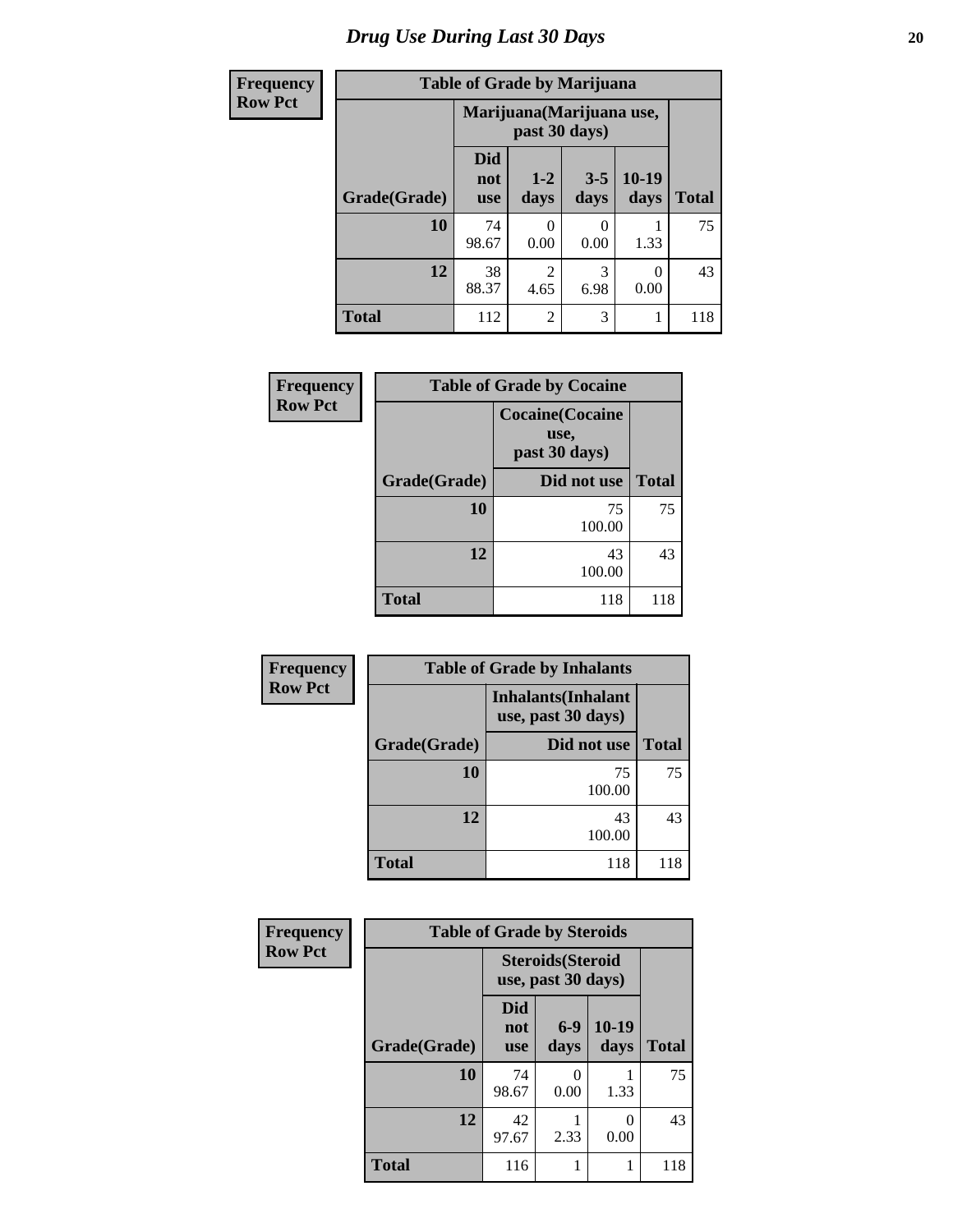# Drug Use During Last 30 Days

**Frequency**
**Row Pct**

| Table of Grade by Marijuana | | | | | |
|---|---|---|---|---|---|
| | Marijuana(Marijuana use, past 30 days) | | | | |
| Grade(Grade) | Did not use | 1-2 days | 3-5 days | 10-19 days | Total |
| 10 | 74<br>98.67 | 0<br>0.00 | 0<br>0.00 | 1<br>1.33 | 75 |
| 12 | 38<br>88.37 | 2<br>4.65 | 3<br>6.98 | 0<br>0.00 | 43 |
| Total | 112 | 2 | 3 | 1 | 118 |

**Frequency**
**Row Pct**

| Table of Grade by Cocaine | | |
|---|---|---|
| | Cocaine(Cocaine use, past 30 days) | |
| Grade(Grade) | Did not use | Total |
| 10 | 75<br>100.00 | 75 |
| 12 | 43<br>100.00 | 43 |
| Total | 118 | 118 |

**Frequency**
**Row Pct**

| Table of Grade by Inhalants | | |
|---|---|---|
| | Inhalants(Inhalant use, past 30 days) | |
| Grade(Grade) | Did not use | Total |
| 10 | 75<br>100.00 | 75 |
| 12 | 43<br>100.00 | 43 |
| Total | 118 | 118 |

**Frequency**
**Row Pct**

| Table of Grade by Steroids | | | | |
|---|---|---|---|---|
| | Steroids(Steroid use, past 30 days) | | | |
| Grade(Grade) | Did not use | 6-9 days | 10-19 days | Total |
| 10 | 74<br>98.67 | 0<br>0.00 | 1<br>1.33 | 75 |
| 12 | 42<br>97.67 | 1<br>2.33 | 0<br>0.00 | 43 |
| Total | 116 | 1 | 1 | 118 |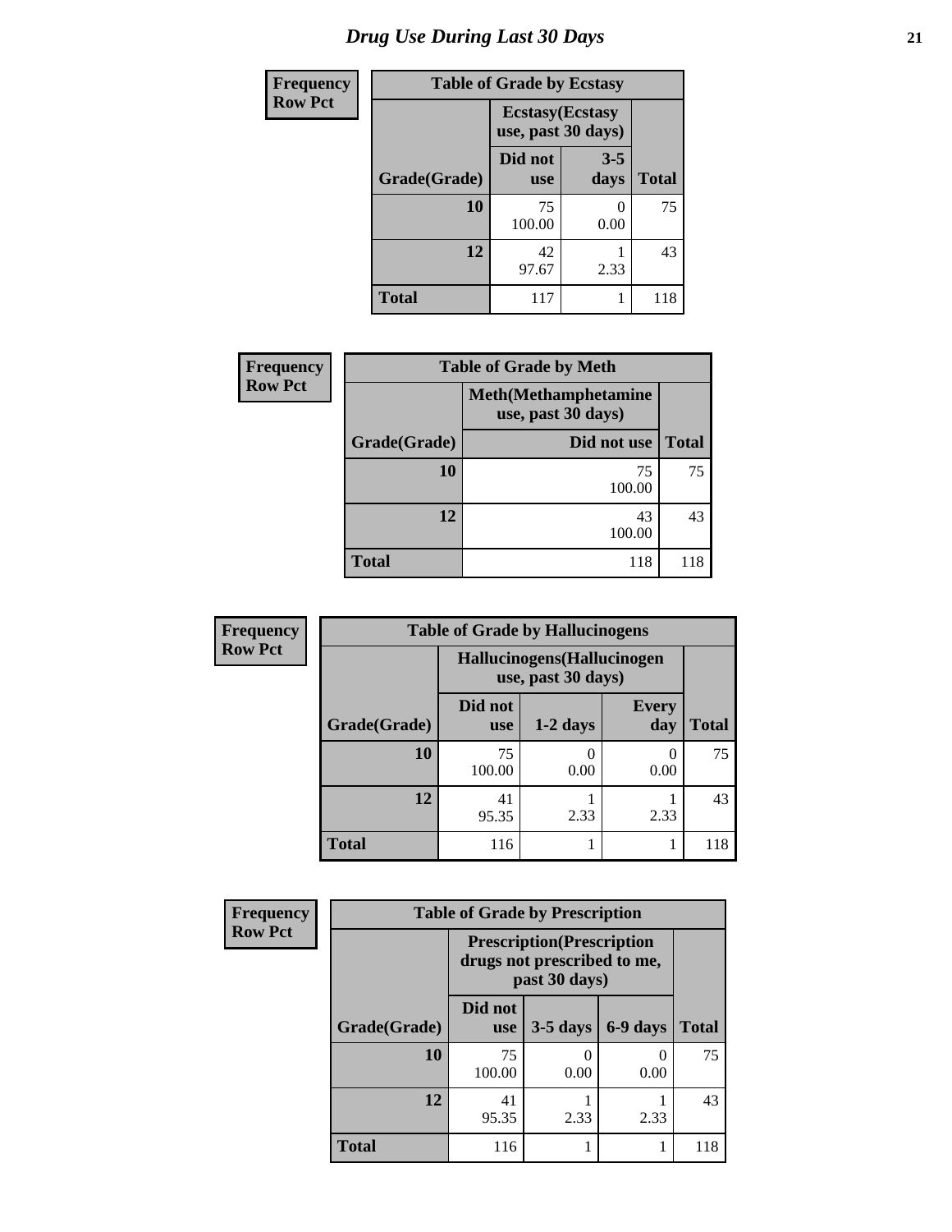# Drug Use During Last 30 Days

**Frequency**
**Row Pct**

| Table of Grade by Ecstasy | | | |
|---|---|---|---|
| | Ecstasy(Ecstasy use, past 30 days) | | |
| Grade(Grade) | Did not use | 3-5 days | Total |
| 10 | 75<br>100.00 | 0<br>0.00 | 75 |
| 12 | 42<br>97.67 | 1<br>2.33 | 43 |
| Total | 117 | 1 | 118 |

**Frequency**
**Row Pct**

| Table of Grade by Meth | | |
|---|---|---|
| | Meth(Methamphetamine use, past 30 days) | |
| Grade(Grade) | Did not use | Total |
| 10 | 75<br>100.00 | 75 |
| 12 | 43<br>100.00 | 43 |
| Total | 118 | 118 |

**Frequency**
**Row Pct**

| Table of Grade by Hallucinogens | | | | |
|---|---|---|---|---|
| | Hallucinogens(Hallucinogen use, past 30 days) | | | |
| Grade(Grade) | Did not use | 1-2 days | Every day | Total |
| 10 | 75<br>100.00 | 0<br>0.00 | 0<br>0.00 | 75 |
| 12 | 41<br>95.35 | 1<br>2.33 | 1<br>2.33 | 43 |
| Total | 116 | 1 | 1 | 118 |

**Frequency**
**Row Pct**

| Table of Grade by Prescription | | | | |
|---|---|---|---|---|
| | Prescription(Prescription drugs not prescribed to me, past 30 days) | | | |
| Grade(Grade) | Did not use | 3-5 days | 6-9 days | Total |
| 10 | 75<br>100.00 | 0<br>0.00 | 0<br>0.00 | 75 |
| 12 | 41<br>95.35 | 1<br>2.33 | 1<br>2.33 | 43 |
| Total | 116 | 1 | 1 | 118 |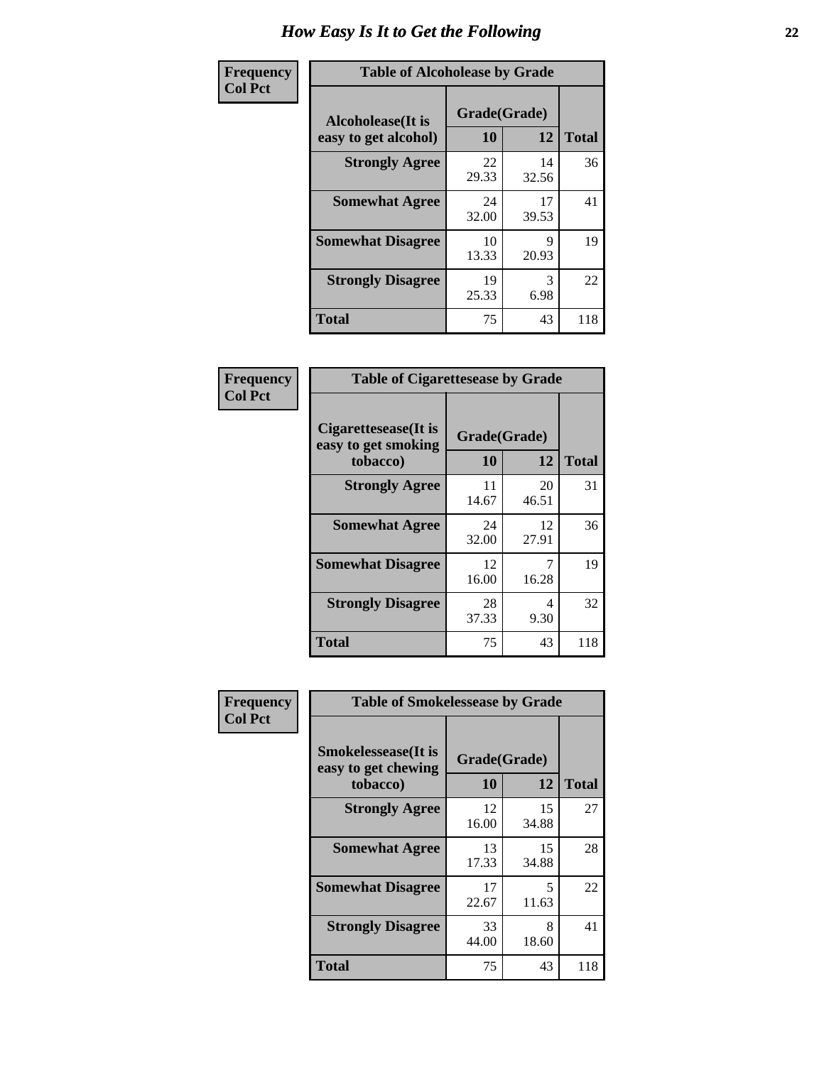# How Easy Is It to Get the Following

**Frequency**
**Col Pct**

| Table of Alcoholease by Grade | | | |
|---|---|---|---|
| Alcoholease(It is easy to get alcohol) | Grade(Grade) | | |
| | 10 | 12 | Total |
| **Strongly Agree** | 22<br>29.33 | 14<br>32.56 | 36 |
| **Somewhat Agree** | 24<br>32.00 | 17<br>39.53 | 41 |
| **Somewhat Disagree** | 10<br>13.33 | 9<br>20.93 | 19 |
| **Strongly Disagree** | 19<br>25.33 | 3<br>6.98 | 22 |
| **Total** | 75 | 43 | 118 |

**Frequency**
**Col Pct**

| Table of Cigarettesease by Grade | | | |
|---|---|---|---|
| Cigarettesease(It is easy to get smoking tobacco) | Grade(Grade) | | |
| | 10 | 12 | Total |
| **Strongly Agree** | 11<br>14.67 | 20<br>46.51 | 31 |
| **Somewhat Agree** | 24<br>32.00 | 12<br>27.91 | 36 |
| **Somewhat Disagree** | 12<br>16.00 | 7<br>16.28 | 19 |
| **Strongly Disagree** | 28<br>37.33 | 4<br>9.30 | 32 |
| **Total** | 75 | 43 | 118 |

**Frequency**
**Col Pct**

| Table of Smokelessease by Grade | | | |
|---|---|---|---|
| Smokelessease(It is easy to get chewing tobacco) | Grade(Grade) | | |
| | 10 | 12 | Total |
| **Strongly Agree** | 12<br>16.00 | 15<br>34.88 | 27 |
| **Somewhat Agree** | 13<br>17.33 | 15<br>34.88 | 28 |
| **Somewhat Disagree** | 17<br>22.67 | 5<br>11.63 | 22 |
| **Strongly Disagree** | 33<br>44.00 | 8<br>18.60 | 41 |
| **Total** | 75 | 43 | 118 |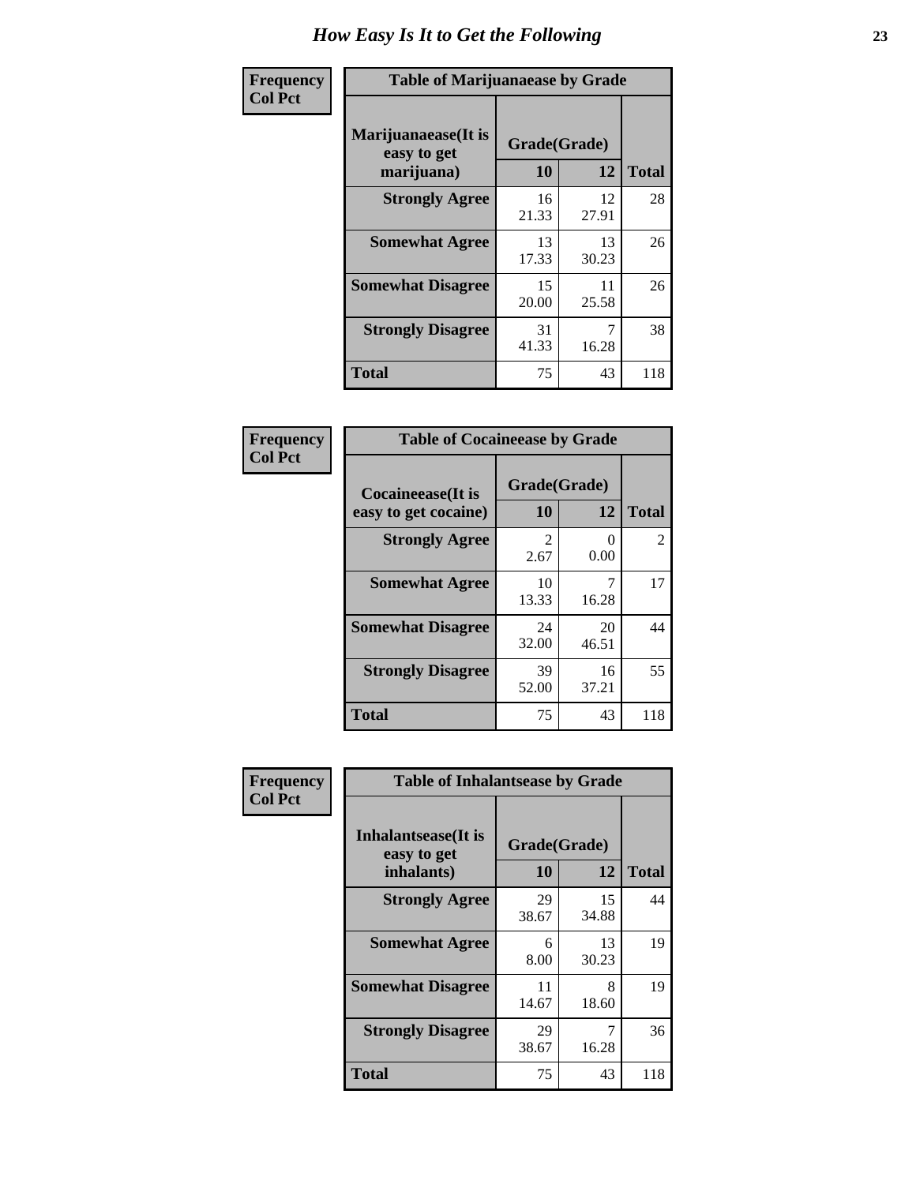# How Easy Is It to Get the Following

**Frequency**
**Col Pct**

**Table of Marijuanaease by Grade**

| Marijuanaease(It is easy to get marijuana) | Grade(Grade) | | Total |
|---|---|---|---|
| | 10 | 12 | |
| Strongly Agree | 16<br>21.33 | 12<br>27.91 | 28 |
| Somewhat Agree | 13<br>17.33 | 13<br>30.23 | 26 |
| Somewhat Disagree | 15<br>20.00 | 11<br>25.58 | 26 |
| Strongly Disagree | 31<br>41.33 | 7<br>16.28 | 38 |
| Total | 75 | 43 | 118 |

**Frequency**
**Col Pct**

**Table of Cocaineease by Grade**

| Cocaineease(It is easy to get cocaine) | Grade(Grade) | | Total |
|---|---|---|---|
| | 10 | 12 | |
| Strongly Agree | 2<br>2.67 | 0<br>0.00 | 2 |
| Somewhat Agree | 10<br>13.33 | 7<br>16.28 | 17 |
| Somewhat Disagree | 24<br>32.00 | 20<br>46.51 | 44 |
| Strongly Disagree | 39<br>52.00 | 16<br>37.21 | 55 |
| Total | 75 | 43 | 118 |

**Frequency**
**Col Pct**

**Table of Inhalantsease by Grade**

| Inhalantsease(It is easy to get inhalants) | Grade(Grade) | | Total |
|---|---|---|---|
| | 10 | 12 | |
| Strongly Agree | 29<br>38.67 | 15<br>34.88 | 44 |
| Somewhat Agree | 6<br>8.00 | 13<br>30.23 | 19 |
| Somewhat Disagree | 11<br>14.67 | 8<br>18.60 | 19 |
| Strongly Disagree | 29<br>38.67 | 7<br>16.28 | 36 |
| Total | 75 | 43 | 118 |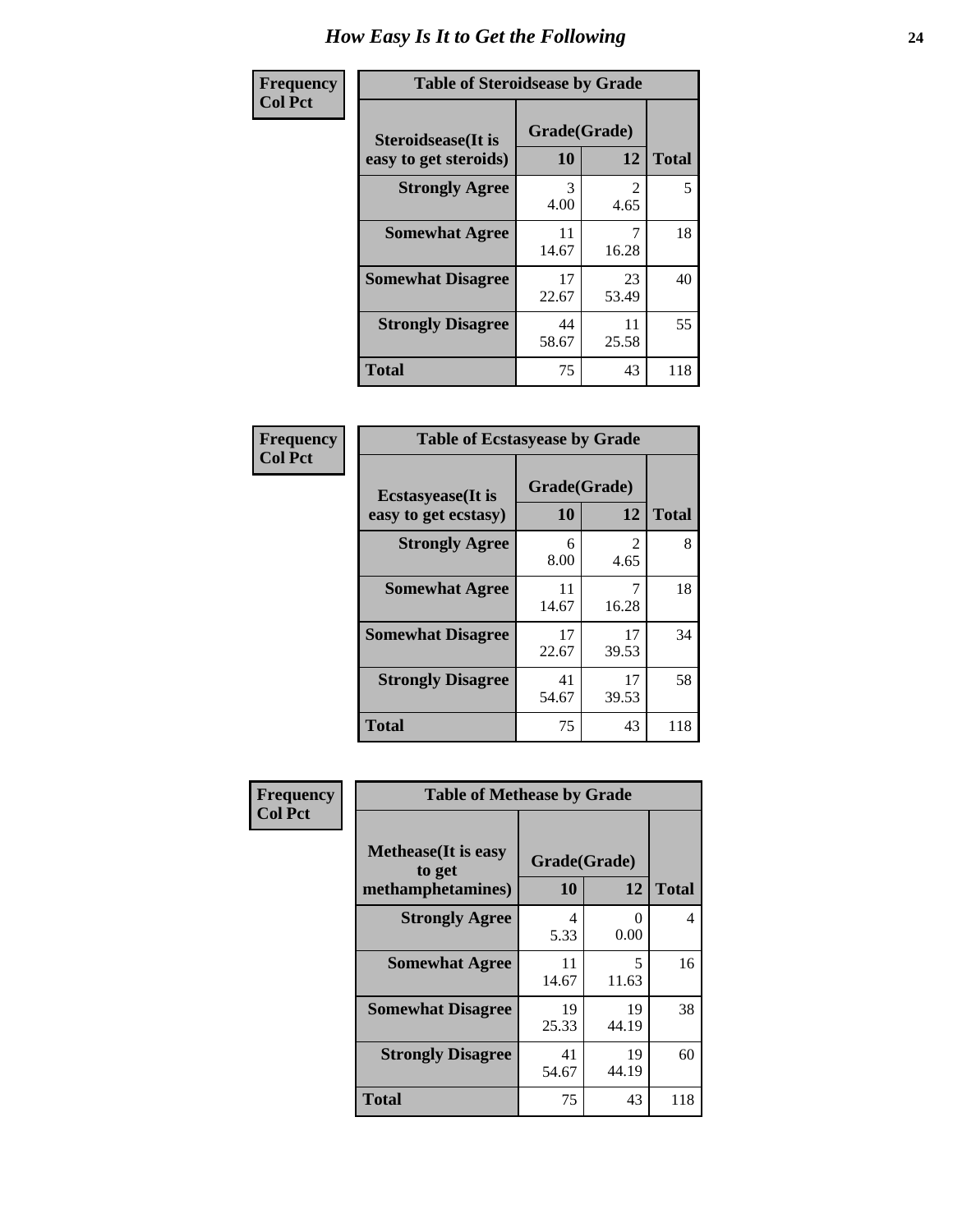# How Easy Is It to Get the Following

**Frequency**
**Col Pct**

**Table of Steroidsease by Grade**

| Steroidsease(It is easy to get steroids) | Grade(Grade) 10 | 12 | Total |
|---|---|---|---|
| **Strongly Agree** | 3<br>4.00 | 2<br>4.65 | 5 |
| **Somewhat Agree** | 11<br>14.67 | 7<br>16.28 | 18 |
| **Somewhat Disagree** | 17<br>22.67 | 23<br>53.49 | 40 |
| **Strongly Disagree** | 44<br>58.67 | 11<br>25.58 | 55 |
| **Total** | 75 | 43 | 118 |

**Frequency**
**Col Pct**

**Table of Ecstasyease by Grade**

| Ecstasyease(It is easy to get ecstasy) | Grade(Grade) 10 | 12 | Total |
|---|---|---|---|
| **Strongly Agree** | 6<br>8.00 | 2<br>4.65 | 8 |
| **Somewhat Agree** | 11<br>14.67 | 7<br>16.28 | 18 |
| **Somewhat Disagree** | 17<br>22.67 | 17<br>39.53 | 34 |
| **Strongly Disagree** | 41<br>54.67 | 17<br>39.53 | 58 |
| **Total** | 75 | 43 | 118 |

**Frequency**
**Col Pct**

**Table of Methease by Grade**

| Methease(It is easy to get methamphetamines) | Grade(Grade) 10 | 12 | Total |
|---|---|---|---|
| **Strongly Agree** | 4<br>5.33 | 0<br>0.00 | 4 |
| **Somewhat Agree** | 11<br>14.67 | 5<br>11.63 | 16 |
| **Somewhat Disagree** | 19<br>25.33 | 19<br>44.19 | 38 |
| **Strongly Disagree** | 41<br>54.67 | 19<br>44.19 | 60 |
| **Total** | 75 | 43 | 118 |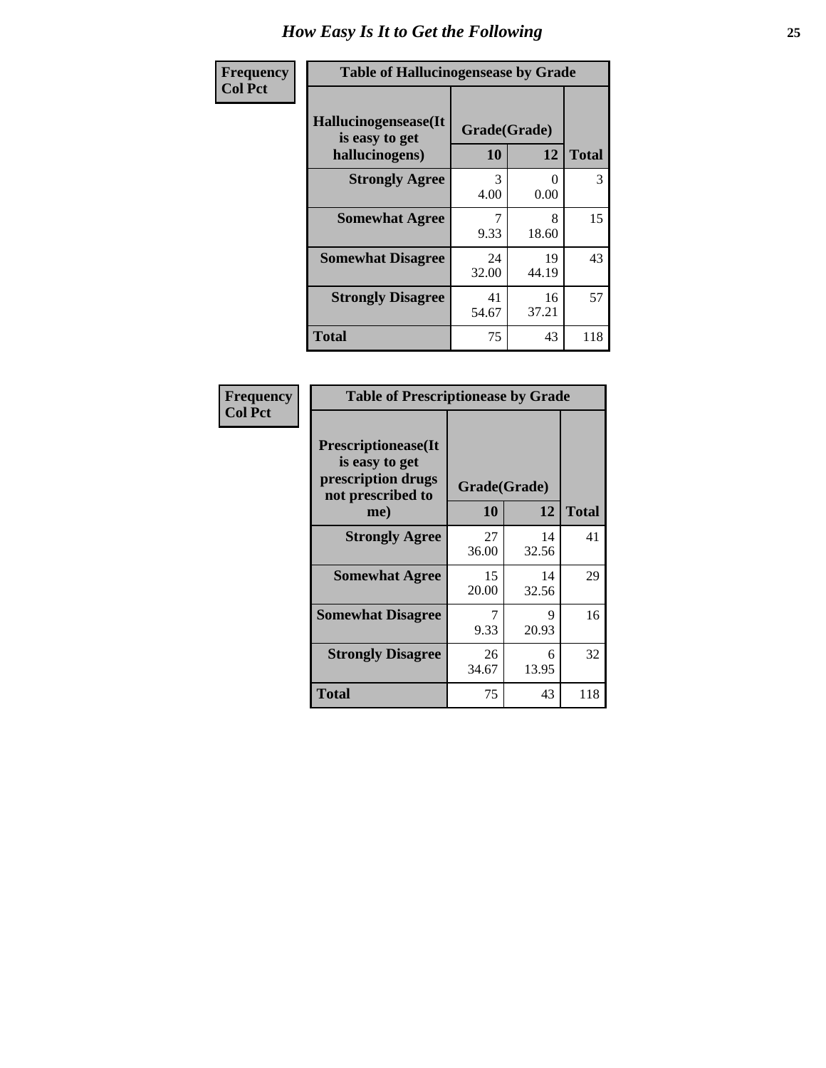# How Easy Is It to Get the Following

**Frequency**
**Col Pct**

| Table of Hallucinogensease by Grade | | | |
|---|---|---|---|
| **Hallucinogensease(It is easy to get hallucinogens)** | **Grade(Grade)** | | **Total** |
| | **10** | **12** | |
| **Strongly Agree** | 3<br>4.00 | 0<br>0.00 | 3 |
| **Somewhat Agree** | 7<br>9.33 | 8<br>18.60 | 15 |
| **Somewhat Disagree** | 24<br>32.00 | 19<br>44.19 | 43 |
| **Strongly Disagree** | 41<br>54.67 | 16<br>37.21 | 57 |
| **Total** | 75 | 43 | 118 |

**Frequency**
**Col Pct**

| Table of Prescriptionease by Grade | | | |
|---|---|---|---|
| **Prescriptionease(It is easy to get prescription drugs not prescribed to me)** | **Grade(Grade)** | | **Total** |
| | **10** | **12** | |
| **Strongly Agree** | 27<br>36.00 | 14<br>32.56 | 41 |
| **Somewhat Agree** | 15<br>20.00 | 14<br>32.56 | 29 |
| **Somewhat Disagree** | 7<br>9.33 | 9<br>20.93 | 16 |
| **Strongly Disagree** | 26<br>34.67 | 6<br>13.95 | 32 |
| **Total** | 75 | 43 | 118 |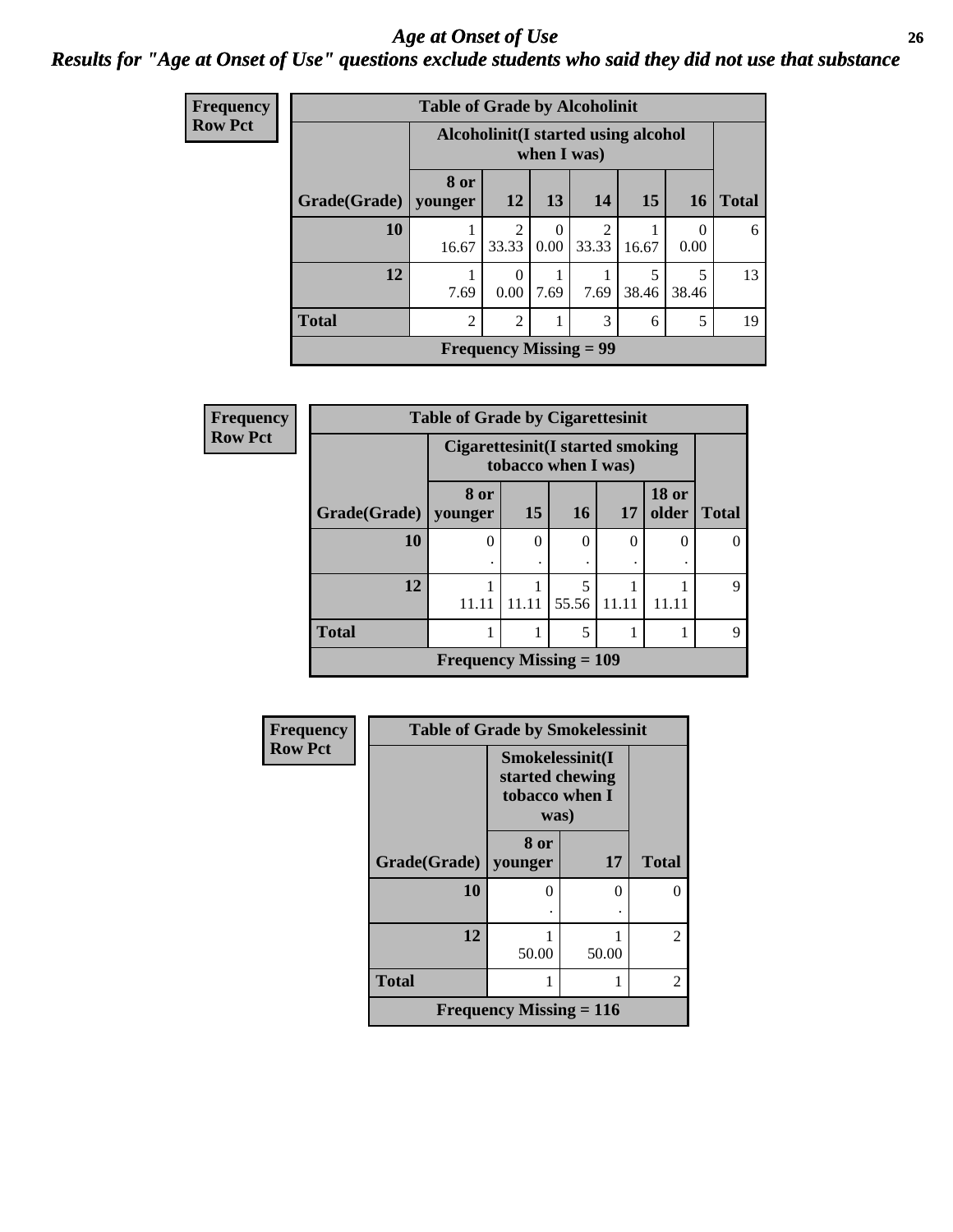## *Age at Onset of Use*

***Results for "Age at Onset of Use" questions exclude students who said they did not use that substance***

**Frequency**
**Row Pct**

**Table of Grade by Alcoholinit**

| Grade(Grade) | Alcoholinit(I started using alcohol when I was) 8 or younger | 12 | 13 | 14 | 15 | 16 | Total |
|---|---|---|---|---|---|---|---|
| **10** | 1<br>16.67 | 2<br>33.33 | 0<br>0.00 | 2<br>33.33 | 1<br>16.67 | 0<br>0.00 | 6 |
| **12** | 1<br>7.69 | 0<br>0.00 | 1<br>7.69 | 1<br>7.69 | 5<br>38.46 | 5<br>38.46 | 13 |
| **Total** | 2 | 2 | 1 | 3 | 6 | 5 | 19 |

**Frequency Missing = 99**

**Frequency**
**Row Pct**

**Table of Grade by Cigarettesinit**

| Grade(Grade) | Cigarettesinit(I started smoking tobacco when I was) 8 or younger | 15 | 16 | 17 | 18 or older | Total |
|---|---|---|---|---|---|---|
| **10** | 0<br>. | 0<br>. | 0<br>. | 0<br>. | 0<br>. | 0 |
| **12** | 1<br>11.11 | 1<br>11.11 | 5<br>55.56 | 1<br>11.11 | 1<br>11.11 | 9 |
| **Total** | 1 | 1 | 5 | 1 | 1 | 9 |

**Frequency Missing = 109**

**Frequency**
**Row Pct**

**Table of Grade by Smokelessinit**

| Grade(Grade) | Smokelessinit(I started chewing tobacco when I was) 8 or younger | 17 | Total |
|---|---|---|---|
| **10** | 0<br>. | 0<br>. | 0 |
| **12** | 1<br>50.00 | 1<br>50.00 | 2 |
| **Total** | 1 | 1 | 2 |

**Frequency Missing = 116**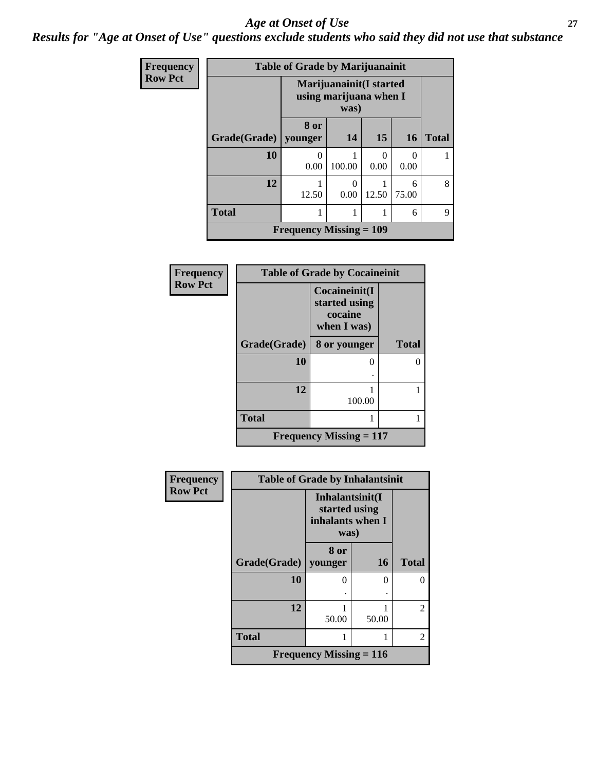# *Age at Onset of Use*

***Results for "Age at Onset of Use" questions exclude students who said they did not use that substance***

**Frequency**
**Row Pct**

**Table of Grade by Marijuanainit**

| Grade(Grade) | Marijuanainit(I started using marijuana when I was) 8 or younger | 14 | 15 | 16 | Total |
|---|---|---|---|---|---|
| 10 | 0<br>0.00 | 1<br>100.00 | 0<br>0.00 | 0<br>0.00 | 1 |
| 12 | 1<br>12.50 | 0<br>0.00 | 1<br>12.50 | 6<br>75.00 | 8 |
| Total | 1 | 1 | 1 | 6 | 9 |

**Frequency Missing = 109**

**Frequency**
**Row Pct**

**Table of Grade by Cocaineinit**

| Grade(Grade) | Cocaineinit(I started using cocaine when I was) 8 or younger | Total |
|---|---|---|
| 10 | 0<br>. | 0 |
| 12 | 1<br>100.00 | 1 |
| Total | 1 | 1 |

**Frequency Missing = 117**

**Frequency**
**Row Pct**

**Table of Grade by Inhalantsinit**

| Grade(Grade) | Inhalantsinit(I started using inhalants when I was) 8 or younger | 16 | Total |
|---|---|---|---|
| 10 | 0<br>. | 0<br>. | 0 |
| 12 | 1<br>50.00 | 1<br>50.00 | 2 |
| Total | 1 | 1 | 2 |

**Frequency Missing = 116**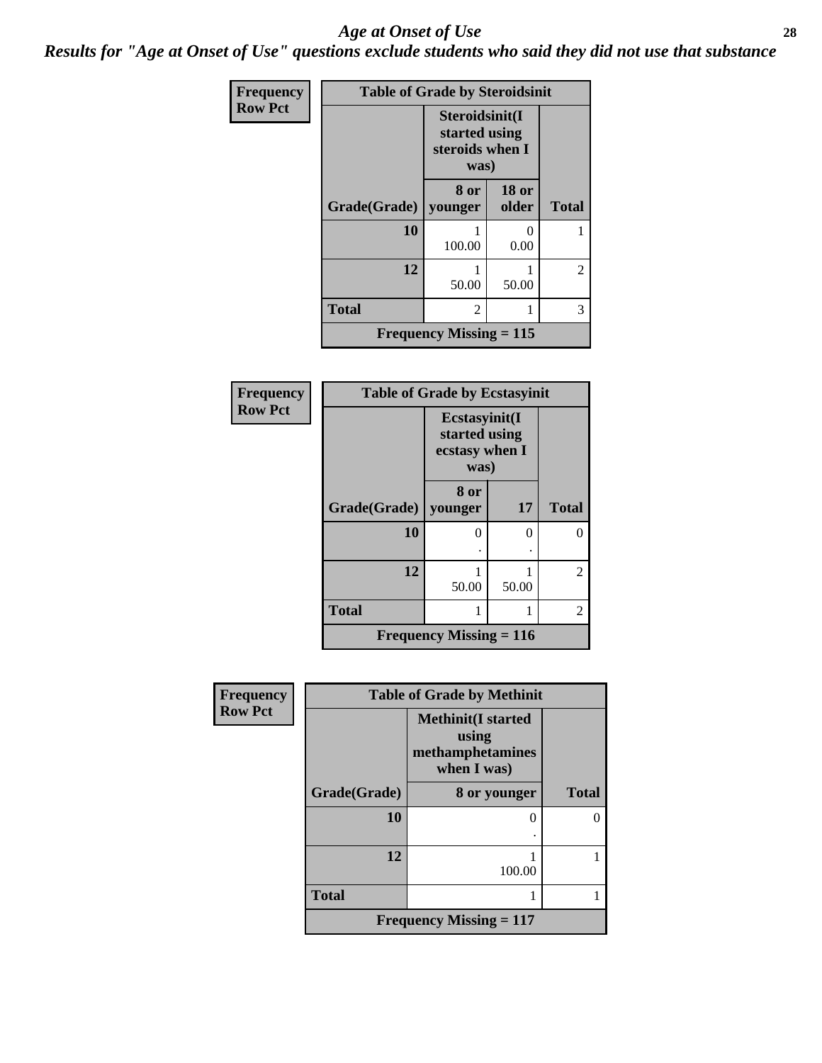# Age at Onset of Use

***Results for "Age at Onset of Use" questions exclude students who said they did not use that substance***

**Frequency**
**Row Pct**

| Table of Grade by Steroidsinit | | | |
|---|---|---|---|
| | Steroidsinit(I started using steroids when I was) | | |
| Grade(Grade) | 8 or younger | 18 or older | Total |
| 10 | 1<br>100.00 | 0<br>0.00 | 1 |
| 12 | 1<br>50.00 | 1<br>50.00 | 2 |
| Total | 2 | 1 | 3 |
| Frequency Missing = 115 | | | |

**Frequency**
**Row Pct**

| Table of Grade by Ecstasyinit | | | |
|---|---|---|---|
| | Ecstasyinit(I started using ecstasy when I was) | | |
| Grade(Grade) | 8 or younger | 17 | Total |
| 10 | 0<br>. | 0<br>. | 0 |
| 12 | 1<br>50.00 | 1<br>50.00 | 2 |
| Total | 1 | 1 | 2 |
| Frequency Missing = 116 | | | |

**Frequency**
**Row Pct**

| Table of Grade by Methinit | | |
|---|---|---|
| | Methinit(I started using methamphetamines when I was) | |
| Grade(Grade) | 8 or younger | Total |
| 10 | 0<br>. | 0 |
| 12 | 1<br>100.00 | 1 |
| Total | 1 | 1 |
| Frequency Missing = 117 | | |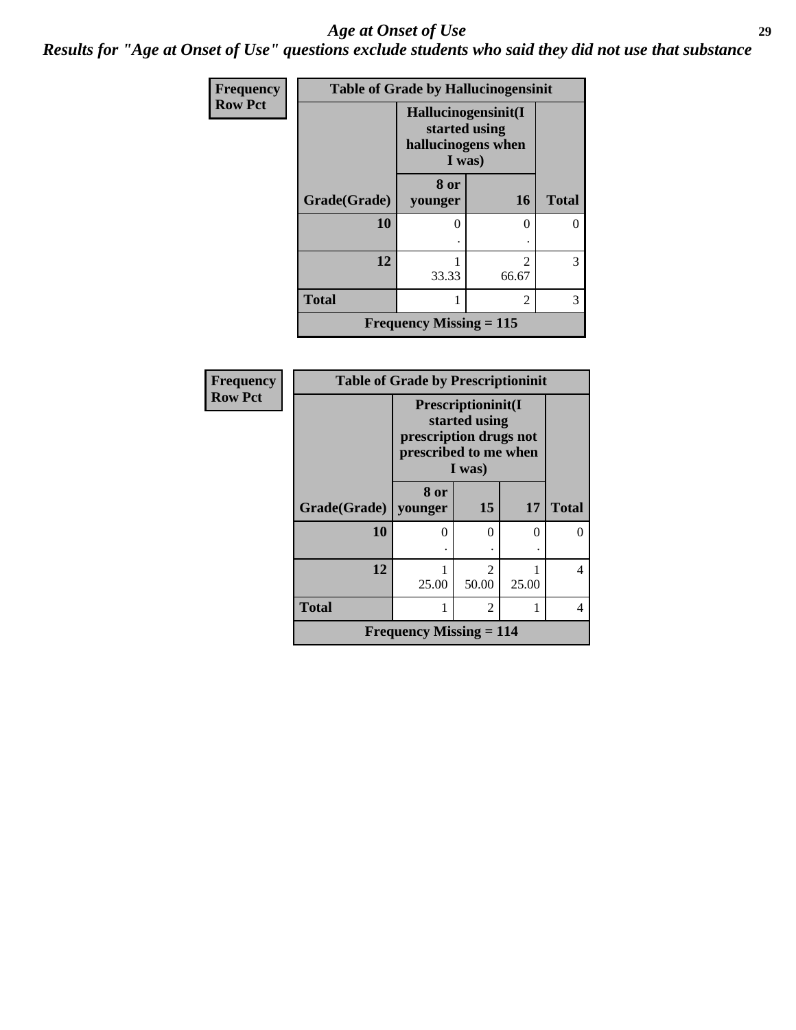# *Age at Onset of Use*

***Results for "Age at Onset of Use" questions exclude students who said they did not use that substance***

| Frequency Row Pct | Table of Grade by Hallucinogensinit | | |
|---|---|---|---|
| | Hallucinogensinit(I started using hallucinogens when I was) | | |
| Grade(Grade) | 8 or younger | 16 | Total |
| 10 | 0 . | 0 . | 0 |
| 12 | 1 33.33 | 2 66.67 | 3 |
| Total | 1 | 2 | 3 |
| Frequency Missing = 115 | | | |

| Frequency Row Pct | Table of Grade by Prescriptioninit | | | |
|---|---|---|---|---|
| | Prescriptioninit(I started using prescription drugs not prescribed to me when I was) | | | |
| Grade(Grade) | 8 or younger | 15 | 17 | Total |
| 10 | 0 . | 0 . | 0 . | 0 |
| 12 | 1 25.00 | 2 50.00 | 1 25.00 | 4 |
| Total | 1 | 2 | 1 | 4 |
| Frequency Missing = 114 | | | | |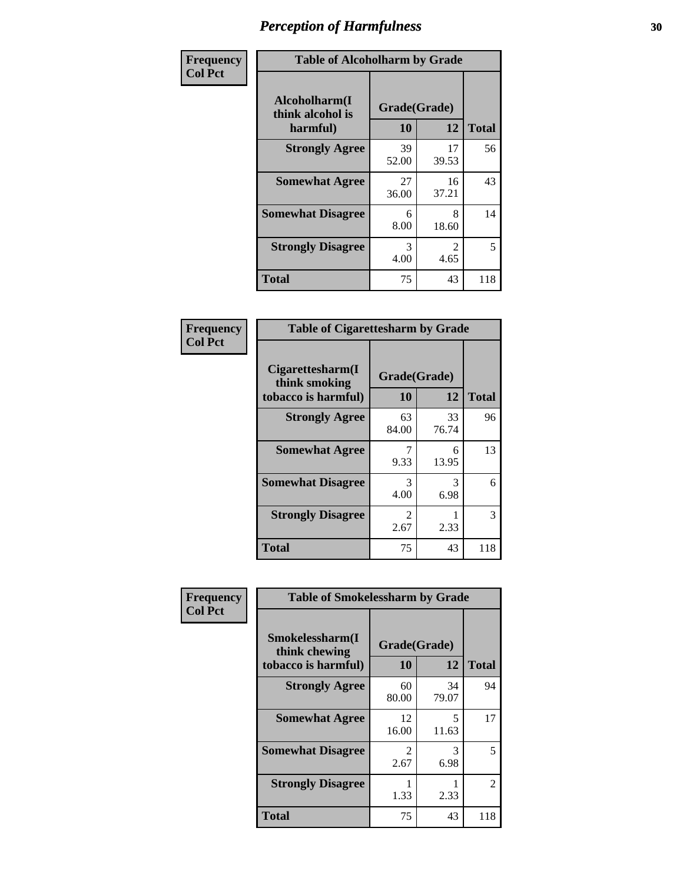# Perception of Harmfulness

**Frequency**
**Col Pct**

| Table of Alcoholharm by Grade | | | |
|---|---|---|---|
| Alcoholharm(I think alcohol is harmful) | Grade(Grade) | | Total |
| | 10 | 12 | |
| **Strongly Agree** | 39<br>52.00 | 17<br>39.53 | 56 |
| **Somewhat Agree** | 27<br>36.00 | 16<br>37.21 | 43 |
| **Somewhat Disagree** | 6<br>8.00 | 8<br>18.60 | 14 |
| **Strongly Disagree** | 3<br>4.00 | 2<br>4.65 | 5 |
| **Total** | 75 | 43 | 118 |

**Frequency**
**Col Pct**

| Table of Cigarettesharm by Grade | | | |
|---|---|---|---|
| Cigarettesharm(I think smoking tobacco is harmful) | Grade(Grade) | | Total |
| | 10 | 12 | |
| **Strongly Agree** | 63<br>84.00 | 33<br>76.74 | 96 |
| **Somewhat Agree** | 7<br>9.33 | 6<br>13.95 | 13 |
| **Somewhat Disagree** | 3<br>4.00 | 3<br>6.98 | 6 |
| **Strongly Disagree** | 2<br>2.67 | 1<br>2.33 | 3 |
| **Total** | 75 | 43 | 118 |

**Frequency**
**Col Pct**

| Table of Smokelessharm by Grade | | | |
|---|---|---|---|
| Smokelessharm(I think chewing tobacco is harmful) | Grade(Grade) | | Total |
| | 10 | 12 | |
| **Strongly Agree** | 60<br>80.00 | 34<br>79.07 | 94 |
| **Somewhat Agree** | 12<br>16.00 | 5<br>11.63 | 17 |
| **Somewhat Disagree** | 2<br>2.67 | 3<br>6.98 | 5 |
| **Strongly Disagree** | 1<br>1.33 | 1<br>2.33 | 2 |
| **Total** | 75 | 43 | 118 |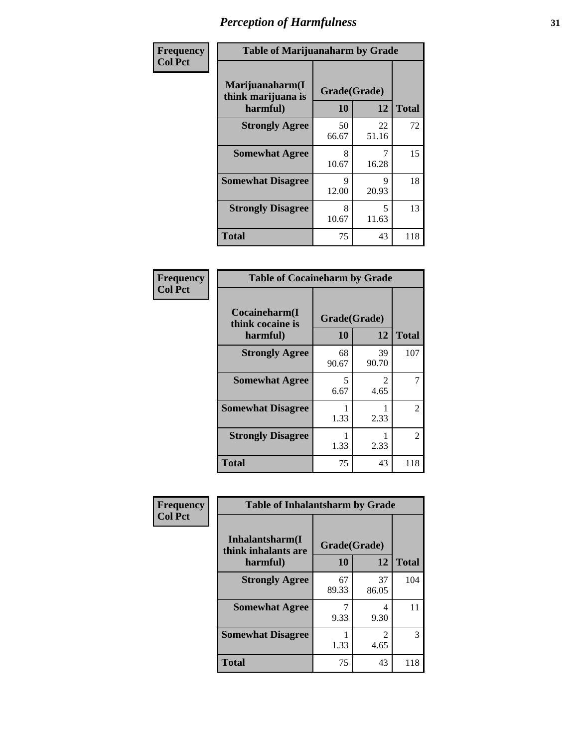# Perception of Harmfulness

**Frequency**
**Col Pct**

| Table of Marijuanaharm by Grade | | | |
|---|---|---|---|
| Marijuanaharm(I think marijuana is harmful) | Grade(Grade) | | |
| | 10 | 12 | Total |
| **Strongly Agree** | 50<br>66.67 | 22<br>51.16 | 72 |
| **Somewhat Agree** | 8<br>10.67 | 7<br>16.28 | 15 |
| **Somewhat Disagree** | 9<br>12.00 | 9<br>20.93 | 18 |
| **Strongly Disagree** | 8<br>10.67 | 5<br>11.63 | 13 |
| **Total** | 75 | 43 | 118 |

**Frequency**
**Col Pct**

| Table of Cocaineharm by Grade | | | |
|---|---|---|---|
| Cocaineharm(I think cocaine is harmful) | Grade(Grade) | | |
| | 10 | 12 | Total |
| **Strongly Agree** | 68<br>90.67 | 39<br>90.70 | 107 |
| **Somewhat Agree** | 5<br>6.67 | 2<br>4.65 | 7 |
| **Somewhat Disagree** | 1<br>1.33 | 1<br>2.33 | 2 |
| **Strongly Disagree** | 1<br>1.33 | 1<br>2.33 | 2 |
| **Total** | 75 | 43 | 118 |

**Frequency**
**Col Pct**

| Table of Inhalantsharm by Grade | | | |
|---|---|---|---|
| Inhalantsharm(I think inhalants are harmful) | Grade(Grade) | | |
| | 10 | 12 | Total |
| **Strongly Agree** | 67<br>89.33 | 37<br>86.05 | 104 |
| **Somewhat Agree** | 7<br>9.33 | 4<br>9.30 | 11 |
| **Somewhat Disagree** | 1<br>1.33 | 2<br>4.65 | 3 |
| **Total** | 75 | 43 | 118 |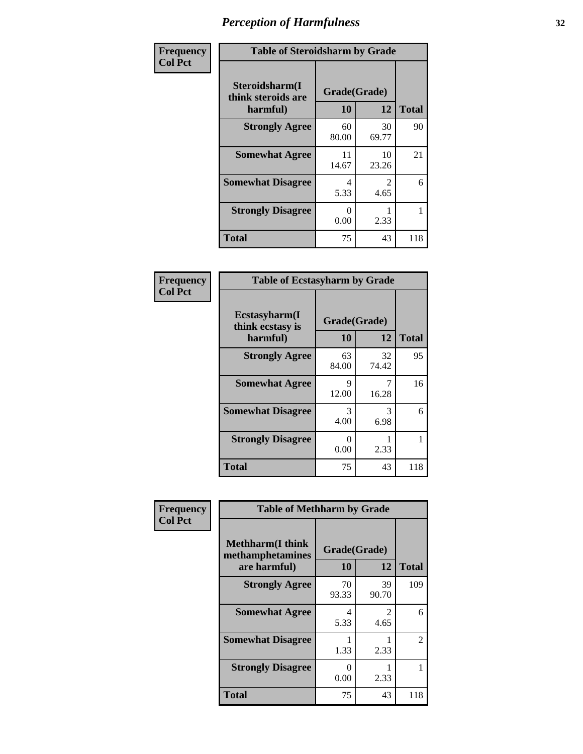# Perception of Harmfulness

| Frequency<br>Col Pct | Table of Steroidsharm by Grade | | |
|---|---|---|---|
| **Steroidsharm(I think steroids are harmful)** | **Grade(Grade)** | | **Total** |
| | **10** | **12** | |
| **Strongly Agree** | 60<br>80.00 | 30<br>69.77 | 90 |
| **Somewhat Agree** | 11<br>14.67 | 10<br>23.26 | 21 |
| **Somewhat Disagree** | 4<br>5.33 | 2<br>4.65 | 6 |
| **Strongly Disagree** | 0<br>0.00 | 1<br>2.33 | 1 |
| **Total** | 75 | 43 | 118 |

| Frequency<br>Col Pct | Table of Ecstasyharm by Grade | | |
|---|---|---|---|
| **Ecstasyharm(I think ecstasy is harmful)** | **Grade(Grade)** | | **Total** |
| | **10** | **12** | |
| **Strongly Agree** | 63<br>84.00 | 32<br>74.42 | 95 |
| **Somewhat Agree** | 9<br>12.00 | 7<br>16.28 | 16 |
| **Somewhat Disagree** | 3<br>4.00 | 3<br>6.98 | 6 |
| **Strongly Disagree** | 0<br>0.00 | 1<br>2.33 | 1 |
| **Total** | 75 | 43 | 118 |

| Frequency<br>Col Pct | Table of Methharm by Grade | | |
|---|---|---|---|
| **Methharm(I think methamphetamines are harmful)** | **Grade(Grade)** | | **Total** |
| | **10** | **12** | |
| **Strongly Agree** | 70<br>93.33 | 39<br>90.70 | 109 |
| **Somewhat Agree** | 4<br>5.33 | 2<br>4.65 | 6 |
| **Somewhat Disagree** | 1<br>1.33 | 1<br>2.33 | 2 |
| **Strongly Disagree** | 0<br>0.00 | 1<br>2.33 | 1 |
| **Total** | 75 | 43 | 118 |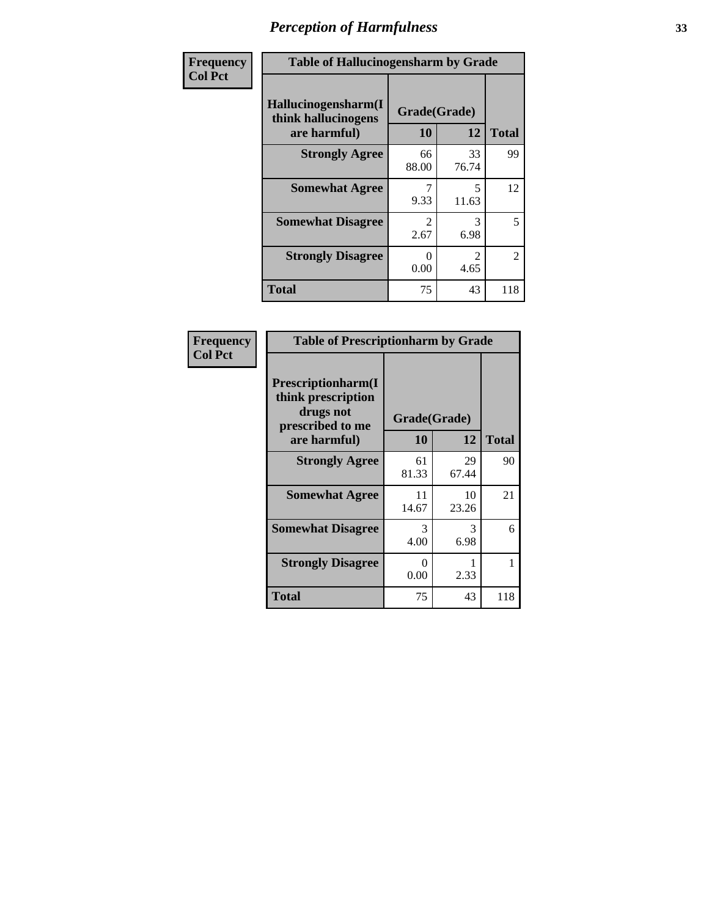# Perception of Harmfulness

| Frequency Col Pct | Table of Hallucinogensharm by Grade | | |
|---|---|---|---|
| **Hallucinogensharm(I think hallucinogens are harmful)** | **Grade(Grade) 10** | **12** | **Total** |
| **Strongly Agree** | 66 88.00 | 33 76.74 | 99 |
| **Somewhat Agree** | 7 9.33 | 5 11.63 | 12 |
| **Somewhat Disagree** | 2 2.67 | 3 6.98 | 5 |
| **Strongly Disagree** | 0 0.00 | 2 4.65 | 2 |
| **Total** | 75 | 43 | 118 |

| Frequency Col Pct | Table of Prescriptionharm by Grade | | |
|---|---|---|---|
| **Prescriptionharm(I think prescription drugs not prescribed to me are harmful)** | **Grade(Grade) 10** | **12** | **Total** |
| **Strongly Agree** | 61 81.33 | 29 67.44 | 90 |
| **Somewhat Agree** | 11 14.67 | 10 23.26 | 21 |
| **Somewhat Disagree** | 3 4.00 | 3 6.98 | 6 |
| **Strongly Disagree** | 0 0.00 | 1 2.33 | 1 |
| **Total** | 75 | 43 | 118 |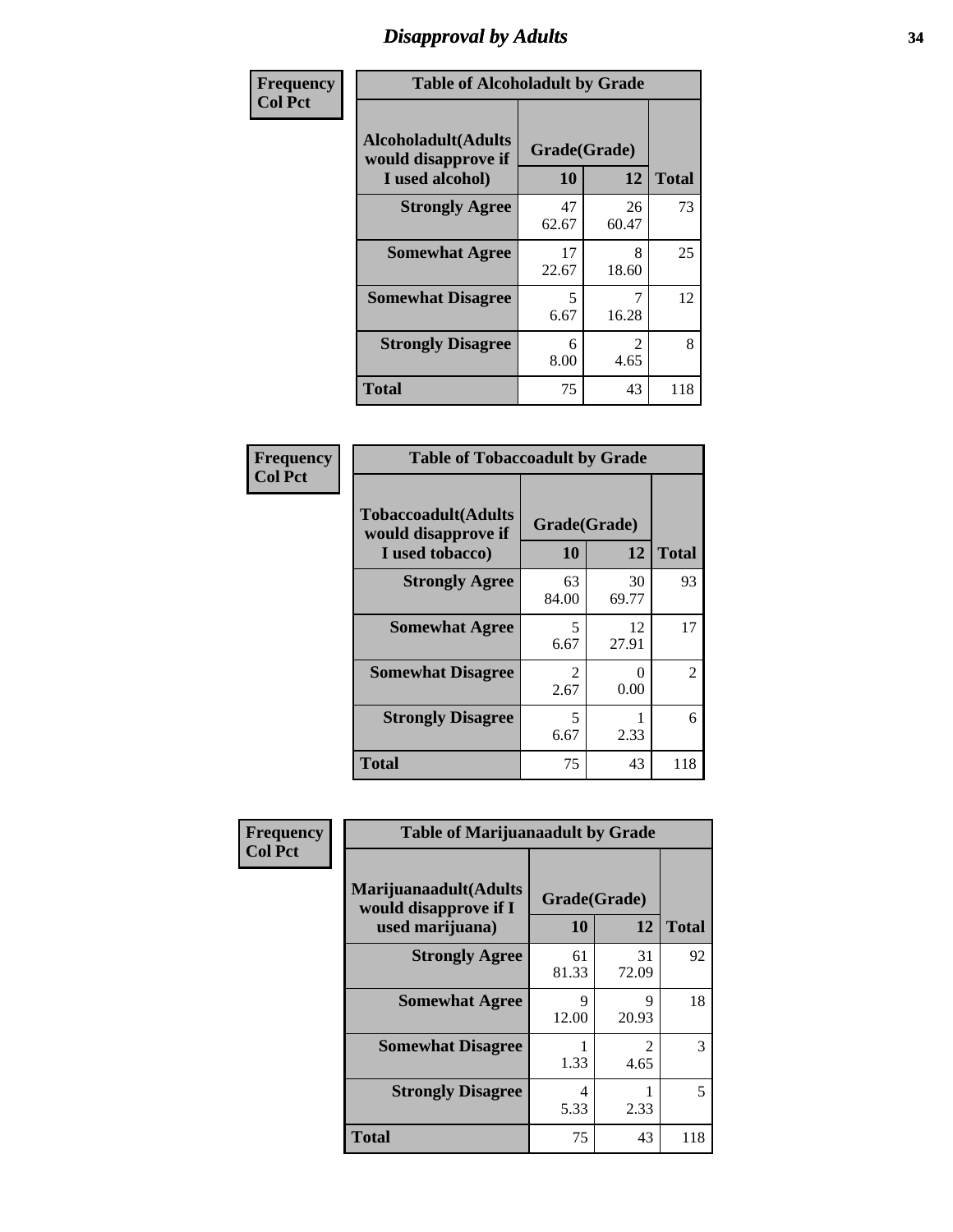# Disapproval by Adults

Frequency
Col Pct

**Table of Alcoholadult by Grade**

| Alcoholadult(Adults would disapprove if I used alcohol) | Grade(Grade) 10 | 12 | Total |
|---|---|---|---|
| **Strongly Agree** | 47<br>62.67 | 26<br>60.47 | 73 |
| **Somewhat Agree** | 17<br>22.67 | 8<br>18.60 | 25 |
| **Somewhat Disagree** | 5<br>6.67 | 7<br>16.28 | 12 |
| **Strongly Disagree** | 6<br>8.00 | 2<br>4.65 | 8 |
| **Total** | 75 | 43 | 118 |

Frequency
Col Pct

**Table of Tobaccoadult by Grade**

| Tobaccoadult(Adults would disapprove if I used tobacco) | Grade(Grade) 10 | 12 | Total |
|---|---|---|---|
| **Strongly Agree** | 63<br>84.00 | 30<br>69.77 | 93 |
| **Somewhat Agree** | 5<br>6.67 | 12<br>27.91 | 17 |
| **Somewhat Disagree** | 2<br>2.67 | 0<br>0.00 | 2 |
| **Strongly Disagree** | 5<br>6.67 | 1<br>2.33 | 6 |
| **Total** | 75 | 43 | 118 |

Frequency
Col Pct

**Table of Marijuanaadult by Grade**

| Marijuanaadult(Adults would disapprove if I used marijuana) | Grade(Grade) 10 | 12 | Total |
|---|---|---|---|
| **Strongly Agree** | 61<br>81.33 | 31<br>72.09 | 92 |
| **Somewhat Agree** | 9<br>12.00 | 9<br>20.93 | 18 |
| **Somewhat Disagree** | 1<br>1.33 | 2<br>4.65 | 3 |
| **Strongly Disagree** | 4<br>5.33 | 1<br>2.33 | 5 |
| **Total** | 75 | 43 | 118 |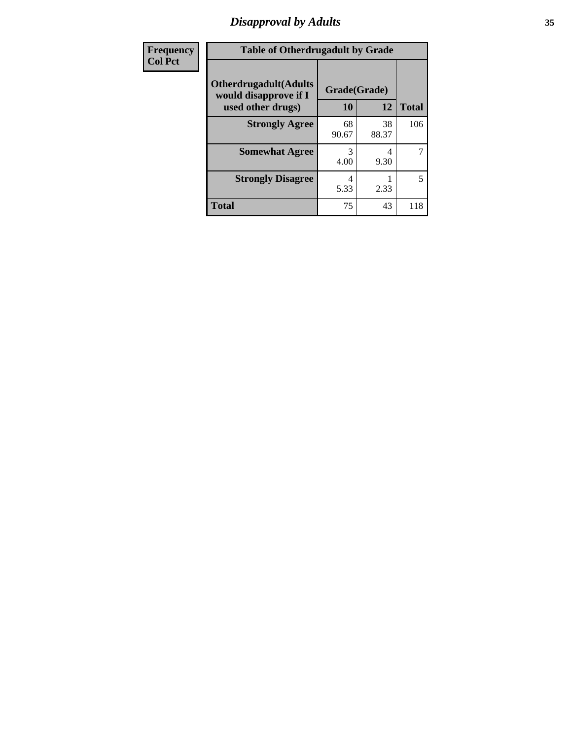# Disapproval by Adults

| Frequency<br>Col Pct |
|---|

**Table of Otherdrugadult by Grade**

| Otherdrugadult(Adults would disapprove if I used other drugs) | Grade(Grade) 10 | 12 | Total |
|---|---|---|---|
| Strongly Agree | 68<br>90.67 | 38<br>88.37 | 106 |
| Somewhat Agree | 3<br>4.00 | 4<br>9.30 | 7 |
| Strongly Disagree | 4<br>5.33 | 1<br>2.33 | 5 |
| Total | 75 | 43 | 118 |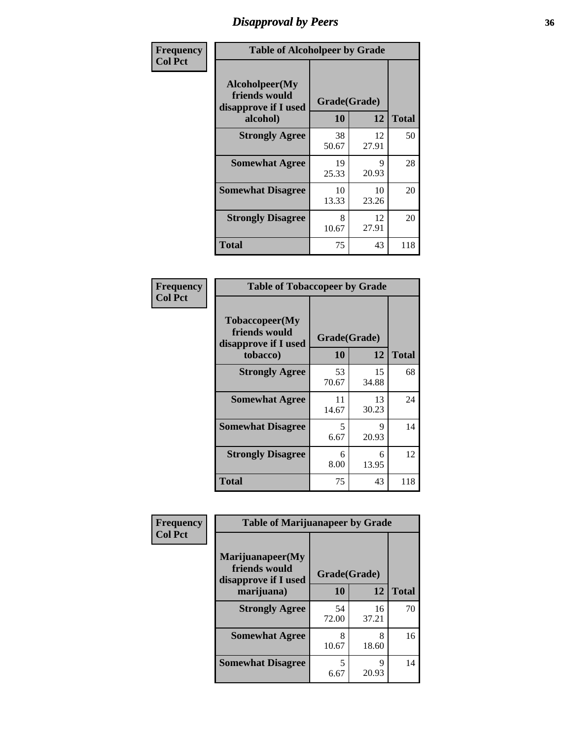# Disapproval by Peers

| Frequency Col Pct | Table of Alcoholpeer by Grade | | |
|---|---|---|---|
| **Alcoholpeer(My friends would disapprove if I used alcohol)** | **Grade(Grade)** | | |
| | **10** | **12** | **Total** |
| **Strongly Agree** | 38<br>50.67 | 12<br>27.91 | 50 |
| **Somewhat Agree** | 19<br>25.33 | 9<br>20.93 | 28 |
| **Somewhat Disagree** | 10<br>13.33 | 10<br>23.26 | 20 |
| **Strongly Disagree** | 8<br>10.67 | 12<br>27.91 | 20 |
| **Total** | 75 | 43 | 118 |

| Frequency Col Pct | Table of Tobaccopeer by Grade | | |
|---|---|---|---|
| **Tobaccopeer(My friends would disapprove if I used tobacco)** | **Grade(Grade)** | | |
| | **10** | **12** | **Total** |
| **Strongly Agree** | 53<br>70.67 | 15<br>34.88 | 68 |
| **Somewhat Agree** | 11<br>14.67 | 13<br>30.23 | 24 |
| **Somewhat Disagree** | 5<br>6.67 | 9<br>20.93 | 14 |
| **Strongly Disagree** | 6<br>8.00 | 6<br>13.95 | 12 |
| **Total** | 75 | 43 | 118 |

| Frequency Col Pct | Table of Marijuanapeer by Grade | | |
|---|---|---|---|
| **Marijuanapeer(My friends would disapprove if I used marijuana)** | **Grade(Grade)** | | |
| | **10** | **12** | **Total** |
| **Strongly Agree** | 54<br>72.00 | 16<br>37.21 | 70 |
| **Somewhat Agree** | 8<br>10.67 | 8<br>18.60 | 16 |
| **Somewhat Disagree** | 5<br>6.67 | 9<br>20.93 | 14 |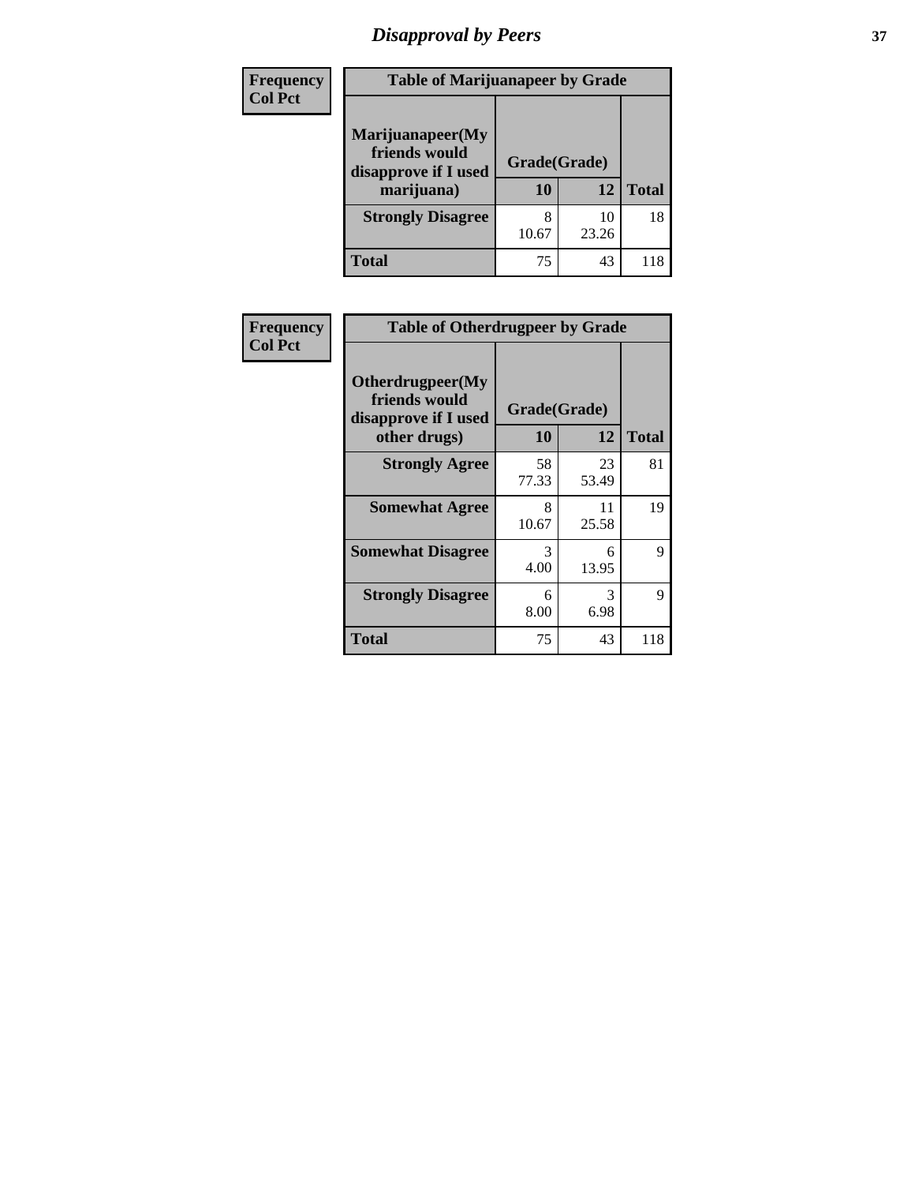# Disapproval by Peers

| Frequency<br>Col Pct | Table of Marijuanapeer by Grade | | |
|---|---|---|---|
| Marijuanapeer(My friends would disapprove if I used marijuana) | Grade(Grade) | | |
| | 10 | 12 | Total |
| Strongly Disagree | 8<br>10.67 | 10<br>23.26 | 18 |
| Total | 75 | 43 | 118 |

| Frequency<br>Col Pct | Table of Otherdrugpeer by Grade | | |
|---|---|---|---|
| Otherdrugpeer(My friends would disapprove if I used other drugs) | Grade(Grade) | | |
| | 10 | 12 | Total |
| Strongly Agree | 58<br>77.33 | 23<br>53.49 | 81 |
| Somewhat Agree | 8<br>10.67 | 11<br>25.58 | 19 |
| Somewhat Disagree | 3<br>4.00 | 6<br>13.95 | 9 |
| Strongly Disagree | 6<br>8.00 | 3<br>6.98 | 9 |
| Total | 75 | 43 | 118 |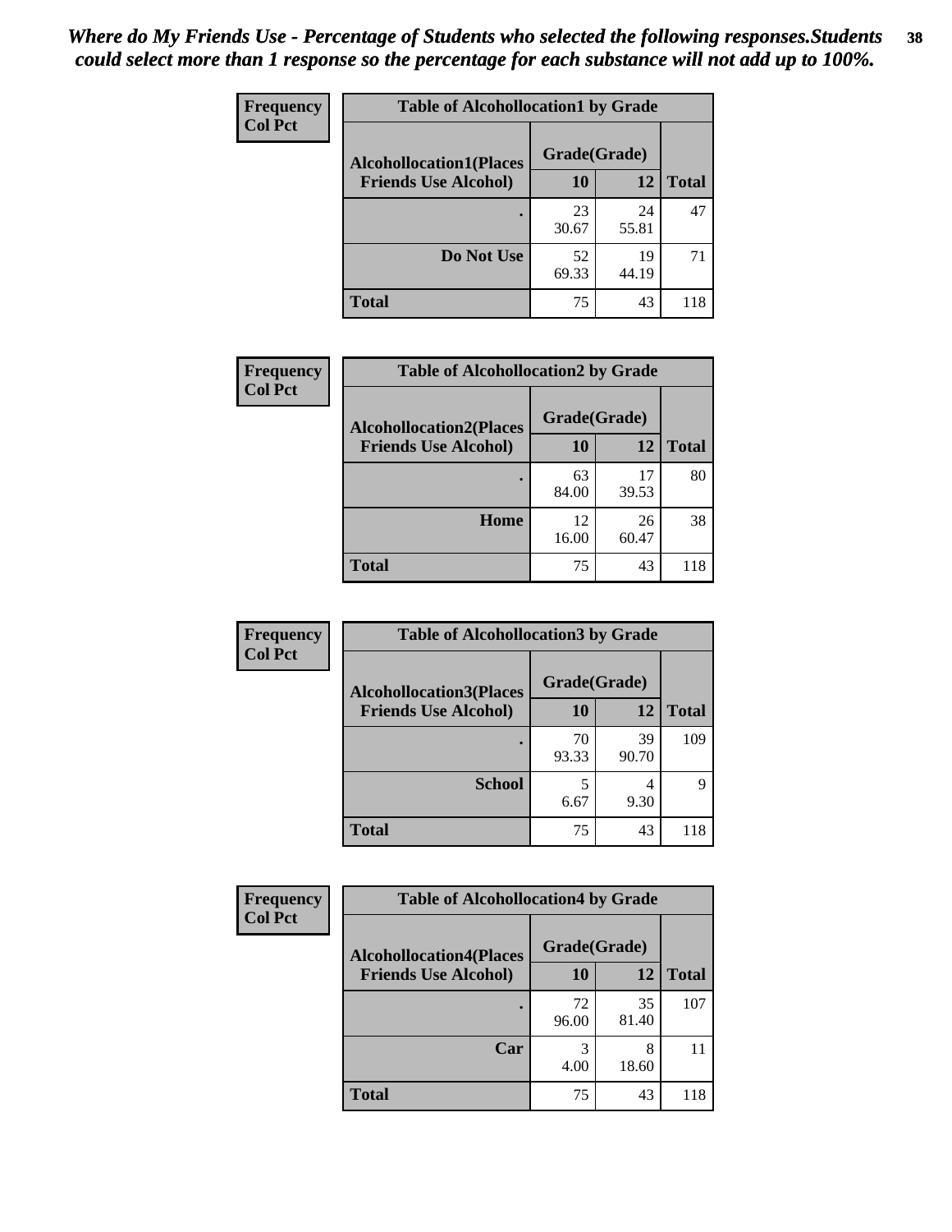*Where do My Friends Use - Percentage of Students who selected the following responses.Students could select more than 1 response so the percentage for each substance will not add up to 100%.*

| Frequency<br>Col Pct | Table of Alcohollocation1 by Grade | | |
|---|---|---|---|
| Alcohollocation1(Places Friends Use Alcohol) | Grade(Grade) | | |
| | 10 | 12 | Total |
| . | 23<br>30.67 | 24<br>55.81 | 47 |
| Do Not Use | 52<br>69.33 | 19<br>44.19 | 71 |
| Total | 75 | 43 | 118 |

| Frequency<br>Col Pct | Table of Alcohollocation2 by Grade | | |
|---|---|---|---|
| Alcohollocation2(Places Friends Use Alcohol) | Grade(Grade) | | |
| | 10 | 12 | Total |
| . | 63<br>84.00 | 17<br>39.53 | 80 |
| Home | 12<br>16.00 | 26<br>60.47 | 38 |
| Total | 75 | 43 | 118 |

| Frequency<br>Col Pct | Table of Alcohollocation3 by Grade | | |
|---|---|---|---|
| Alcohollocation3(Places Friends Use Alcohol) | Grade(Grade) | | |
| | 10 | 12 | Total |
| . | 70<br>93.33 | 39<br>90.70 | 109 |
| School | 5<br>6.67 | 4<br>9.30 | 9 |
| Total | 75 | 43 | 118 |

| Frequency<br>Col Pct | Table of Alcohollocation4 by Grade | | |
|---|---|---|---|
| Alcohollocation4(Places Friends Use Alcohol) | Grade(Grade) | | |
| | 10 | 12 | Total |
| . | 72<br>96.00 | 35<br>81.40 | 107 |
| Car | 3<br>4.00 | 8<br>18.60 | 11 |
| Total | 75 | 43 | 118 |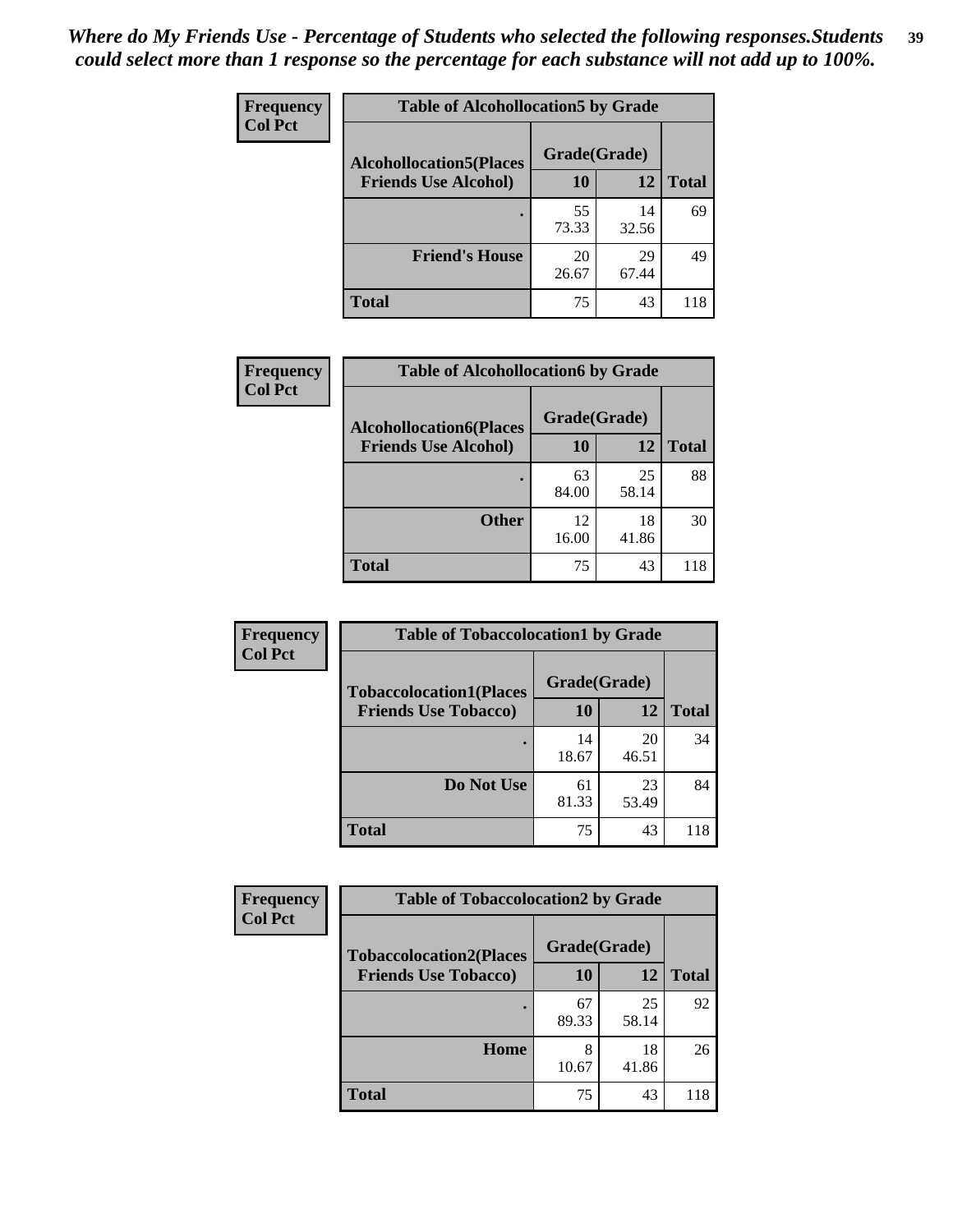*Where do My Friends Use - Percentage of Students who selected the following responses.Students could select more than 1 response so the percentage for each substance will not add up to 100%.*

**Frequency**
**Col Pct**

| Table of Alcohollocation5 by Grade | | | |
|---|---|---|---|
| **Alcohollocation5(Places Friends Use Alcohol)** | **Grade(Grade)** | | |
| | **10** | **12** | **Total** |
| **.** | 55<br>73.33 | 14<br>32.56 | 69 |
| **Friend's House** | 20<br>26.67 | 29<br>67.44 | 49 |
| **Total** | 75 | 43 | 118 |

**Frequency**
**Col Pct**

| Table of Alcohollocation6 by Grade | | | |
|---|---|---|---|
| **Alcohollocation6(Places Friends Use Alcohol)** | **Grade(Grade)** | | |
| | **10** | **12** | **Total** |
| **.** | 63<br>84.00 | 25<br>58.14 | 88 |
| **Other** | 12<br>16.00 | 18<br>41.86 | 30 |
| **Total** | 75 | 43 | 118 |

**Frequency**
**Col Pct**

| Table of Tobaccolocation1 by Grade | | | |
|---|---|---|---|
| **Tobaccolocation1(Places Friends Use Tobacco)** | **Grade(Grade)** | | |
| | **10** | **12** | **Total** |
| **.** | 14<br>18.67 | 20<br>46.51 | 34 |
| **Do Not Use** | 61<br>81.33 | 23<br>53.49 | 84 |
| **Total** | 75 | 43 | 118 |

**Frequency**
**Col Pct**

| Table of Tobaccolocation2 by Grade | | | |
|---|---|---|---|
| **Tobaccolocation2(Places Friends Use Tobacco)** | **Grade(Grade)** | | |
| | **10** | **12** | **Total** |
| **.** | 67<br>89.33 | 25<br>58.14 | 92 |
| **Home** | 8<br>10.67 | 18<br>41.86 | 26 |
| **Total** | 75 | 43 | 118 |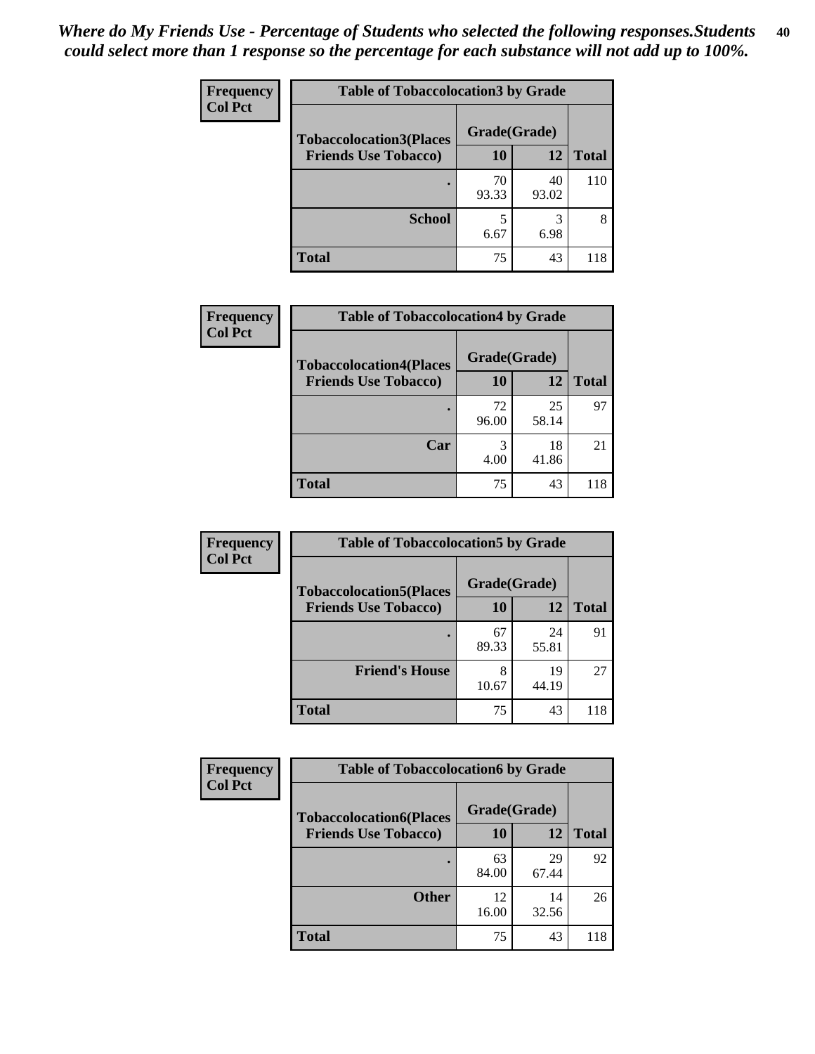*Where do My Friends Use - Percentage of Students who selected the following responses.Students could select more than 1 response so the percentage for each substance will not add up to 100%.*

**Frequency**
**Col Pct**

| Table of Tobaccolocation3 by Grade | | | |
|---|---|---|---|
| **Tobaccolocation3(Places Friends Use Tobacco)** | **Grade(Grade)** | | |
| | **10** | **12** | **Total** |
| **.** | 70<br>93.33 | 40<br>93.02 | 110 |
| **School** | 5<br>6.67 | 3<br>6.98 | 8 |
| **Total** | 75 | 43 | 118 |

**Frequency**
**Col Pct**

| Table of Tobaccolocation4 by Grade | | | |
|---|---|---|---|
| **Tobaccolocation4(Places Friends Use Tobacco)** | **Grade(Grade)** | | |
| | **10** | **12** | **Total** |
| **.** | 72<br>96.00 | 25<br>58.14 | 97 |
| **Car** | 3<br>4.00 | 18<br>41.86 | 21 |
| **Total** | 75 | 43 | 118 |

**Frequency**
**Col Pct**

| Table of Tobaccolocation5 by Grade | | | |
|---|---|---|---|
| **Tobaccolocation5(Places Friends Use Tobacco)** | **Grade(Grade)** | | |
| | **10** | **12** | **Total** |
| **.** | 67<br>89.33 | 24<br>55.81 | 91 |
| **Friend's House** | 8<br>10.67 | 19<br>44.19 | 27 |
| **Total** | 75 | 43 | 118 |

**Frequency**
**Col Pct**

| Table of Tobaccolocation6 by Grade | | | |
|---|---|---|---|
| **Tobaccolocation6(Places Friends Use Tobacco)** | **Grade(Grade)** | | |
| | **10** | **12** | **Total** |
| **.** | 63<br>84.00 | 29<br>67.44 | 92 |
| **Other** | 12<br>16.00 | 14<br>32.56 | 26 |
| **Total** | 75 | 43 | 118 |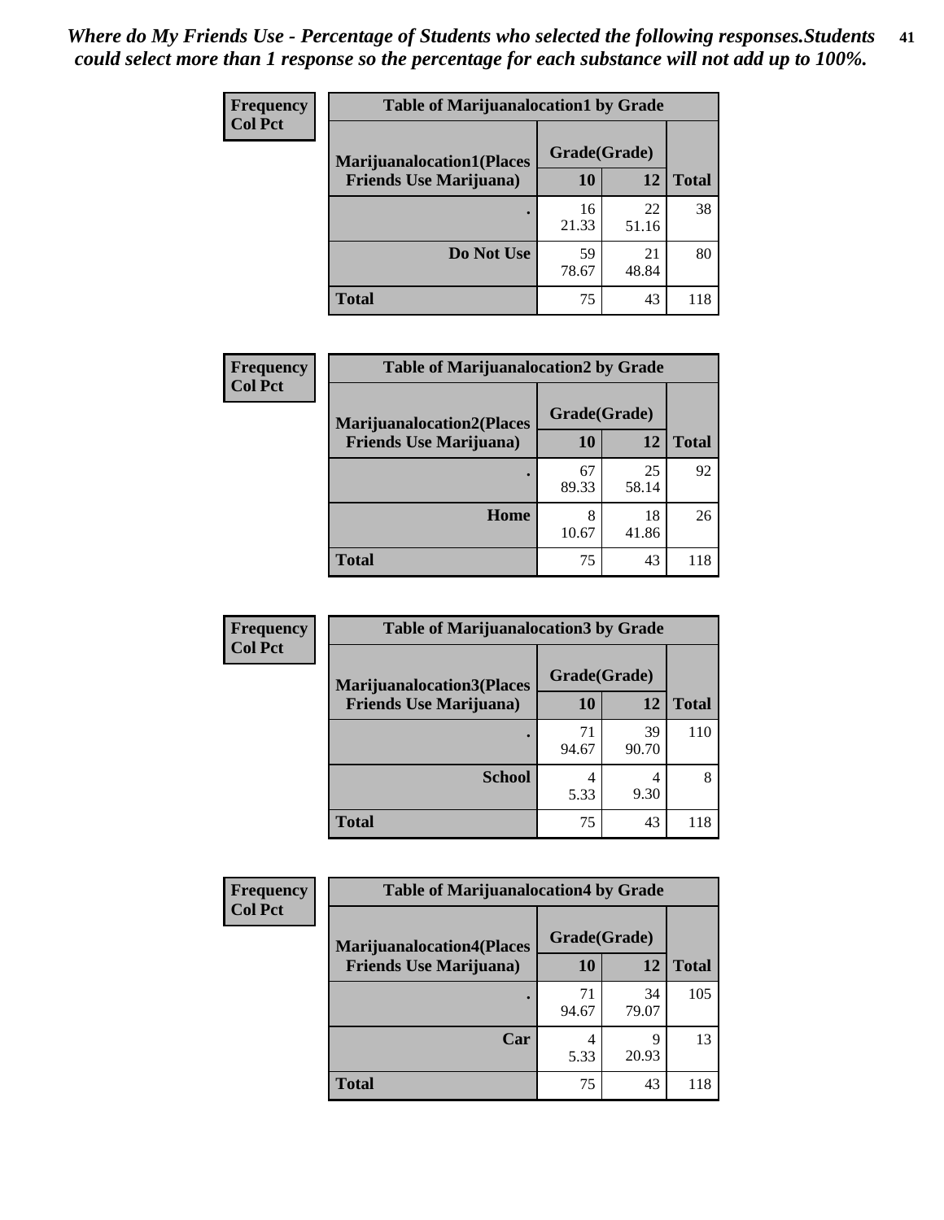*Where do My Friends Use - Percentage of Students who selected the following responses.Students could select more than 1 response so the percentage for each substance will not add up to 100%.*

**Frequency**
**Col Pct**

| Table of Marijuanalocation1 by Grade | | | |
|---|---|---|---|
| Marijuanalocation1(Places Friends Use Marijuana) | Grade(Grade) | | Total |
| | 10 | 12 | |
| . | 16<br>21.33 | 22<br>51.16 | 38 |
| Do Not Use | 59<br>78.67 | 21<br>48.84 | 80 |
| Total | 75 | 43 | 118 |

**Frequency**
**Col Pct**

| Table of Marijuanalocation2 by Grade | | | |
|---|---|---|---|
| Marijuanalocation2(Places Friends Use Marijuana) | Grade(Grade) | | Total |
| | 10 | 12 | |
| . | 67<br>89.33 | 25<br>58.14 | 92 |
| Home | 8<br>10.67 | 18<br>41.86 | 26 |
| Total | 75 | 43 | 118 |

**Frequency**
**Col Pct**

| Table of Marijuanalocation3 by Grade | | | |
|---|---|---|---|
| Marijuanalocation3(Places Friends Use Marijuana) | Grade(Grade) | | Total |
| | 10 | 12 | |
| . | 71<br>94.67 | 39<br>90.70 | 110 |
| School | 4<br>5.33 | 4<br>9.30 | 8 |
| Total | 75 | 43 | 118 |

**Frequency**
**Col Pct**

| Table of Marijuanalocation4 by Grade | | | |
|---|---|---|---|
| Marijuanalocation4(Places Friends Use Marijuana) | Grade(Grade) | | Total |
| | 10 | 12 | |
| . | 71<br>94.67 | 34<br>79.07 | 105 |
| Car | 4<br>5.33 | 9<br>20.93 | 13 |
| Total | 75 | 43 | 118 |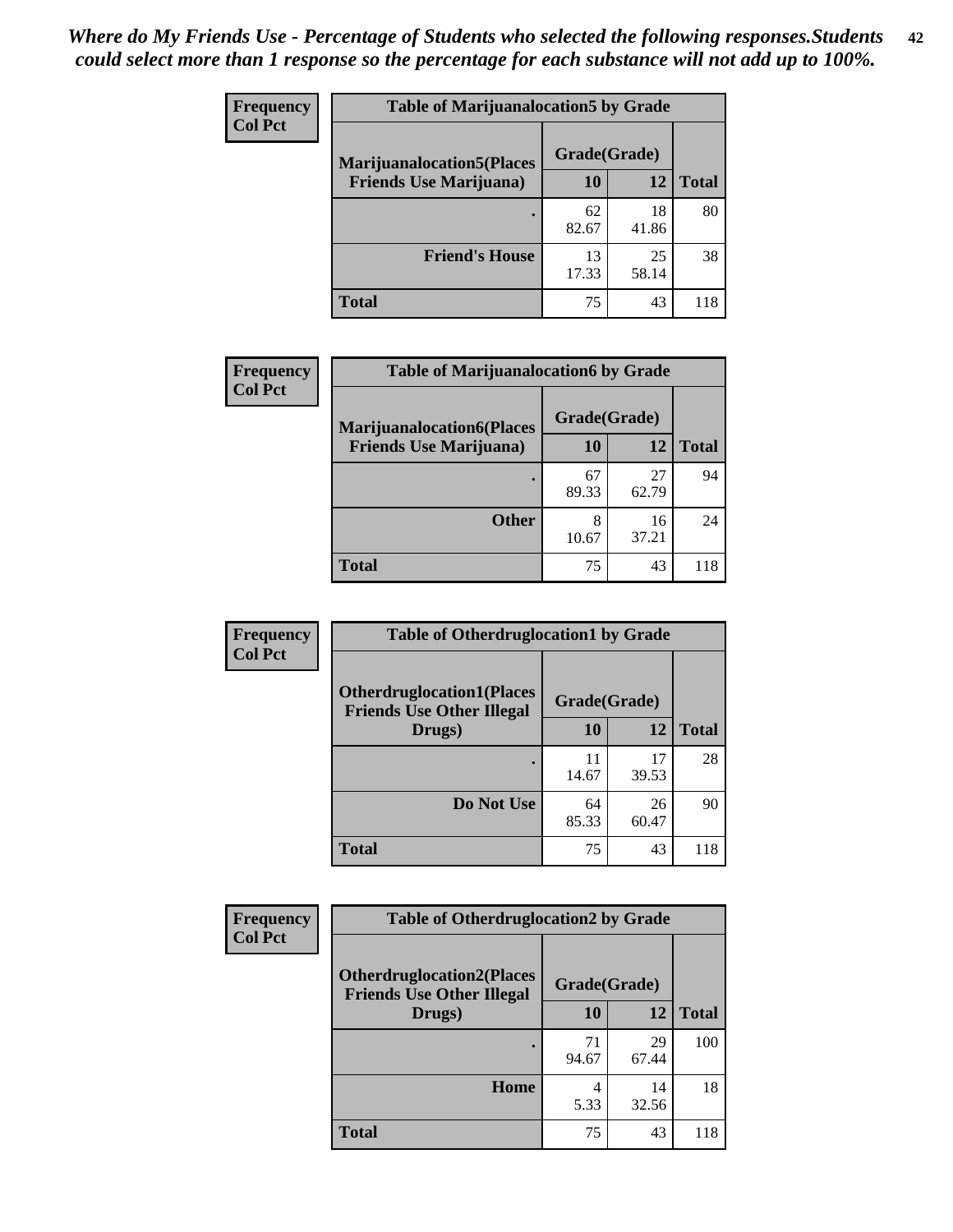*Where do My Friends Use - Percentage of Students who selected the following responses.Students could select more than 1 response so the percentage for each substance will not add up to 100%.*

**Frequency**
**Col Pct**

| Table of Marijuanalocation5 by Grade | | | |
|---|---|---|---|
| Marijuanalocation5(Places Friends Use Marijuana) | Grade(Grade) | | Total |
| | 10 | 12 | |
| . | 62<br>82.67 | 18<br>41.86 | 80 |
| Friend's House | 13<br>17.33 | 25<br>58.14 | 38 |
| Total | 75 | 43 | 118 |

**Frequency**
**Col Pct**

| Table of Marijuanalocation6 by Grade | | | |
|---|---|---|---|
| Marijuanalocation6(Places Friends Use Marijuana) | Grade(Grade) | | Total |
| | 10 | 12 | |
| . | 67<br>89.33 | 27<br>62.79 | 94 |
| Other | 8<br>10.67 | 16<br>37.21 | 24 |
| Total | 75 | 43 | 118 |

**Frequency**
**Col Pct**

| Table of Otherdruglocation1 by Grade | | | |
|---|---|---|---|
| Otherdruglocation1(Places Friends Use Other Illegal Drugs) | Grade(Grade) | | Total |
| | 10 | 12 | |
| . | 11<br>14.67 | 17<br>39.53 | 28 |
| Do Not Use | 64<br>85.33 | 26<br>60.47 | 90 |
| Total | 75 | 43 | 118 |

**Frequency**
**Col Pct**

| Table of Otherdruglocation2 by Grade | | | |
|---|---|---|---|
| Otherdruglocation2(Places Friends Use Other Illegal Drugs) | Grade(Grade) | | Total |
| | 10 | 12 | |
| . | 71<br>94.67 | 29<br>67.44 | 100 |
| Home | 4<br>5.33 | 14<br>32.56 | 18 |
| Total | 75 | 43 | 118 |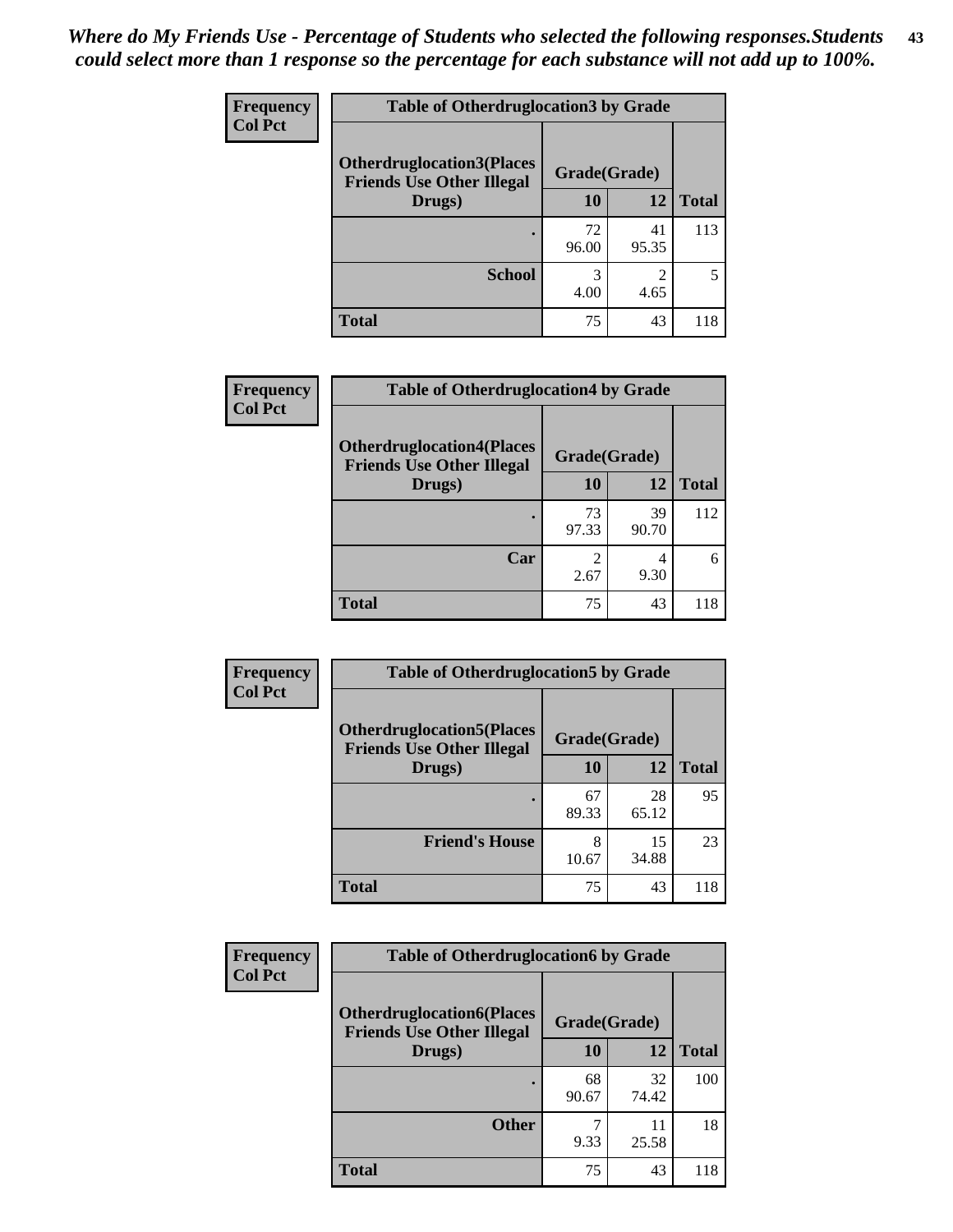*Where do My Friends Use - Percentage of Students who selected the following responses.Students could select more than 1 response so the percentage for each substance will not add up to 100%.*

**Frequency**
**Col Pct**

| Table of Otherdruglocation3 by Grade | | | |
|---|---|---|---|
| **Otherdruglocation3(Places Friends Use Other Illegal Drugs)** | **Grade(Grade)** | | |
| | **10** | **12** | **Total** |
| **.** | 72<br>96.00 | 41<br>95.35 | 113 |
| **School** | 3<br>4.00 | 2<br>4.65 | 5 |
| **Total** | 75 | 43 | 118 |

**Frequency**
**Col Pct**

| Table of Otherdruglocation4 by Grade | | | |
|---|---|---|---|
| **Otherdruglocation4(Places Friends Use Other Illegal Drugs)** | **Grade(Grade)** | | |
| | **10** | **12** | **Total** |
| **.** | 73<br>97.33 | 39<br>90.70 | 112 |
| **Car** | 2<br>2.67 | 4<br>9.30 | 6 |
| **Total** | 75 | 43 | 118 |

**Frequency**
**Col Pct**

| Table of Otherdruglocation5 by Grade | | | |
|---|---|---|---|
| **Otherdruglocation5(Places Friends Use Other Illegal Drugs)** | **Grade(Grade)** | | |
| | **10** | **12** | **Total** |
| **.** | 67<br>89.33 | 28<br>65.12 | 95 |
| **Friend's House** | 8<br>10.67 | 15<br>34.88 | 23 |
| **Total** | 75 | 43 | 118 |

**Frequency**
**Col Pct**

| Table of Otherdruglocation6 by Grade | | | |
|---|---|---|---|
| **Otherdruglocation6(Places Friends Use Other Illegal Drugs)** | **Grade(Grade)** | | |
| | **10** | **12** | **Total** |
| **.** | 68<br>90.67 | 32<br>74.42 | 100 |
| **Other** | 7<br>9.33 | 11<br>25.58 | 18 |
| **Total** | 75 | 43 | 118 |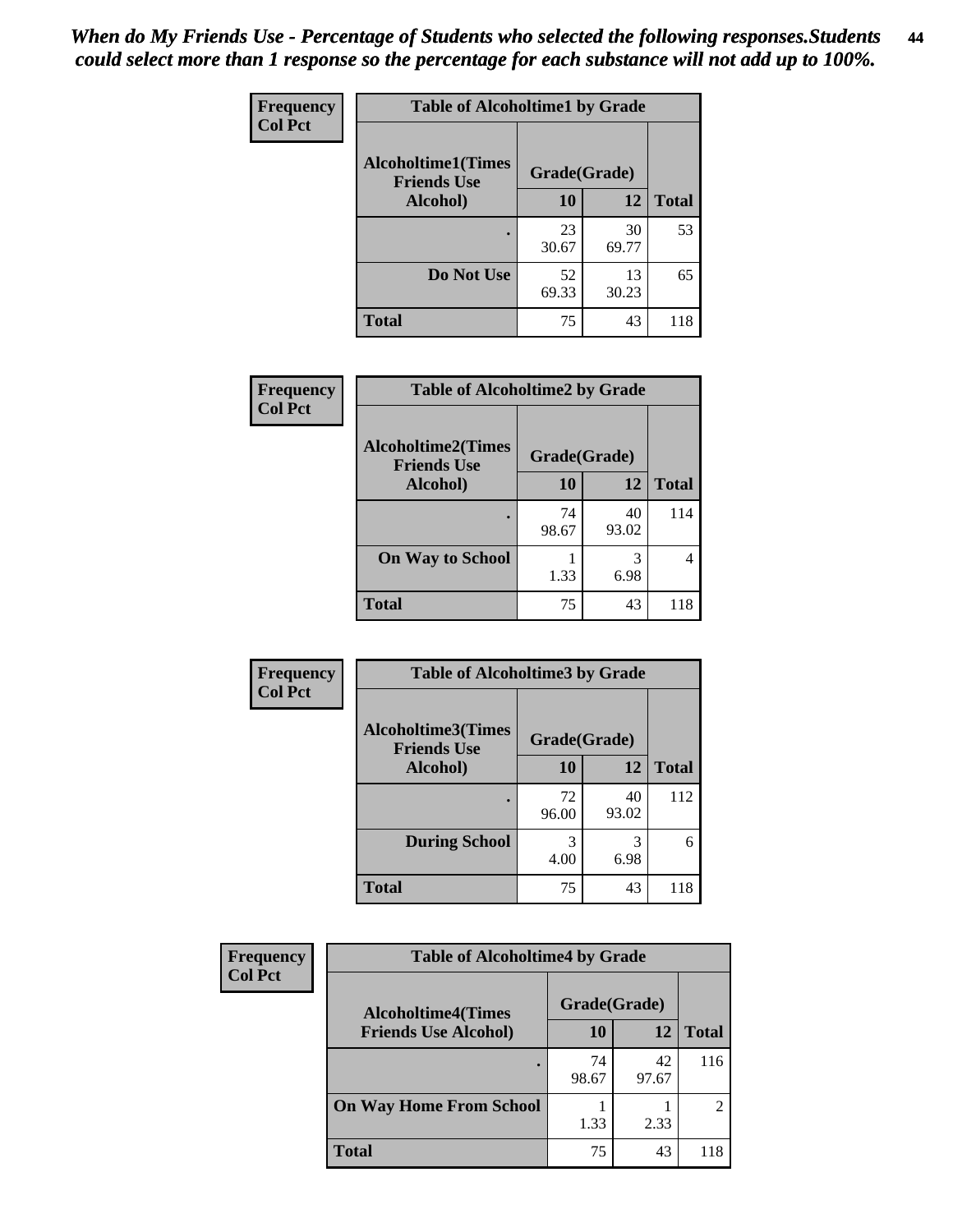*When do My Friends Use - Percentage of Students who selected the following responses.Students could select more than 1 response so the percentage for each substance will not add up to 100%.*

**Frequency**
**Col Pct**

| Table of Alcoholtime1 by Grade | | | |
|---|---|---|---|
| Alcoholtime1(Times Friends Use Alcohol) | Grade(Grade) | | |
| | 10 | 12 | Total |
| . | 23<br>30.67 | 30<br>69.77 | 53 |
| Do Not Use | 52<br>69.33 | 13<br>30.23 | 65 |
| Total | 75 | 43 | 118 |

**Frequency**
**Col Pct**

| Table of Alcoholtime2 by Grade | | | |
|---|---|---|---|
| Alcoholtime2(Times Friends Use Alcohol) | Grade(Grade) | | |
| | 10 | 12 | Total |
| . | 74<br>98.67 | 40<br>93.02 | 114 |
| On Way to School | 1<br>1.33 | 3<br>6.98 | 4 |
| Total | 75 | 43 | 118 |

**Frequency**
**Col Pct**

| Table of Alcoholtime3 by Grade | | | |
|---|---|---|---|
| Alcoholtime3(Times Friends Use Alcohol) | Grade(Grade) | | |
| | 10 | 12 | Total |
| . | 72<br>96.00 | 40<br>93.02 | 112 |
| During School | 3<br>4.00 | 3<br>6.98 | 6 |
| Total | 75 | 43 | 118 |

**Frequency**
**Col Pct**

| Table of Alcoholtime4 by Grade | | | |
|---|---|---|---|
| Alcoholtime4(Times Friends Use Alcohol) | Grade(Grade) | | |
| | 10 | 12 | Total |
| . | 74<br>98.67 | 42<br>97.67 | 116 |
| On Way Home From School | 1<br>1.33 | 1<br>2.33 | 2 |
| Total | 75 | 43 | 118 |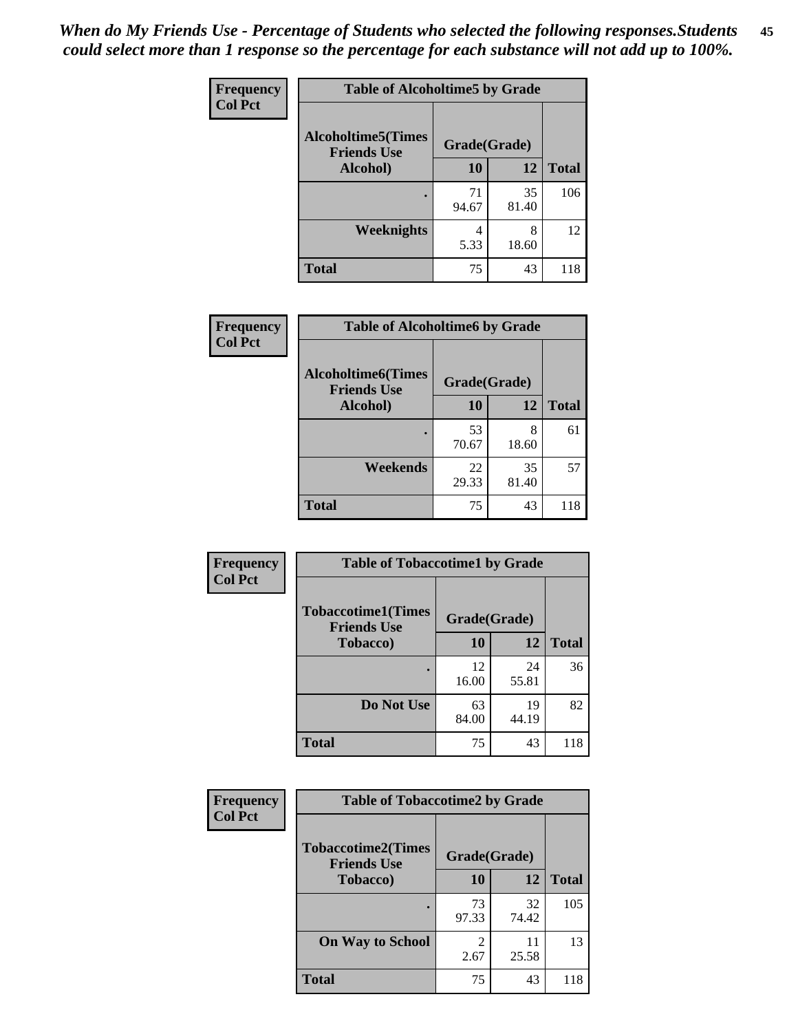*When do My Friends Use - Percentage of Students who selected the following responses.Students could select more than 1 response so the percentage for each substance will not add up to 100%.*

| Frequency<br>Col Pct | Table of Alcoholtime5 by Grade | | |
|---|---|---|---|
| Alcoholtime5(Times Friends Use Alcohol) | Grade(Grade) | | |
| | 10 | 12 | Total |
| . | 71<br>94.67 | 35<br>81.40 | 106 |
| Weeknights | 4<br>5.33 | 8<br>18.60 | 12 |
| Total | 75 | 43 | 118 |

| Frequency<br>Col Pct | Table of Alcoholtime6 by Grade | | |
|---|---|---|---|
| Alcoholtime6(Times Friends Use Alcohol) | Grade(Grade) | | |
| | 10 | 12 | Total |
| . | 53<br>70.67 | 8<br>18.60 | 61 |
| Weekends | 22<br>29.33 | 35<br>81.40 | 57 |
| Total | 75 | 43 | 118 |

| Frequency<br>Col Pct | Table of Tobaccotime1 by Grade | | |
|---|---|---|---|
| Tobaccotime1(Times Friends Use Tobacco) | Grade(Grade) | | |
| | 10 | 12 | Total |
| . | 12<br>16.00 | 24<br>55.81 | 36 |
| Do Not Use | 63<br>84.00 | 19<br>44.19 | 82 |
| Total | 75 | 43 | 118 |

| Frequency<br>Col Pct | Table of Tobaccotime2 by Grade | | |
|---|---|---|---|
| Tobaccotime2(Times Friends Use Tobacco) | Grade(Grade) | | |
| | 10 | 12 | Total |
| . | 73<br>97.33 | 32<br>74.42 | 105 |
| On Way to School | 2<br>2.67 | 11<br>25.58 | 13 |
| Total | 75 | 43 | 118 |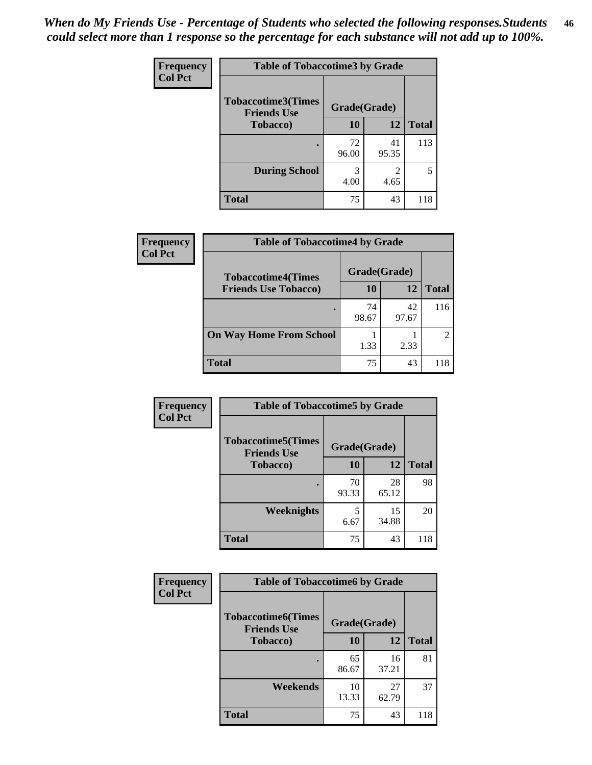*When do My Friends Use - Percentage of Students who selected the following responses.Students could select more than 1 response so the percentage for each substance will not add up to 100%.*

**Frequency**
**Col Pct**

| Table of Tobaccotime3 by Grade | | | |
|---|---|---|---|
| **Tobaccotime3(Times Friends Use Tobacco)** | **Grade(Grade)** | | **Total** |
| | **10** | **12** | |
| **.** | 72<br>96.00 | 41<br>95.35 | 113 |
| **During School** | 3<br>4.00 | 2<br>4.65 | 5 |
| **Total** | 75 | 43 | 118 |

**Frequency**
**Col Pct**

| Table of Tobaccotime4 by Grade | | | |
|---|---|---|---|
| **Tobaccotime4(Times Friends Use Tobacco)** | **Grade(Grade)** | | **Total** |
| | **10** | **12** | |
| **.** | 74<br>98.67 | 42<br>97.67 | 116 |
| **On Way Home From School** | 1<br>1.33 | 1<br>2.33 | 2 |
| **Total** | 75 | 43 | 118 |

**Frequency**
**Col Pct**

| Table of Tobaccotime5 by Grade | | | |
|---|---|---|---|
| **Tobaccotime5(Times Friends Use Tobacco)** | **Grade(Grade)** | | **Total** |
| | **10** | **12** | |
| **.** | 70<br>93.33 | 28<br>65.12 | 98 |
| **Weeknights** | 5<br>6.67 | 15<br>34.88 | 20 |
| **Total** | 75 | 43 | 118 |

**Frequency**
**Col Pct**

| Table of Tobaccotime6 by Grade | | | |
|---|---|---|---|
| **Tobaccotime6(Times Friends Use Tobacco)** | **Grade(Grade)** | | **Total** |
| | **10** | **12** | |
| **.** | 65<br>86.67 | 16<br>37.21 | 81 |
| **Weekends** | 10<br>13.33 | 27<br>62.79 | 37 |
| **Total** | 75 | 43 | 118 |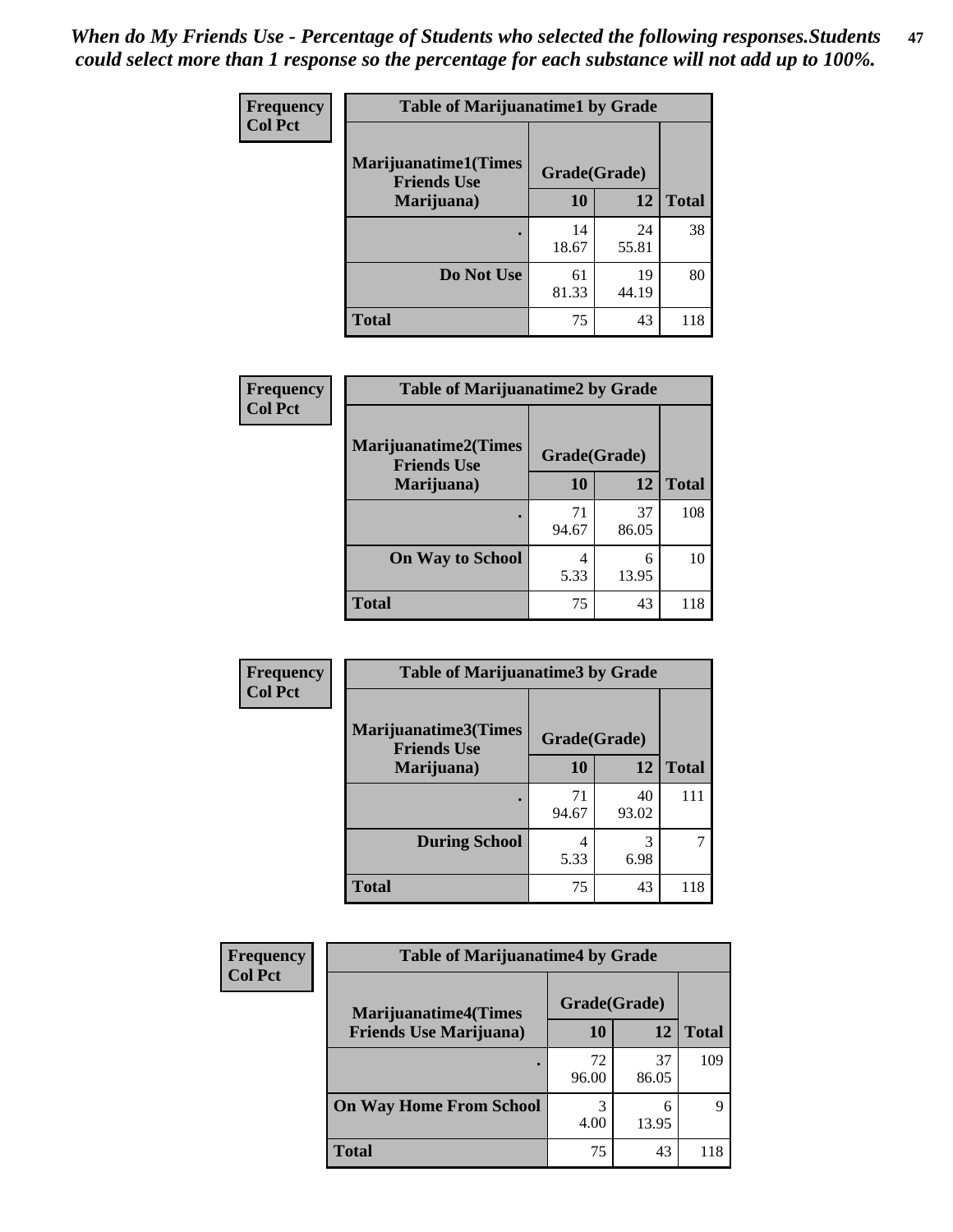*When do My Friends Use - Percentage of Students who selected the following responses.Students could select more than 1 response so the percentage for each substance will not add up to 100%.*

**Frequency**
**Col Pct**

| Table of Marijuanatime1 by Grade | | | |
|---|---|---|---|
| Marijuanatime1(Times Friends Use Marijuana) | Grade(Grade) | | |
| | 10 | 12 | Total |
| . | 14<br>18.67 | 24<br>55.81 | 38 |
| Do Not Use | 61<br>81.33 | 19<br>44.19 | 80 |
| Total | 75 | 43 | 118 |

**Frequency**
**Col Pct**

| Table of Marijuanatime2 by Grade | | | |
|---|---|---|---|
| Marijuanatime2(Times Friends Use Marijuana) | Grade(Grade) | | |
| | 10 | 12 | Total |
| . | 71<br>94.67 | 37<br>86.05 | 108 |
| On Way to School | 4<br>5.33 | 6<br>13.95 | 10 |
| Total | 75 | 43 | 118 |

**Frequency**
**Col Pct**

| Table of Marijuanatime3 by Grade | | | |
|---|---|---|---|
| Marijuanatime3(Times Friends Use Marijuana) | Grade(Grade) | | |
| | 10 | 12 | Total |
| . | 71<br>94.67 | 40<br>93.02 | 111 |
| During School | 4<br>5.33 | 3<br>6.98 | 7 |
| Total | 75 | 43 | 118 |

**Frequency**
**Col Pct**

| Table of Marijuanatime4 by Grade | | | |
|---|---|---|---|
| Marijuanatime4(Times Friends Use Marijuana) | Grade(Grade) | | |
| | 10 | 12 | Total |
| . | 72<br>96.00 | 37<br>86.05 | 109 |
| On Way Home From School | 3<br>4.00 | 6<br>13.95 | 9 |
| Total | 75 | 43 | 118 |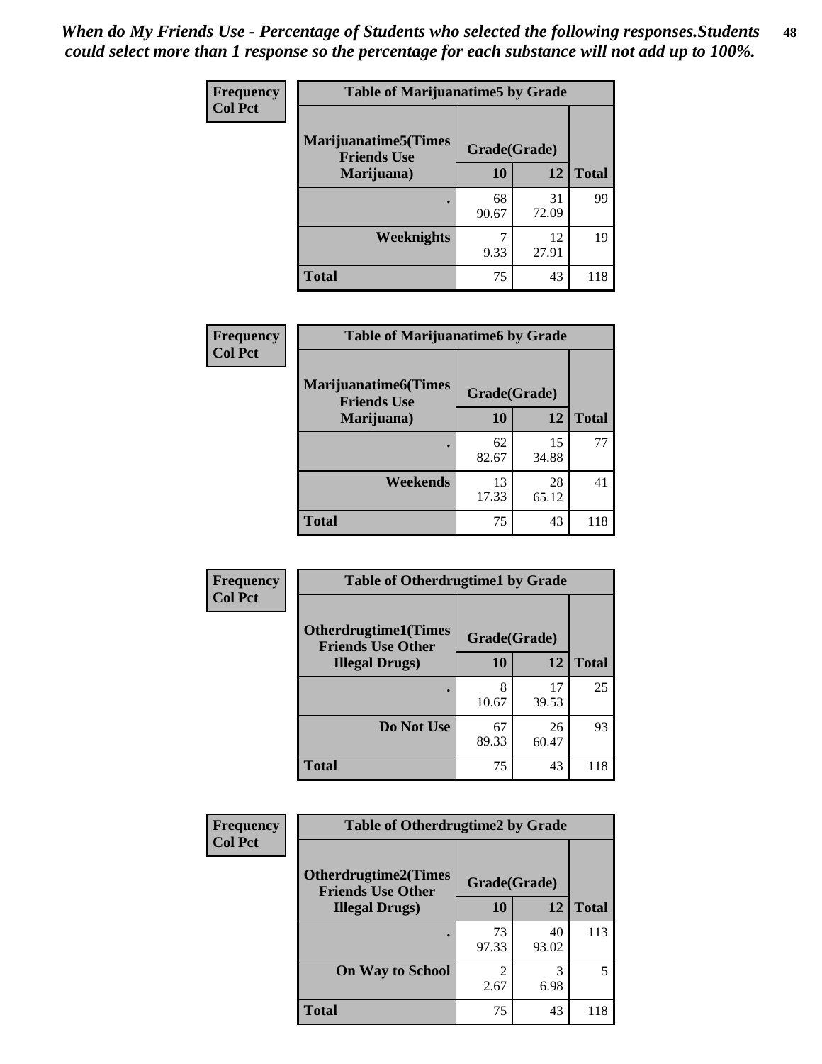*When do My Friends Use - Percentage of Students who selected the following responses.Students could select more than 1 response so the percentage for each substance will not add up to 100%.*

**Frequency**
**Col Pct**

| Table of Marijuanatime5 by Grade | | | |
|---|---|---|---|
| Marijuanatime5(Times Friends Use Marijuana) | Grade(Grade) | | Total |
| | 10 | 12 | |
| . | 68<br>90.67 | 31<br>72.09 | 99 |
| Weeknights | 7<br>9.33 | 12<br>27.91 | 19 |
| Total | 75 | 43 | 118 |

**Frequency**
**Col Pct**

| Table of Marijuanatime6 by Grade | | | |
|---|---|---|---|
| Marijuanatime6(Times Friends Use Marijuana) | Grade(Grade) | | Total |
| | 10 | 12 | |
| . | 62<br>82.67 | 15<br>34.88 | 77 |
| Weekends | 13<br>17.33 | 28<br>65.12 | 41 |
| Total | 75 | 43 | 118 |

**Frequency**
**Col Pct**

| Table of Otherdrugtime1 by Grade | | | |
|---|---|---|---|
| Otherdrugtime1(Times Friends Use Other Illegal Drugs) | Grade(Grade) | | Total |
| | 10 | 12 | |
| . | 8<br>10.67 | 17<br>39.53 | 25 |
| Do Not Use | 67<br>89.33 | 26<br>60.47 | 93 |
| Total | 75 | 43 | 118 |

**Frequency**
**Col Pct**

| Table of Otherdrugtime2 by Grade | | | |
|---|---|---|---|
| Otherdrugtime2(Times Friends Use Other Illegal Drugs) | Grade(Grade) | | Total |
| | 10 | 12 | |
| . | 73<br>97.33 | 40<br>93.02 | 113 |
| On Way to School | 2<br>2.67 | 3<br>6.98 | 5 |
| Total | 75 | 43 | 118 |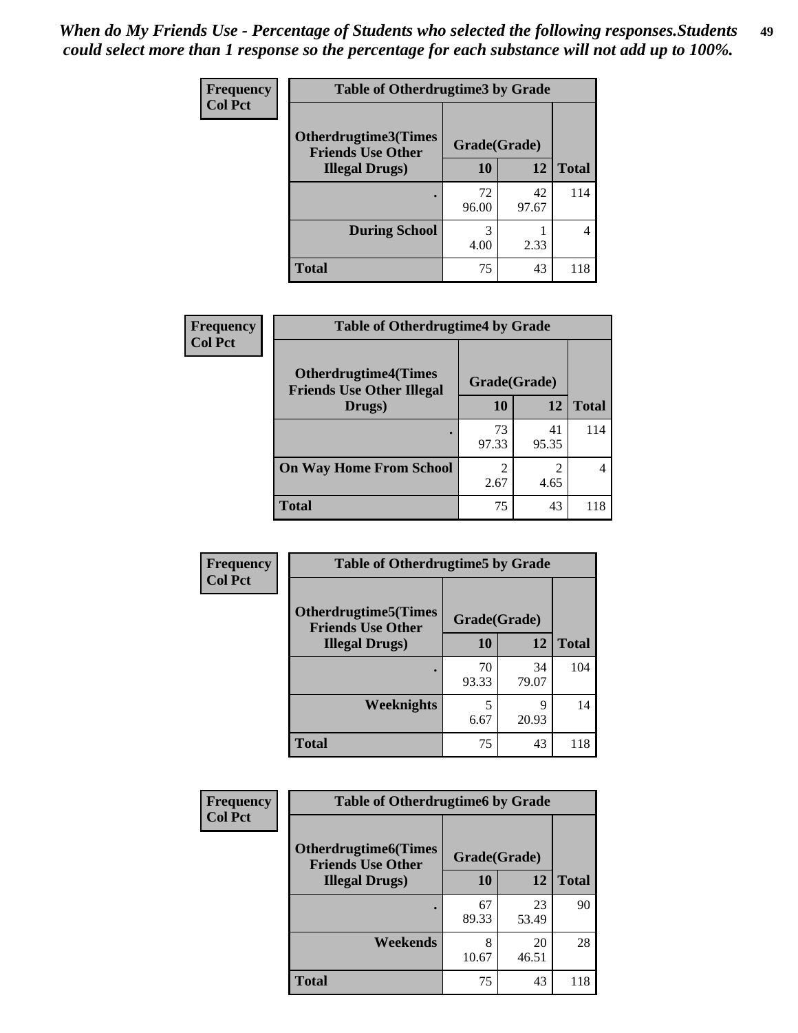*When do My Friends Use - Percentage of Students who selected the following responses.Students could select more than 1 response so the percentage for each substance will not add up to 100%.*

**Frequency**
**Col Pct**

| Table of Otherdrugtime3 by Grade | | | |
|---|---|---|---|
| **Otherdrugtime3(Times Friends Use Other Illegal Drugs)** | **Grade(Grade)** | | |
| | **10** | **12** | **Total** |
| **.** | 72<br>96.00 | 42<br>97.67 | 114 |
| **During School** | 3<br>4.00 | 1<br>2.33 | 4 |
| **Total** | 75 | 43 | 118 |

**Frequency**
**Col Pct**

| Table of Otherdrugtime4 by Grade | | | |
|---|---|---|---|
| **Otherdrugtime4(Times Friends Use Other Illegal Drugs)** | **Grade(Grade)** | | |
| | **10** | **12** | **Total** |
| **.** | 73<br>97.33 | 41<br>95.35 | 114 |
| **On Way Home From School** | 2<br>2.67 | 2<br>4.65 | 4 |
| **Total** | 75 | 43 | 118 |

**Frequency**
**Col Pct**

| Table of Otherdrugtime5 by Grade | | | |
|---|---|---|---|
| **Otherdrugtime5(Times Friends Use Other Illegal Drugs)** | **Grade(Grade)** | | |
| | **10** | **12** | **Total** |
| **.** | 70<br>93.33 | 34<br>79.07 | 104 |
| **Weeknights** | 5<br>6.67 | 9<br>20.93 | 14 |
| **Total** | 75 | 43 | 118 |

**Frequency**
**Col Pct**

| Table of Otherdrugtime6 by Grade | | | |
|---|---|---|---|
| **Otherdrugtime6(Times Friends Use Other Illegal Drugs)** | **Grade(Grade)** | | |
| | **10** | **12** | **Total** |
| **.** | 67<br>89.33 | 23<br>53.49 | 90 |
| **Weekends** | 8<br>10.67 | 20<br>46.51 | 28 |
| **Total** | 75 | 43 | 118 |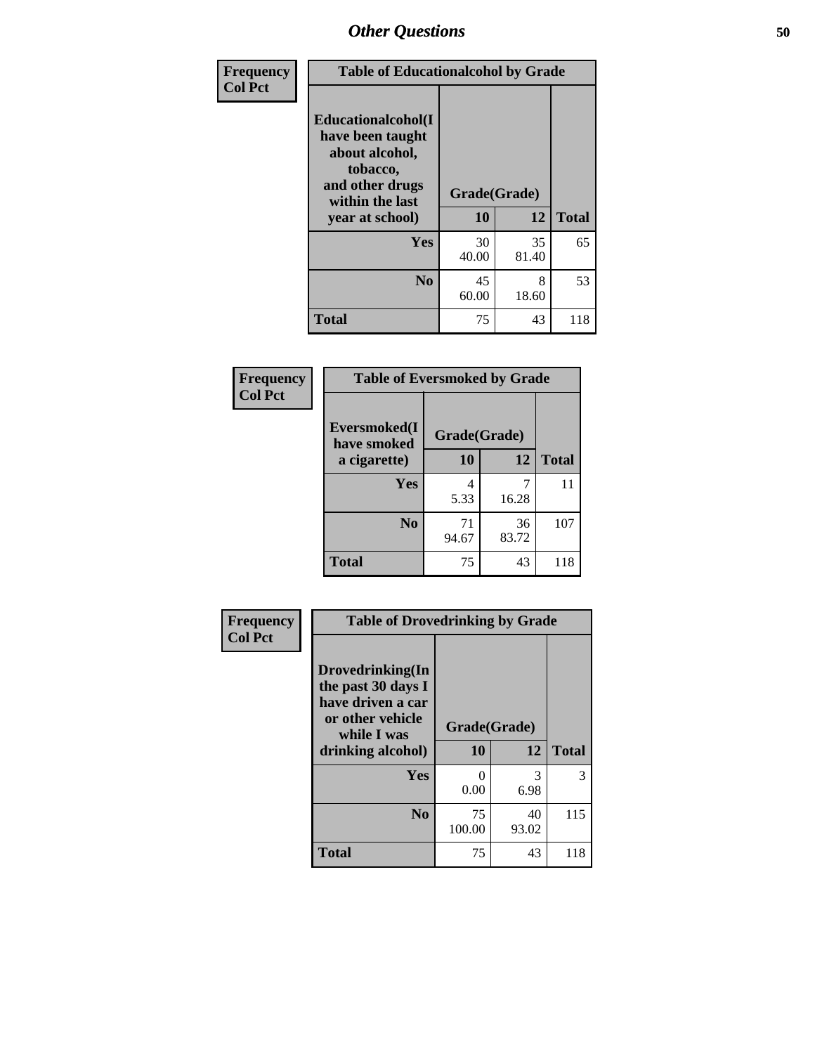## Other Questions

**Frequency**
**Col Pct**

| Table of Educationalcohol by Grade | | | |
|---|---|---|---|
| **Educationalcohol(I have been taught about alcohol, tobacco, and other drugs within the last year at school)** | **Grade(Grade)** | | |
| | **10** | **12** | **Total** |
| **Yes** | 30<br>40.00 | 35<br>81.40 | 65 |
| **No** | 45<br>60.00 | 8<br>18.60 | 53 |
| **Total** | 75 | 43 | 118 |

**Frequency**
**Col Pct**

| Table of Eversmoked by Grade | | | |
|---|---|---|---|
| **Eversmoked(I have smoked a cigarette)** | **Grade(Grade)** | | |
| | **10** | **12** | **Total** |
| **Yes** | 4<br>5.33 | 7<br>16.28 | 11 |
| **No** | 71<br>94.67 | 36<br>83.72 | 107 |
| **Total** | 75 | 43 | 118 |

**Frequency**
**Col Pct**

| Table of Drovedrinking by Grade | | | |
|---|---|---|---|
| **Drovedrinking(In the past 30 days I have driven a car or other vehicle while I was drinking alcohol)** | **Grade(Grade)** | | |
| | **10** | **12** | **Total** |
| **Yes** | 0<br>0.00 | 3<br>6.98 | 3 |
| **No** | 75<br>100.00 | 40<br>93.02 | 115 |
| **Total** | 75 | 43 | 118 |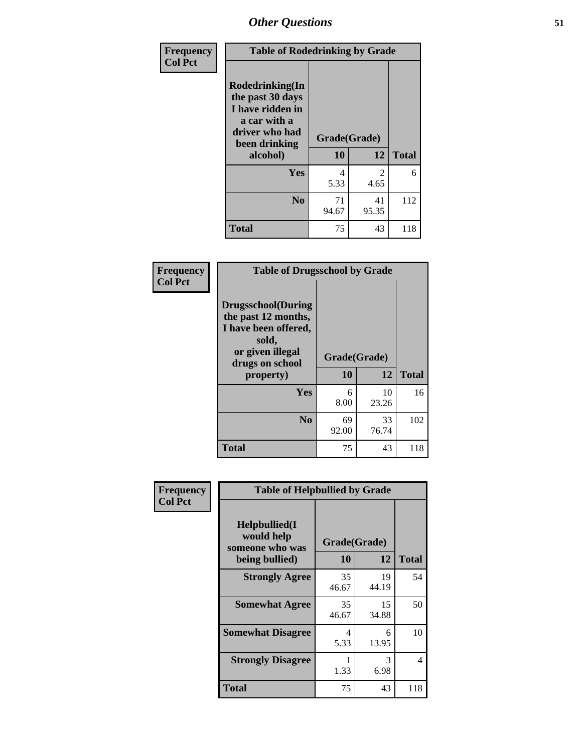# Other Questions

**Frequency**
**Col Pct**

| Table of Rodedrinking by Grade | | | |
|---|---|---|---|
| **Rodedrinking(In the past 30 days I have ridden in a car with a driver who had been drinking alcohol)** | **Grade(Grade)** | | |
| | **10** | **12** | **Total** |
| **Yes** | 4<br>5.33 | 2<br>4.65 | 6 |
| **No** | 71<br>94.67 | 41<br>95.35 | 112 |
| **Total** | 75 | 43 | 118 |

**Frequency**
**Col Pct**

| Table of Drugsschool by Grade | | | |
|---|---|---|---|
| **Drugsschool(During the past 12 months, I have been offered, sold, or given illegal drugs on school property)** | **Grade(Grade)** | | |
| | **10** | **12** | **Total** |
| **Yes** | 6<br>8.00 | 10<br>23.26 | 16 |
| **No** | 69<br>92.00 | 33<br>76.74 | 102 |
| **Total** | 75 | 43 | 118 |

**Frequency**
**Col Pct**

| Table of Helpbullied by Grade | | | |
|---|---|---|---|
| **Helpbullied(I would help someone who was being bullied)** | **Grade(Grade)** | | |
| | **10** | **12** | **Total** |
| **Strongly Agree** | 35<br>46.67 | 19<br>44.19 | 54 |
| **Somewhat Agree** | 35<br>46.67 | 15<br>34.88 | 50 |
| **Somewhat Disagree** | 4<br>5.33 | 6<br>13.95 | 10 |
| **Strongly Disagree** | 1<br>1.33 | 3<br>6.98 | 4 |
| **Total** | 75 | 43 | 118 |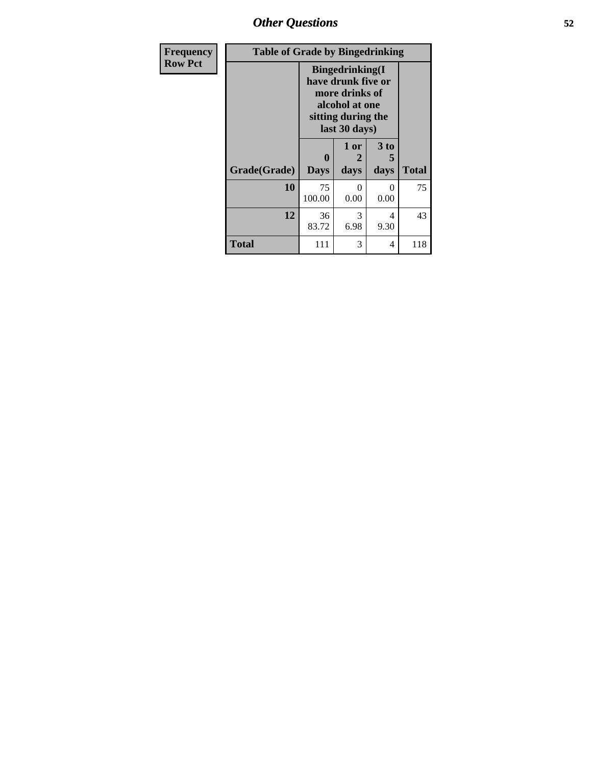## Other Questions

| Frequency<br>Row Pct |
|---|

**Table of Grade by Bingedrinking**

| Grade(Grade) | Bingedrinking(I have drunk five or more drinks of alcohol at one sitting during the last 30 days) 0 Days | 1 or 2 days | 3 to 5 days | Total |
|---|---|---|---|---|
| 10 | 75<br>100.00 | 0<br>0.00 | 0<br>0.00 | 75 |
| 12 | 36<br>83.72 | 3<br>6.98 | 4<br>9.30 | 43 |
| Total | 111 | 3 | 4 | 118 |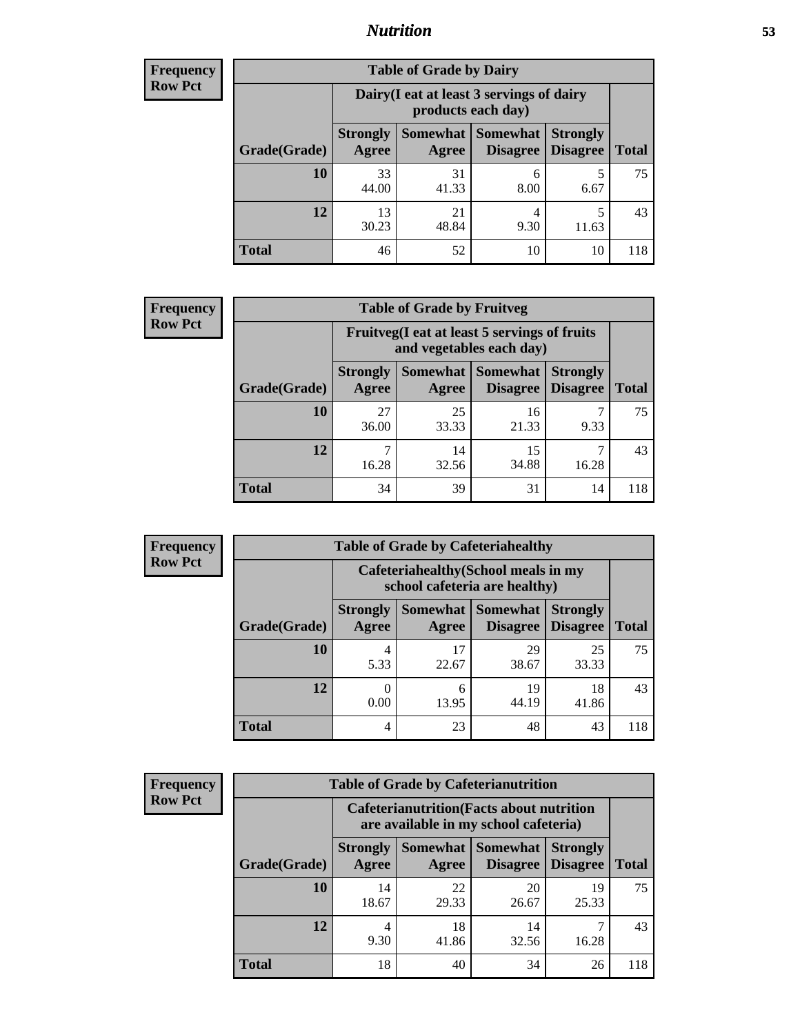## Nutrition

**Frequency**
**Row Pct**

| Table of Grade by Dairy | | | | | |
|---|---|---|---|---|---|
| | Dairy(I eat at least 3 servings of dairy products each day) | | | | |
| Grade(Grade) | Strongly Agree | Somewhat Agree | Somewhat Disagree | Strongly Disagree | Total |
| 10 | 33<br>44.00 | 31<br>41.33 | 6<br>8.00 | 5<br>6.67 | 75 |
| 12 | 13<br>30.23 | 21<br>48.84 | 4<br>9.30 | 5<br>11.63 | 43 |
| Total | 46 | 52 | 10 | 10 | 118 |

**Frequency**
**Row Pct**

| Table of Grade by Fruitveg | | | | | |
|---|---|---|---|---|---|
| | Fruitveg(I eat at least 5 servings of fruits and vegetables each day) | | | | |
| Grade(Grade) | Strongly Agree | Somewhat Agree | Somewhat Disagree | Strongly Disagree | Total |
| 10 | 27<br>36.00 | 25<br>33.33 | 16<br>21.33 | 7<br>9.33 | 75 |
| 12 | 7<br>16.28 | 14<br>32.56 | 15<br>34.88 | 7<br>16.28 | 43 |
| Total | 34 | 39 | 31 | 14 | 118 |

**Frequency**
**Row Pct**

| Table of Grade by Cafeteriahealthy | | | | | |
|---|---|---|---|---|---|
| | Cafeteriahealthy(School meals in my school cafeteria are healthy) | | | | |
| Grade(Grade) | Strongly Agree | Somewhat Agree | Somewhat Disagree | Strongly Disagree | Total |
| 10 | 4<br>5.33 | 17<br>22.67 | 29<br>38.67 | 25<br>33.33 | 75 |
| 12 | 0<br>0.00 | 6<br>13.95 | 19<br>44.19 | 18<br>41.86 | 43 |
| Total | 4 | 23 | 48 | 43 | 118 |

**Frequency**
**Row Pct**

| Table of Grade by Cafeterianutrition | | | | | |
|---|---|---|---|---|---|
| | Cafeterianutrition(Facts about nutrition are available in my school cafeteria) | | | | |
| Grade(Grade) | Strongly Agree | Somewhat Agree | Somewhat Disagree | Strongly Disagree | Total |
| 10 | 14<br>18.67 | 22<br>29.33 | 20<br>26.67 | 19<br>25.33 | 75 |
| 12 | 4<br>9.30 | 18<br>41.86 | 14<br>32.56 | 7<br>16.28 | 43 |
| Total | 18 | 40 | 34 | 26 | 118 |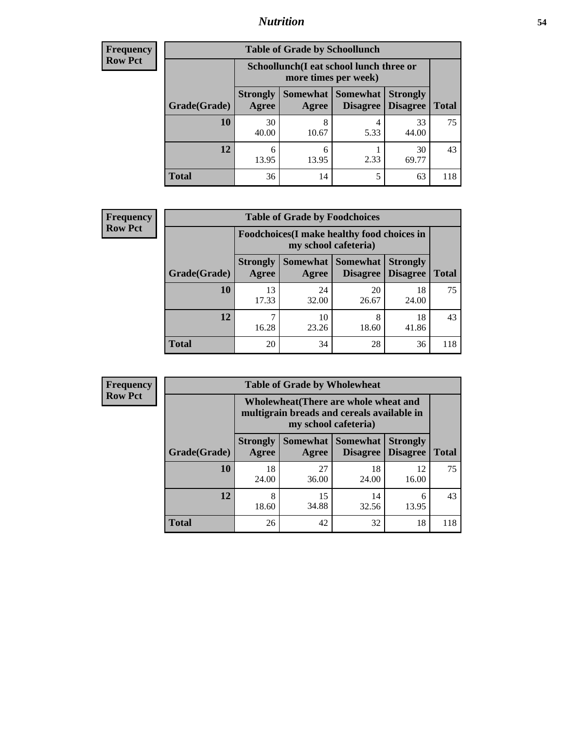# Nutrition

**Frequency**
**Row Pct**

| Table of Grade by Schoollunch | | | | | |
|---|---|---|---|---|---|
| | Schoollunch(I eat school lunch three or more times per week) | | | | |
| Grade(Grade) | Strongly Agree | Somewhat Agree | Somewhat Disagree | Strongly Disagree | Total |
| **10** | 30<br>40.00 | 8<br>10.67 | 4<br>5.33 | 33<br>44.00 | 75 |
| **12** | 6<br>13.95 | 6<br>13.95 | 1<br>2.33 | 30<br>69.77 | 43 |
| **Total** | 36 | 14 | 5 | 63 | 118 |

**Frequency**
**Row Pct**

| Table of Grade by Foodchoices | | | | | |
|---|---|---|---|---|---|
| | Foodchoices(I make healthy food choices in my school cafeteria) | | | | |
| Grade(Grade) | Strongly Agree | Somewhat Agree | Somewhat Disagree | Strongly Disagree | Total |
| **10** | 13<br>17.33 | 24<br>32.00 | 20<br>26.67 | 18<br>24.00 | 75 |
| **12** | 7<br>16.28 | 10<br>23.26 | 8<br>18.60 | 18<br>41.86 | 43 |
| **Total** | 20 | 34 | 28 | 36 | 118 |

**Frequency**
**Row Pct**

| Table of Grade by Wholewheat | | | | | |
|---|---|---|---|---|---|
| | Wholewheat(There are whole wheat and multigrain breads and cereals available in my school cafeteria) | | | | |
| Grade(Grade) | Strongly Agree | Somewhat Agree | Somewhat Disagree | Strongly Disagree | Total |
| **10** | 18<br>24.00 | 27<br>36.00 | 18<br>24.00 | 12<br>16.00 | 75 |
| **12** | 8<br>18.60 | 15<br>34.88 | 14<br>32.56 | 6<br>13.95 | 43 |
| **Total** | 26 | 42 | 32 | 18 | 118 |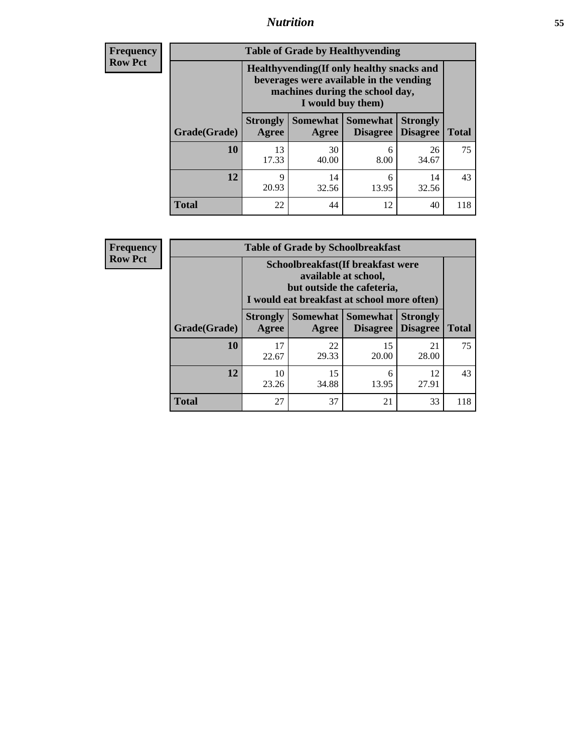| Frequency |
|---|
| Row Pct |

**Table of Grade by Healthyvending**

| Grade(Grade) | Healthyvending(If only healthy snacks and beverages were available in the vending machines during the school day, I would buy them) | | | | Total |
|---|---|---|---|---|---|
| | Strongly Agree | Somewhat Agree | Somewhat Disagree | Strongly Disagree | |
| **10** | 13<br>17.33 | 30<br>40.00 | 6<br>8.00 | 26<br>34.67 | 75 |
| **12** | 9<br>20.93 | 14<br>32.56 | 6<br>13.95 | 14<br>32.56 | 43 |
| **Total** | 22 | 44 | 12 | 40 | 118 |

| Frequency |
|---|
| Row Pct |

**Table of Grade by Schoolbreakfast**

| Grade(Grade) | Schoolbreakfast(If breakfast were available at school, but outside the cafeteria, I would eat breakfast at school more often) | | | | Total |
|---|---|---|---|---|---|
| | Strongly Agree | Somewhat Agree | Somewhat Disagree | Strongly Disagree | |
| **10** | 17<br>22.67 | 22<br>29.33 | 15<br>20.00 | 21<br>28.00 | 75 |
| **12** | 10<br>23.26 | 15<br>34.88 | 6<br>13.95 | 12<br>27.91 | 43 |
| **Total** | 27 | 37 | 21 | 33 | 118 |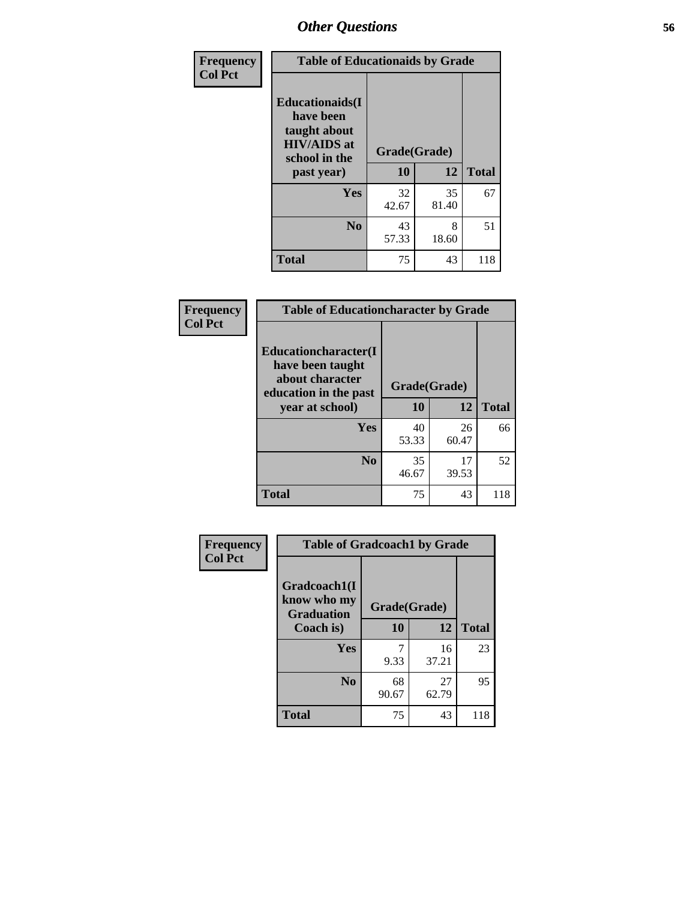**Frequency**
**Col Pct**

| Table of Educationaids by Grade | | | |
|---|---|---|---|
| **Educationaids(I have been taught about HIV/AIDS at school in the past year)** | **Grade(Grade)** | | |
| | **10** | **12** | **Total** |
| **Yes** | 32<br>42.67 | 35<br>81.40 | 67 |
| **No** | 43<br>57.33 | 8<br>18.60 | 51 |
| **Total** | 75 | 43 | 118 |

**Frequency**
**Col Pct**

| Table of Educationcharacter by Grade | | | |
|---|---|---|---|
| **Educationcharacter(I have been taught about character education in the past year at school)** | **Grade(Grade)** | | |
| | **10** | **12** | **Total** |
| **Yes** | 40<br>53.33 | 26<br>60.47 | 66 |
| **No** | 35<br>46.67 | 17<br>39.53 | 52 |
| **Total** | 75 | 43 | 118 |

**Frequency**
**Col Pct**

| Table of Gradcoach1 by Grade | | | |
|---|---|---|---|
| **Gradcoach1(I know who my Graduation Coach is)** | **Grade(Grade)** | | |
| | **10** | **12** | **Total** |
| **Yes** | 7<br>9.33 | 16<br>37.21 | 23 |
| **No** | 68<br>90.67 | 27<br>62.79 | 95 |
| **Total** | 75 | 43 | 118 |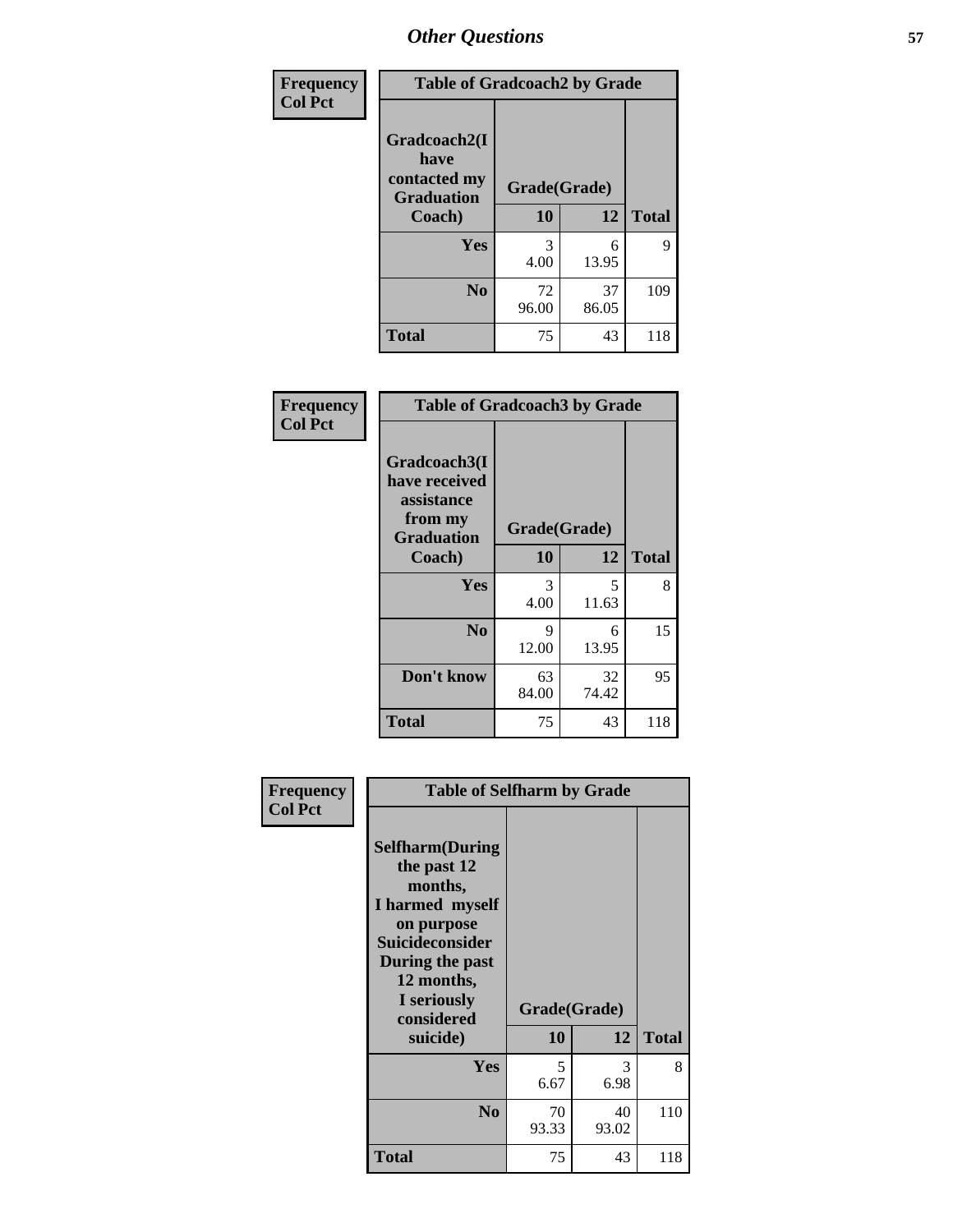# Other Questions

Frequency
Col Pct

| Table of Gradcoach2 by Grade | | | |
|---|---|---|---|
| Gradcoach2(I have contacted my Graduation Coach) | Grade(Grade) | | |
| | 10 | 12 | Total |
| Yes | 3<br>4.00 | 6<br>13.95 | 9 |
| No | 72<br>96.00 | 37<br>86.05 | 109 |
| Total | 75 | 43 | 118 |

Frequency
Col Pct

| Table of Gradcoach3 by Grade | | | |
|---|---|---|---|
| Gradcoach3(I have received assistance from my Graduation Coach) | Grade(Grade) | | |
| | 10 | 12 | Total |
| Yes | 3<br>4.00 | 5<br>11.63 | 8 |
| No | 9<br>12.00 | 6<br>13.95 | 15 |
| Don't know | 63<br>84.00 | 32<br>74.42 | 95 |
| Total | 75 | 43 | 118 |

Frequency
Col Pct

| Table of Selfharm by Grade | | | |
|---|---|---|---|
| Selfharm(During the past 12 months, I harmed myself on purpose Suicideconsider During the past 12 months, I seriously considered suicide) | Grade(Grade) | | |
| | 10 | 12 | Total |
| Yes | 5<br>6.67 | 3<br>6.98 | 8 |
| No | 70<br>93.33 | 40<br>93.02 | 110 |
| Total | 75 | 43 | 118 |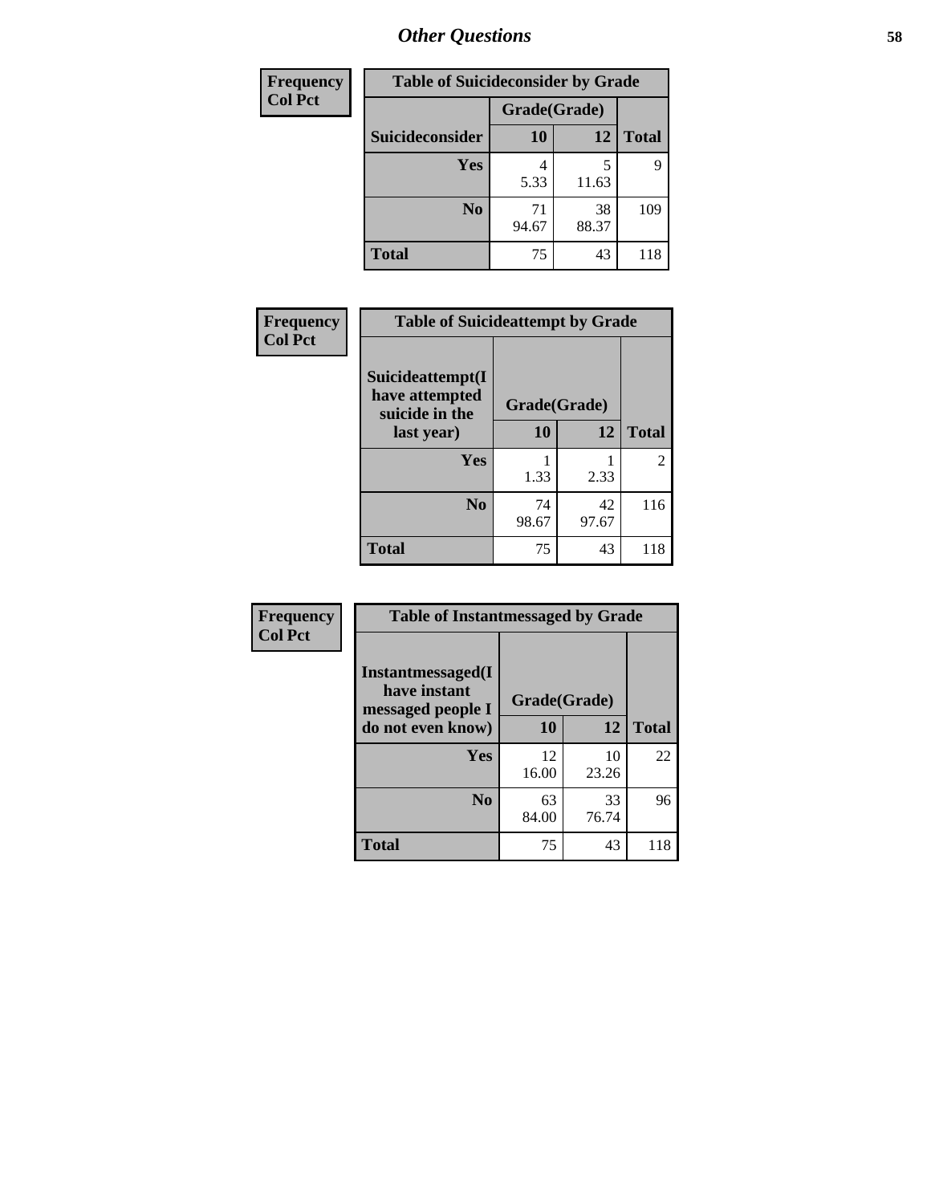# Other Questions

| Frequency<br>Col Pct | Table of Suicideconsider by Grade | | |
|---|---|---|---|
| | Grade(Grade) | | |
| Suicideconsider | 10 | 12 | Total |
| Yes | 4<br>5.33 | 5<br>11.63 | 9 |
| No | 71<br>94.67 | 38<br>88.37 | 109 |
| Total | 75 | 43 | 118 |

| Frequency<br>Col Pct | Table of Suicideattempt by Grade | | |
|---|---|---|---|
| Suicideattempt(I have attempted suicide in the last year) | Grade(Grade) | | |
| | 10 | 12 | Total |
| Yes | 1<br>1.33 | 1<br>2.33 | 2 |
| No | 74<br>98.67 | 42<br>97.67 | 116 |
| Total | 75 | 43 | 118 |

| Frequency<br>Col Pct | Table of Instantmessaged by Grade | | |
|---|---|---|---|
| Instantmessaged(I have instant messaged people I do not even know) | Grade(Grade) | | |
| | 10 | 12 | Total |
| Yes | 12<br>16.00 | 10<br>23.26 | 22 |
| No | 63<br>84.00 | 33<br>76.74 | 96 |
| Total | 75 | 43 | 118 |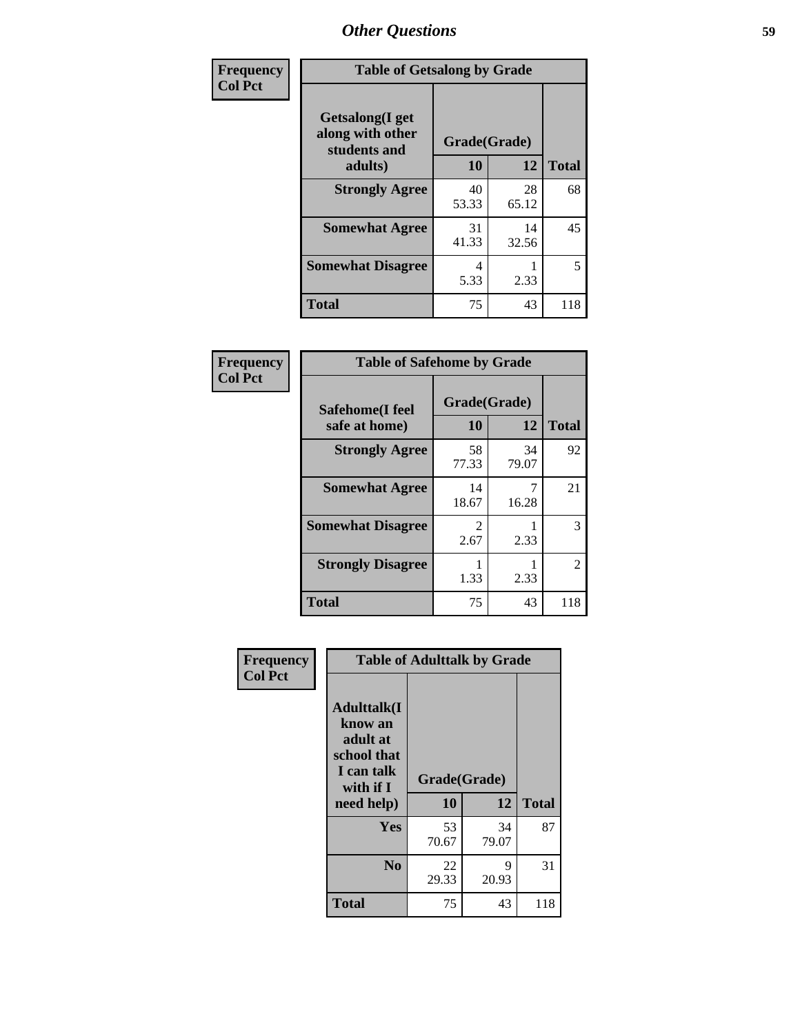## Other Questions

**Frequency / Col Pct**

**Table of Getsalong by Grade**

| Getsalong(I get along with other students and adults) | Grade(Grade) 10 | 12 | Total |
|---|---|---|---|
| **Strongly Agree** | 40<br>53.33 | 28<br>65.12 | 68 |
| **Somewhat Agree** | 31<br>41.33 | 14<br>32.56 | 45 |
| **Somewhat Disagree** | 4<br>5.33 | 1<br>2.33 | 5 |
| **Total** | 75 | 43 | 118 |

**Frequency / Col Pct**

**Table of Safehome by Grade**

| Safehome(I feel safe at home) | Grade(Grade) 10 | 12 | Total |
|---|---|---|---|
| **Strongly Agree** | 58<br>77.33 | 34<br>79.07 | 92 |
| **Somewhat Agree** | 14<br>18.67 | 7<br>16.28 | 21 |
| **Somewhat Disagree** | 2<br>2.67 | 1<br>2.33 | 3 |
| **Strongly Disagree** | 1<br>1.33 | 1<br>2.33 | 2 |
| **Total** | 75 | 43 | 118 |

**Frequency / Col Pct**

**Table of Adulttalk by Grade**

| Adulttalk(I know an adult at school that I can talk with if I need help) | Grade(Grade) 10 | 12 | Total |
|---|---|---|---|
| **Yes** | 53<br>70.67 | 34<br>79.07 | 87 |
| **No** | 22<br>29.33 | 9<br>20.93 | 31 |
| **Total** | 75 | 43 | 118 |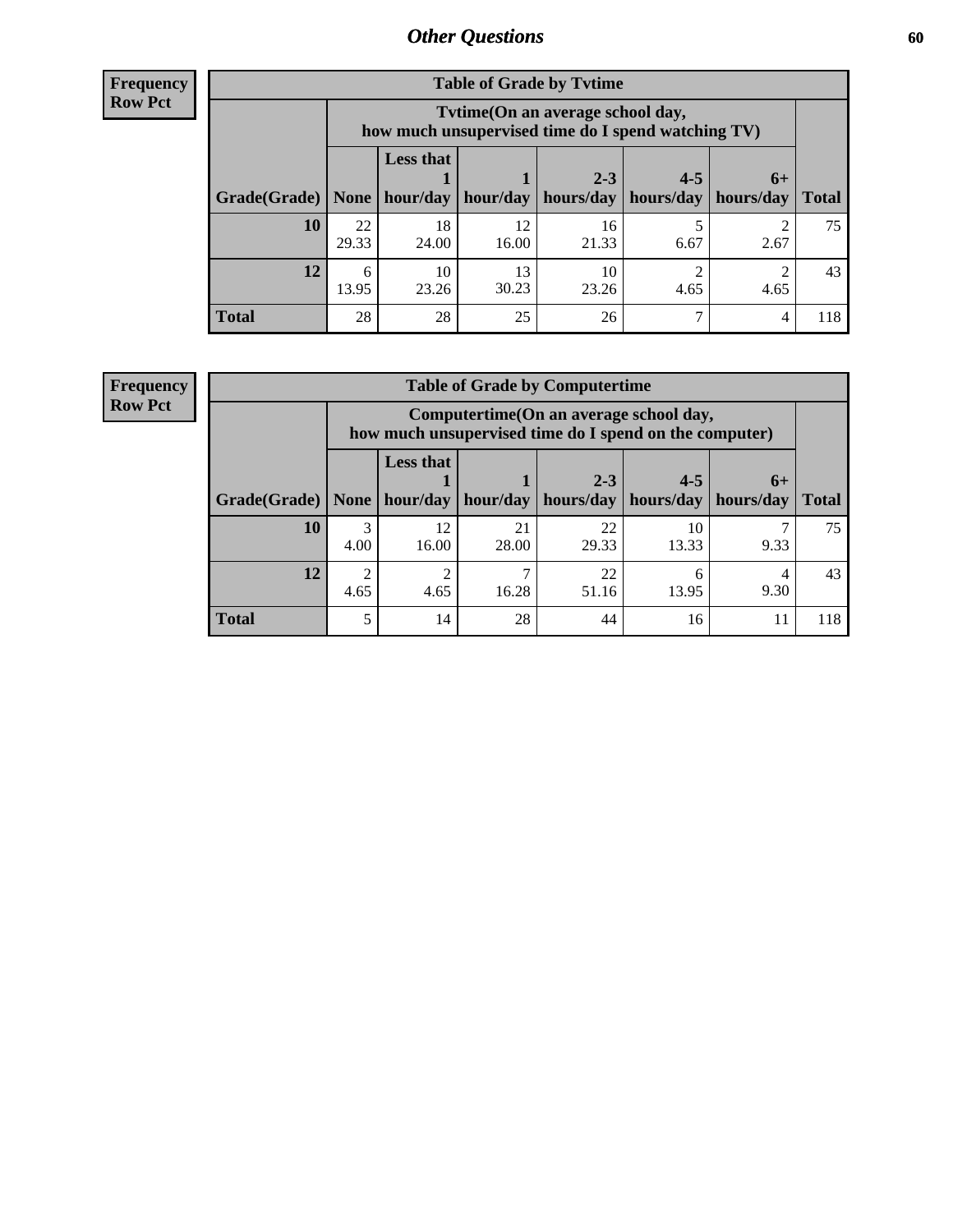## Other Questions

**Frequency**
**Row Pct**

**Table of Grade by Tvtime**

| Grade(Grade) | Tvtime(On an average school day, how much unsupervised time do I spend watching TV) None | Less that 1 hour/day | 1 hour/day | 2-3 hours/day | 4-5 hours/day | 6+ hours/day | Total |
|---|---|---|---|---|---|---|---|
| **10** | 22<br>29.33 | 18<br>24.00 | 12<br>16.00 | 16<br>21.33 | 5<br>6.67 | 2<br>2.67 | 75 |
| **12** | 6<br>13.95 | 10<br>23.26 | 13<br>30.23 | 10<br>23.26 | 2<br>4.65 | 2<br>4.65 | 43 |
| **Total** | 28 | 28 | 25 | 26 | 7 | 4 | 118 |

**Frequency**
**Row Pct**

**Table of Grade by Computertime**

| Grade(Grade) | Computertime(On an average school day, how much unsupervised time do I spend on the computer) None | Less that 1 hour/day | 1 hour/day | 2-3 hours/day | 4-5 hours/day | 6+ hours/day | Total |
|---|---|---|---|---|---|---|---|
| **10** | 3<br>4.00 | 12<br>16.00 | 21<br>28.00 | 22<br>29.33 | 10<br>13.33 | 7<br>9.33 | 75 |
| **12** | 2<br>4.65 | 2<br>4.65 | 7<br>16.28 | 22<br>51.16 | 6<br>13.95 | 4<br>9.30 | 43 |
| **Total** | 5 | 14 | 28 | 44 | 16 | 11 | 118 |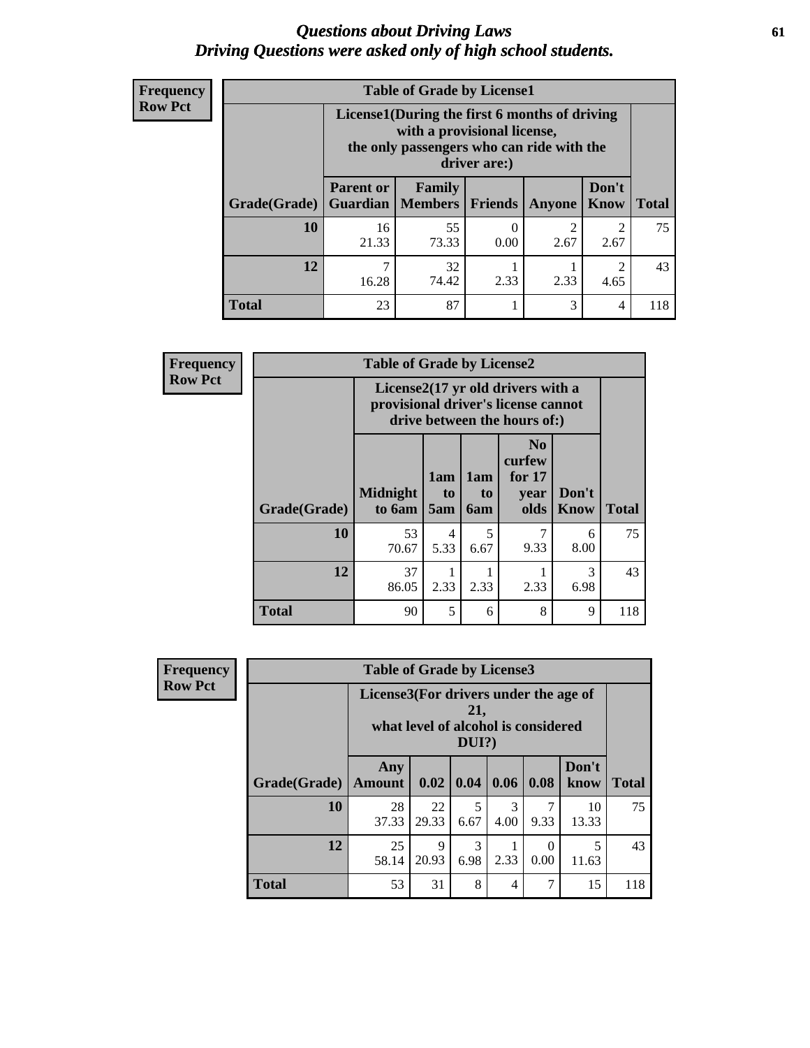# *Questions about Driving Laws*
# *Driving Questions were asked only of high school students.*

**Frequency**
**Row Pct**

**Table of Grade by License1**

| Grade(Grade) | License1(During the first 6 months of driving with a provisional license, the only passengers who can ride with the driver are:) | | | | | Total |
|---|---|---|---|---|---|---|
| | Parent or Guardian | Family Members | Friends | Anyone | Don't Know | |
| **10** | 16<br>21.33 | 55<br>73.33 | 0<br>0.00 | 2<br>2.67 | 2<br>2.67 | 75 |
| **12** | 7<br>16.28 | 32<br>74.42 | 1<br>2.33 | 1<br>2.33 | 2<br>4.65 | 43 |
| **Total** | 23 | 87 | 1 | 3 | 4 | 118 |

**Frequency**
**Row Pct**

**Table of Grade by License2**

| Grade(Grade) | License2(17 yr old drivers with a provisional driver's license cannot drive between the hours of:) | | | | | Total |
|---|---|---|---|---|---|---|
| | Midnight to 6am | 1am to 5am | 1am to 6am | No curfew for 17 year olds | Don't Know | |
| **10** | 53<br>70.67 | 4<br>5.33 | 5<br>6.67 | 7<br>9.33 | 6<br>8.00 | 75 |
| **12** | 37<br>86.05 | 1<br>2.33 | 1<br>2.33 | 1<br>2.33 | 3<br>6.98 | 43 |
| **Total** | 90 | 5 | 6 | 8 | 9 | 118 |

**Frequency**
**Row Pct**

**Table of Grade by License3**

| Grade(Grade) | License3(For drivers under the age of 21, what level of alcohol is considered DUI?) | | | | | | Total |
|---|---|---|---|---|---|---|---|
| | Any Amount | 0.02 | 0.04 | 0.06 | 0.08 | Don't know | |
| **10** | 28<br>37.33 | 22<br>29.33 | 5<br>6.67 | 3<br>4.00 | 7<br>9.33 | 10<br>13.33 | 75 |
| **12** | 25<br>58.14 | 9<br>20.93 | 3<br>6.98 | 1<br>2.33 | 0<br>0.00 | 5<br>11.63 | 43 |
| **Total** | 53 | 31 | 8 | 4 | 7 | 15 | 118 |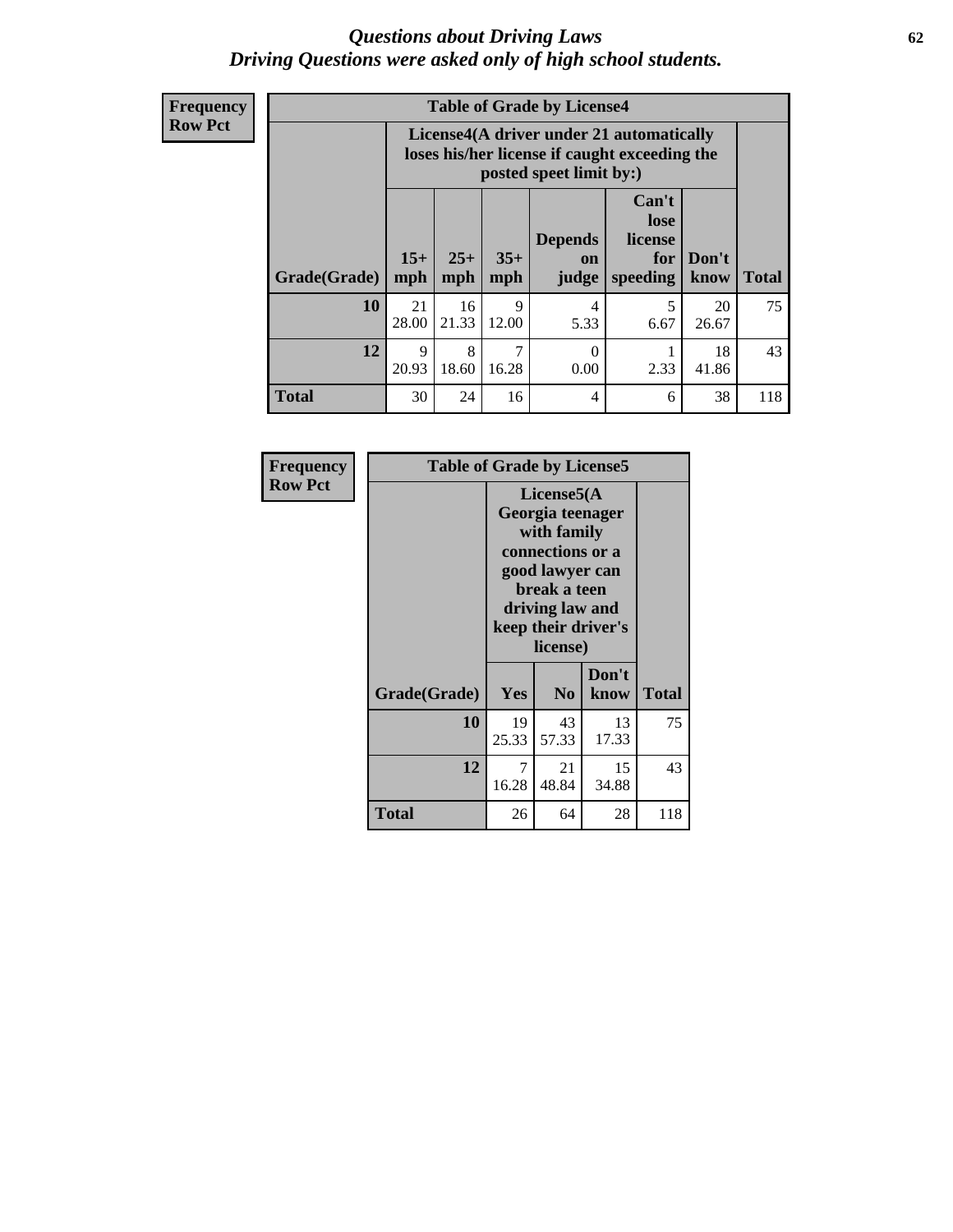# *Questions about Driving Laws*
## *Driving Questions were asked only of high school students.*

**Frequency**
**Row Pct**

**Table of Grade by License4**

| Grade(Grade) | License4(A driver under 21 automatically loses his/her license if caught exceeding the posted speet limit by:) | | | | | | Total |
|---|---|---|---|---|---|---|---|
| | 15+ mph | 25+ mph | 35+ mph | Depends on judge | Can't lose license for speeding | Don't know | |
| **10** | 21<br>28.00 | 16<br>21.33 | 9<br>12.00 | 4<br>5.33 | 5<br>6.67 | 20<br>26.67 | 75 |
| **12** | 9<br>20.93 | 8<br>18.60 | 7<br>16.28 | 0<br>0.00 | 1<br>2.33 | 18<br>41.86 | 43 |
| **Total** | 30 | 24 | 16 | 4 | 6 | 38 | 118 |

**Frequency**
**Row Pct**

**Table of Grade by License5**

| Grade(Grade) | License5(A Georgia teenager with family connections or a good lawyer can break a teen driving law and keep their driver's license) | | | Total |
|---|---|---|---|---|
| | Yes | No | Don't know | |
| **10** | 19<br>25.33 | 43<br>57.33 | 13<br>17.33 | 75 |
| **12** | 7<br>16.28 | 21<br>48.84 | 15<br>34.88 | 43 |
| **Total** | 26 | 64 | 28 | 118 |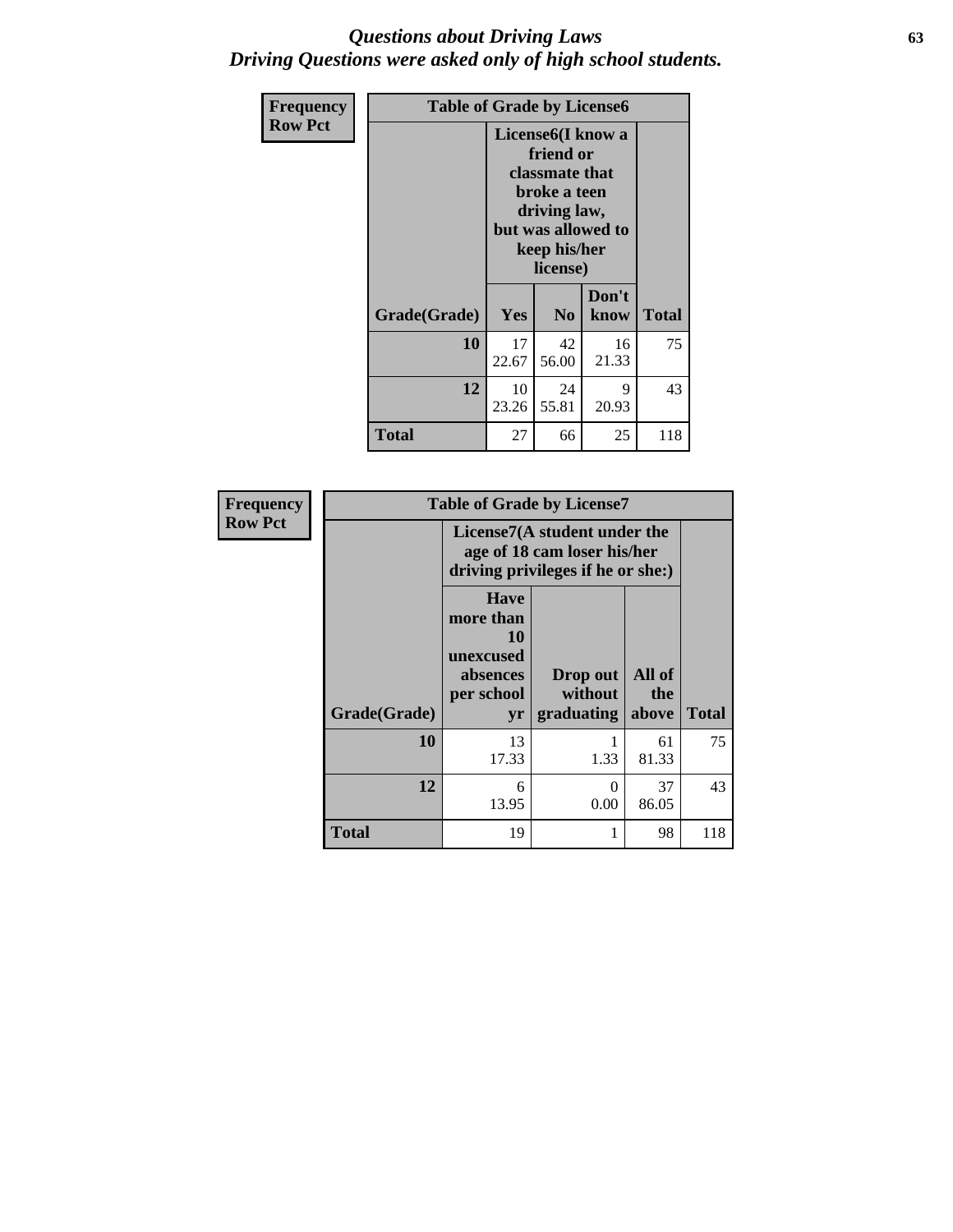*Questions about Driving Laws*
*Driving Questions were asked only of high school students.*

| Frequency Row Pct | Table of Grade by License6 | | | |
|---|---|---|---|---|
| | License6(I know a friend or classmate that broke a teen driving law, but was allowed to keep his/her license) | | | |
| Grade(Grade) | Yes | No | Don't know | Total |
| 10 | 17<br>22.67 | 42<br>56.00 | 16<br>21.33 | 75 |
| 12 | 10<br>23.26 | 24<br>55.81 | 9<br>20.93 | 43 |
| Total | 27 | 66 | 25 | 118 |

| Frequency Row Pct | Table of Grade by License7 | | | |
|---|---|---|---|---|
| | License7(A student under the age of 18 cam loser his/her driving privileges if he or she:) | | | |
| Grade(Grade) | Have more than 10 unexcused absences per school yr | Drop out without graduating | All of the above | Total |
| 10 | 13<br>17.33 | 1<br>1.33 | 61<br>81.33 | 75 |
| 12 | 6<br>13.95 | 0<br>0.00 | 37<br>86.05 | 43 |
| Total | 19 | 1 | 98 | 118 |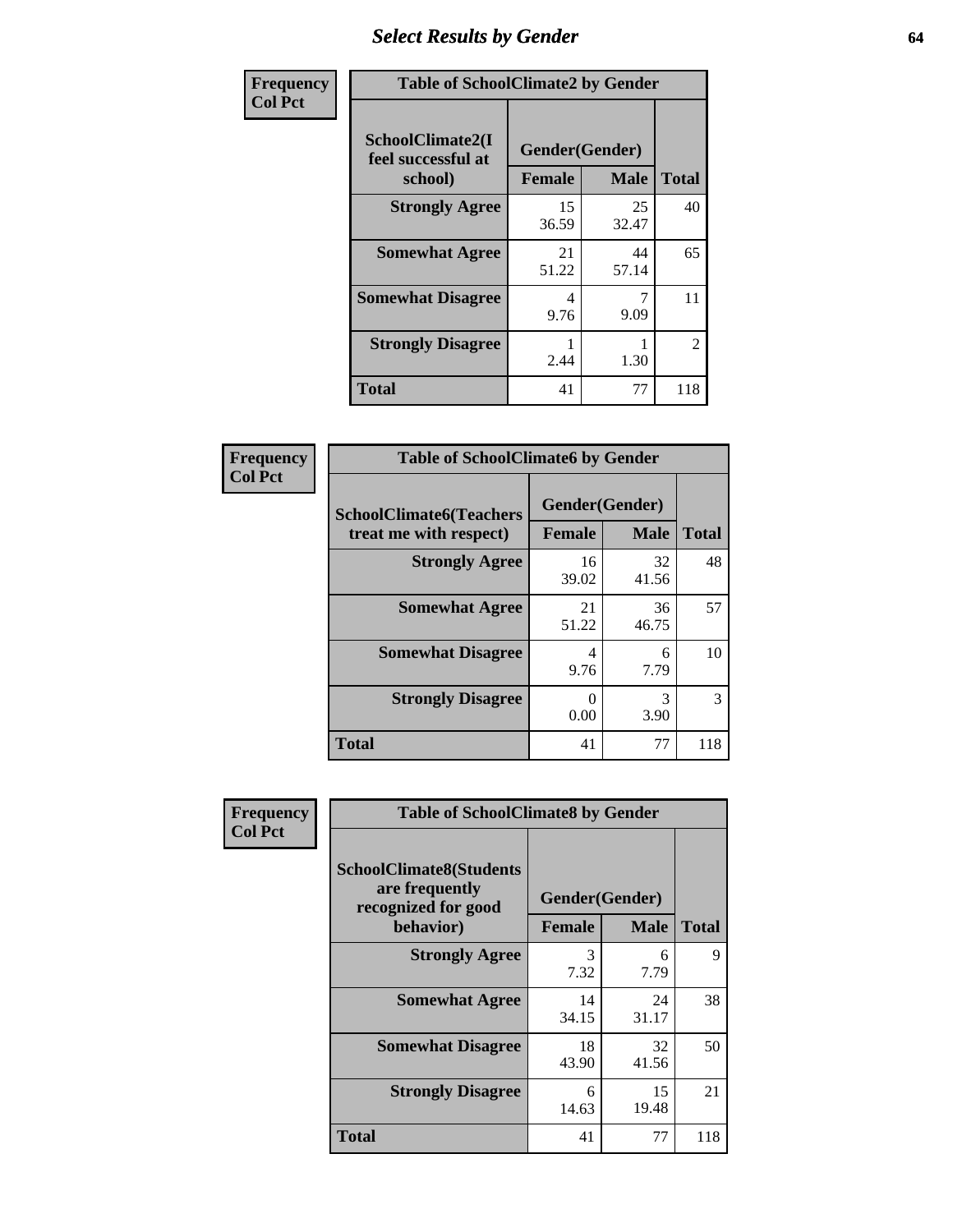# Select Results by Gender

**Frequency**
**Col Pct**

| Table of SchoolClimate2 by Gender | | | |
|---|---|---|---|
| SchoolClimate2(I feel successful at school) | Gender(Gender) | | Total |
| | Female | Male | |
| Strongly Agree | 15<br>36.59 | 25<br>32.47 | 40 |
| Somewhat Agree | 21<br>51.22 | 44<br>57.14 | 65 |
| Somewhat Disagree | 4<br>9.76 | 7<br>9.09 | 11 |
| Strongly Disagree | 1<br>2.44 | 1<br>1.30 | 2 |
| Total | 41 | 77 | 118 |

**Frequency**
**Col Pct**

| Table of SchoolClimate6 by Gender | | | |
|---|---|---|---|
| SchoolClimate6(Teachers treat me with respect) | Gender(Gender) | | Total |
| | Female | Male | |
| Strongly Agree | 16<br>39.02 | 32<br>41.56 | 48 |
| Somewhat Agree | 21<br>51.22 | 36<br>46.75 | 57 |
| Somewhat Disagree | 4<br>9.76 | 6<br>7.79 | 10 |
| Strongly Disagree | 0<br>0.00 | 3<br>3.90 | 3 |
| Total | 41 | 77 | 118 |

**Frequency**
**Col Pct**

| Table of SchoolClimate8 by Gender | | | |
|---|---|---|---|
| SchoolClimate8(Students are frequently recognized for good behavior) | Gender(Gender) | | Total |
| | Female | Male | |
| Strongly Agree | 3<br>7.32 | 6<br>7.79 | 9 |
| Somewhat Agree | 14<br>34.15 | 24<br>31.17 | 38 |
| Somewhat Disagree | 18<br>43.90 | 32<br>41.56 | 50 |
| Strongly Disagree | 6<br>14.63 | 15<br>19.48 | 21 |
| Total | 41 | 77 | 118 |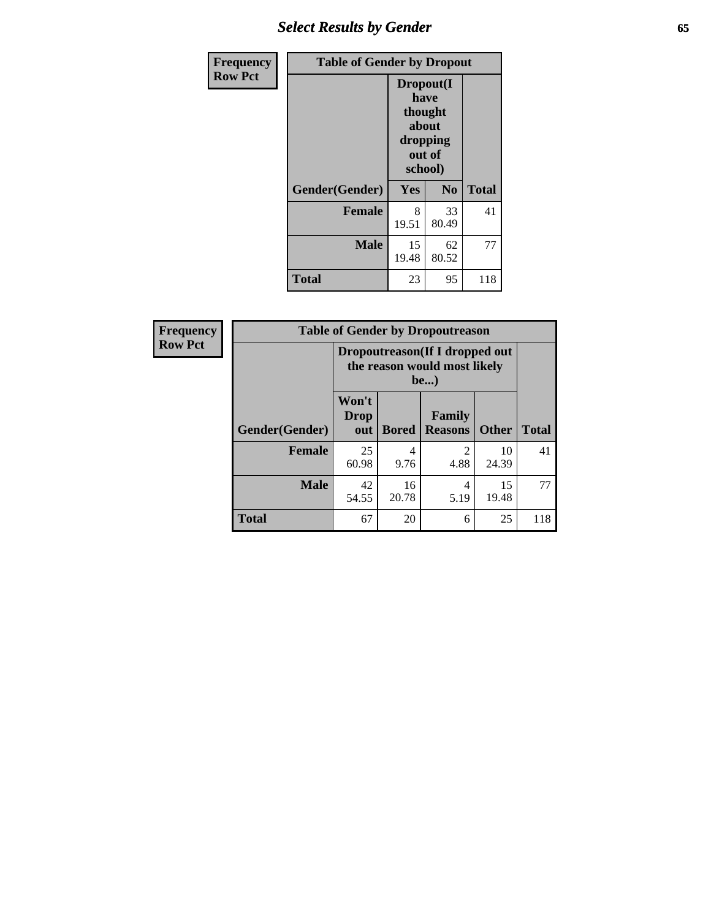| Frequency Row Pct | Table of Gender by Dropout | | |
|---|---|---|---|
| | Dropout(I have thought about dropping out of school) | | |
| Gender(Gender) | Yes | No | Total |
| **Female** | 8<br>19.51 | 33<br>80.49 | 41 |
| **Male** | 15<br>19.48 | 62<br>80.52 | 77 |
| **Total** | 23 | 95 | 118 |

| Frequency Row Pct | Table of Gender by Dropoutreason | | | | |
|---|---|---|---|---|---|
| | Dropoutreason(If I dropped out the reason would most likely be...) | | | | |
| Gender(Gender) | Won't Drop out | Bored | Family Reasons | Other | Total |
| **Female** | 25<br>60.98 | 4<br>9.76 | 2<br>4.88 | 10<br>24.39 | 41 |
| **Male** | 42<br>54.55 | 16<br>20.78 | 4<br>5.19 | 15<br>19.48 | 77 |
| **Total** | 67 | 20 | 6 | 25 | 118 |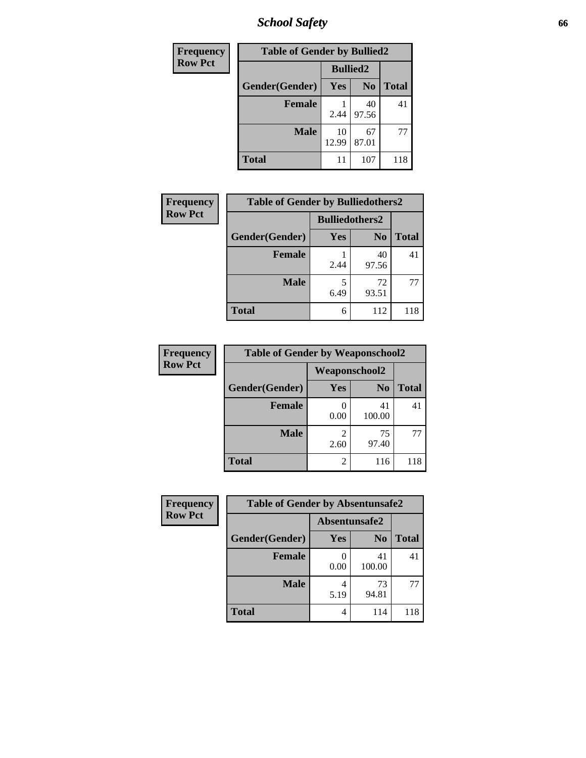| Frequency<br>Row Pct | Table of Gender by Bullied2 | | |
|---|---|---|---|
| | Bullied2 | | |
| Gender(Gender) | Yes | No | Total |
| Female | 1<br>2.44 | 40<br>97.56 | 41 |
| Male | 10<br>12.99 | 67<br>87.01 | 77 |
| Total | 11 | 107 | 118 |

| Frequency<br>Row Pct | Table of Gender by Bulliedothers2 | | |
|---|---|---|---|
| | Bulliedothers2 | | |
| Gender(Gender) | Yes | No | Total |
| Female | 1<br>2.44 | 40<br>97.56 | 41 |
| Male | 5<br>6.49 | 72<br>93.51 | 77 |
| Total | 6 | 112 | 118 |

| Frequency<br>Row Pct | Table of Gender by Weaponschool2 | | |
|---|---|---|---|
| | Weaponschool2 | | |
| Gender(Gender) | Yes | No | Total |
| Female | 0<br>0.00 | 41<br>100.00 | 41 |
| Male | 2<br>2.60 | 75<br>97.40 | 77 |
| Total | 2 | 116 | 118 |

| Frequency<br>Row Pct | Table of Gender by Absentunsafe2 | | |
|---|---|---|---|
| | Absentunsafe2 | | |
| Gender(Gender) | Yes | No | Total |
| Female | 0<br>0.00 | 41<br>100.00 | 41 |
| Male | 4<br>5.19 | 73<br>94.81 | 77 |
| Total | 4 | 114 | 118 |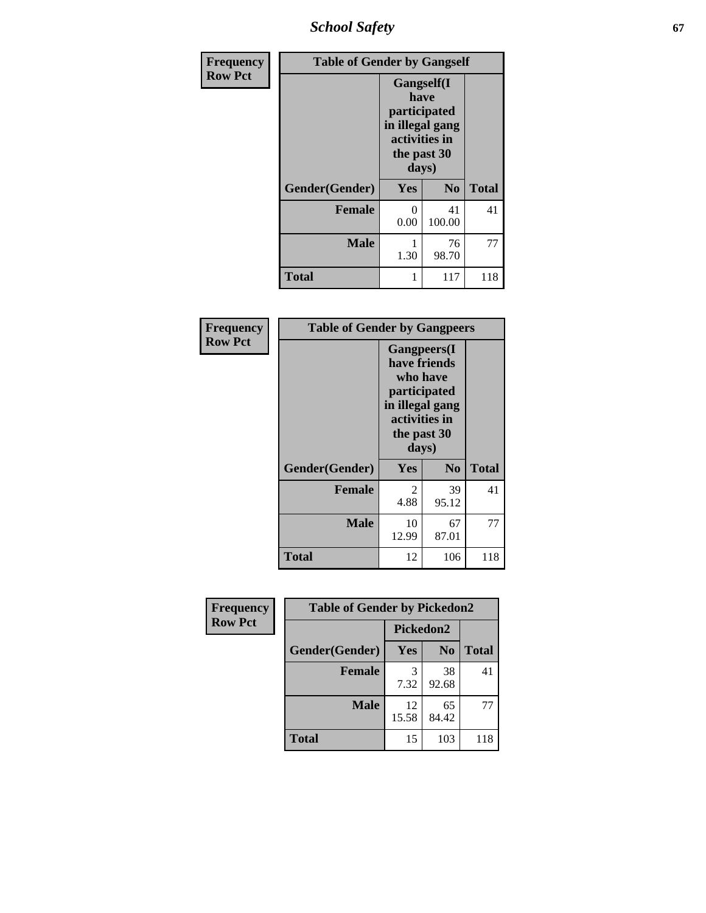| Frequency Row Pct | Table of Gender by Gangself | | |
|---|---|---|---|
| | Gangself(I have participated in illegal gang activities in the past 30 days) | | |
| Gender(Gender) | Yes | No | Total |
| Female | 0<br>0.00 | 41<br>100.00 | 41 |
| Male | 1<br>1.30 | 76<br>98.70 | 77 |
| Total | 1 | 117 | 118 |

| Frequency Row Pct | Table of Gender by Gangpeers | | |
|---|---|---|---|
| | Gangpeers(I have friends who have participated in illegal gang activities in the past 30 days) | | |
| Gender(Gender) | Yes | No | Total |
| Female | 2<br>4.88 | 39<br>95.12 | 41 |
| Male | 10<br>12.99 | 67<br>87.01 | 77 |
| Total | 12 | 106 | 118 |

| Frequency Row Pct | Table of Gender by Pickedon2 | | |
|---|---|---|---|
| | Pickedon2 | | |
| Gender(Gender) | Yes | No | Total |
| Female | 3<br>7.32 | 38<br>92.68 | 41 |
| Male | 12<br>15.58 | 65<br>84.42 | 77 |
| Total | 15 | 103 | 118 |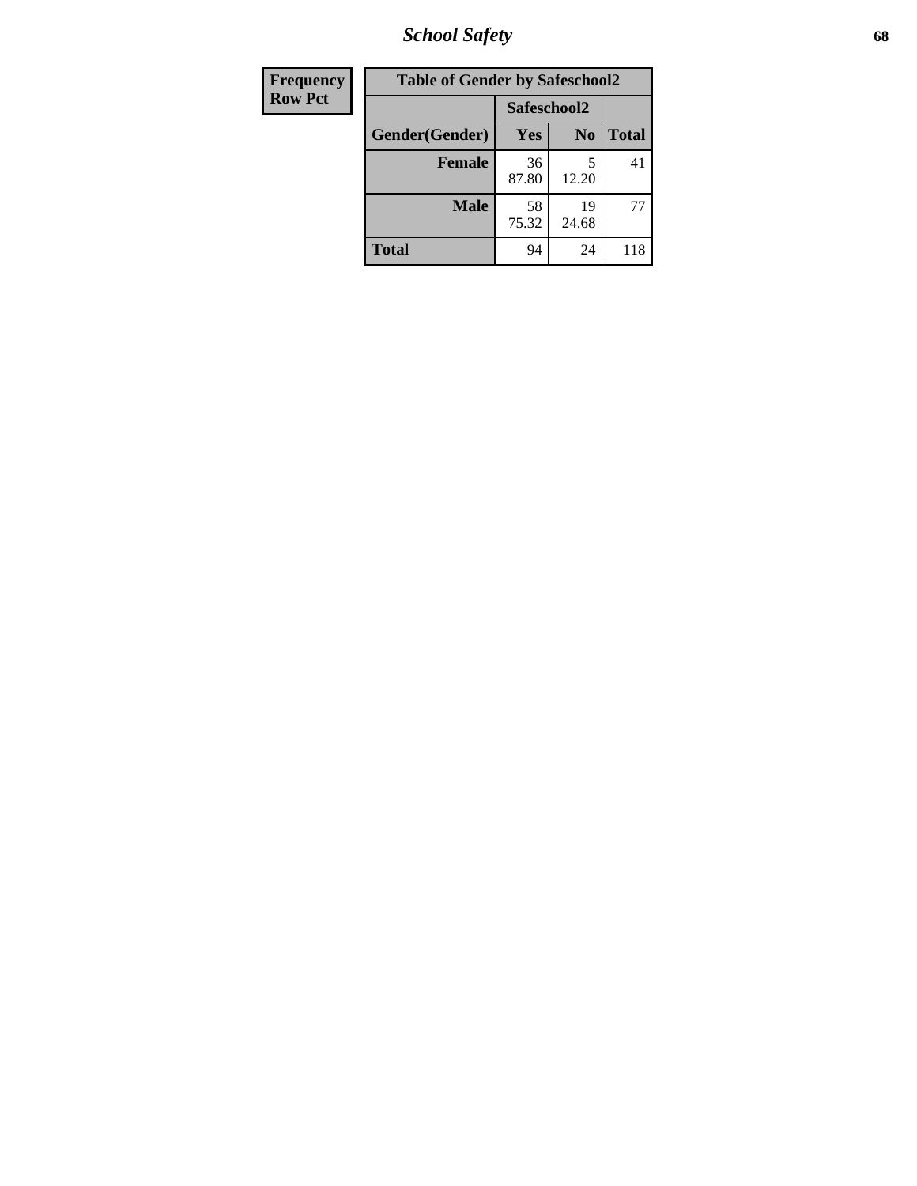| Frequency Row Pct | Table of Gender by Safeschool2 | | |
|---|---|---|---|
| | Safeschool2 | | |
| Gender(Gender) | Yes | No | Total |
| **Female** | 36<br>87.80 | 5<br>12.20 | 41 |
| **Male** | 58<br>75.32 | 19<br>24.68 | 77 |
| **Total** | 94 | 24 | 118 |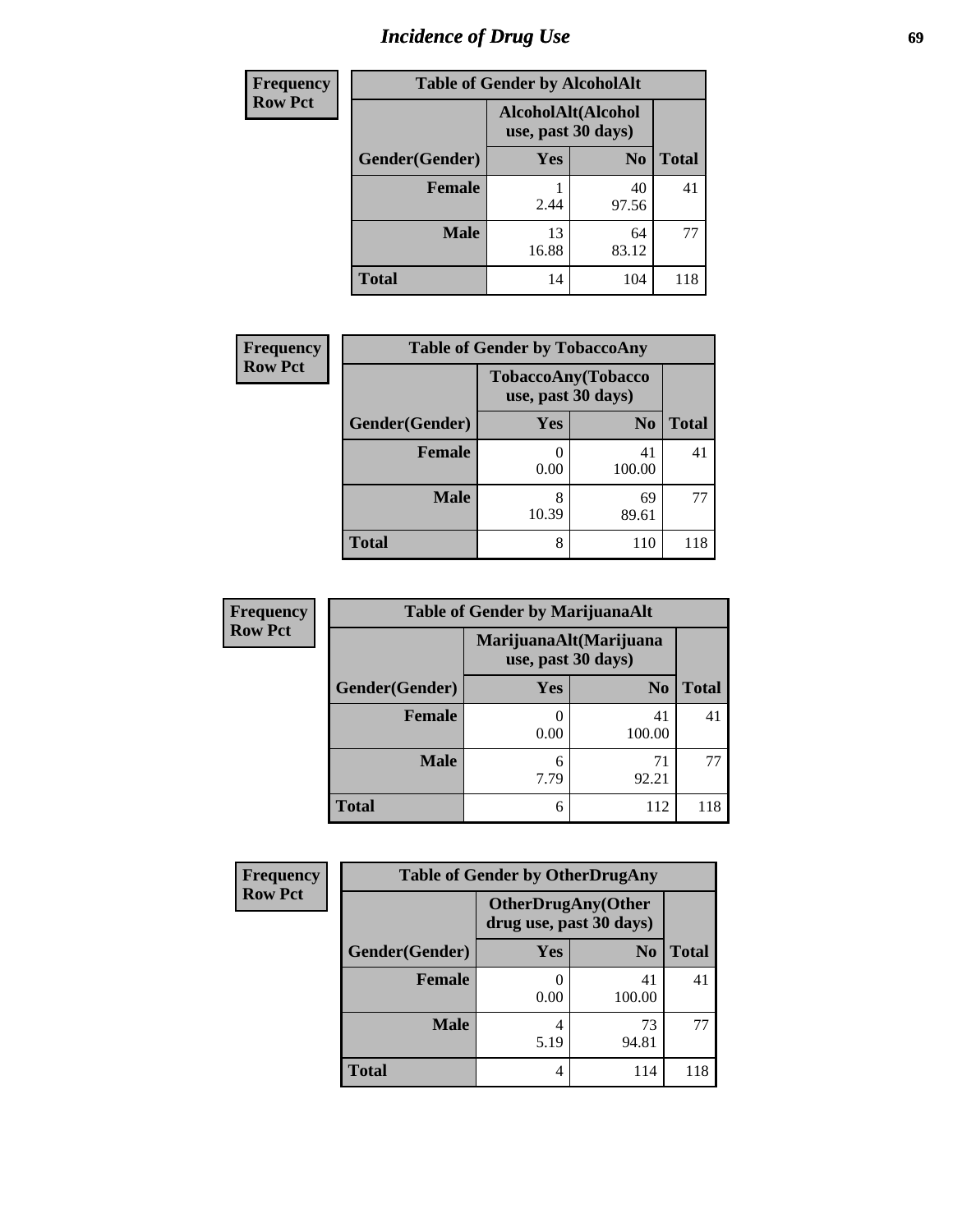# Incidence of Drug Use

**Frequency**
**Row Pct**

| Table of Gender by AlcoholAlt | | | |
|---|---|---|---|
| | AlcoholAlt(Alcohol use, past 30 days) | | |
| Gender(Gender) | Yes | No | Total |
| Female | 1<br>2.44 | 40<br>97.56 | 41 |
| Male | 13<br>16.88 | 64<br>83.12 | 77 |
| Total | 14 | 104 | 118 |

**Frequency**
**Row Pct**

| Table of Gender by TobaccoAny | | | |
|---|---|---|---|
| | TobaccoAny(Tobacco use, past 30 days) | | |
| Gender(Gender) | Yes | No | Total |
| Female | 0<br>0.00 | 41<br>100.00 | 41 |
| Male | 8<br>10.39 | 69<br>89.61 | 77 |
| Total | 8 | 110 | 118 |

**Frequency**
**Row Pct**

| Table of Gender by MarijuanaAlt | | | |
|---|---|---|---|
| | MarijuanaAlt(Marijuana use, past 30 days) | | |
| Gender(Gender) | Yes | No | Total |
| Female | 0<br>0.00 | 41<br>100.00 | 41 |
| Male | 6<br>7.79 | 71<br>92.21 | 77 |
| Total | 6 | 112 | 118 |

**Frequency**
**Row Pct**

| Table of Gender by OtherDrugAny | | | |
|---|---|---|---|
| | OtherDrugAny(Other drug use, past 30 days) | | |
| Gender(Gender) | Yes | No | Total |
| Female | 0<br>0.00 | 41<br>100.00 | 41 |
| Male | 4<br>5.19 | 73<br>94.81 | 77 |
| Total | 4 | 114 | 118 |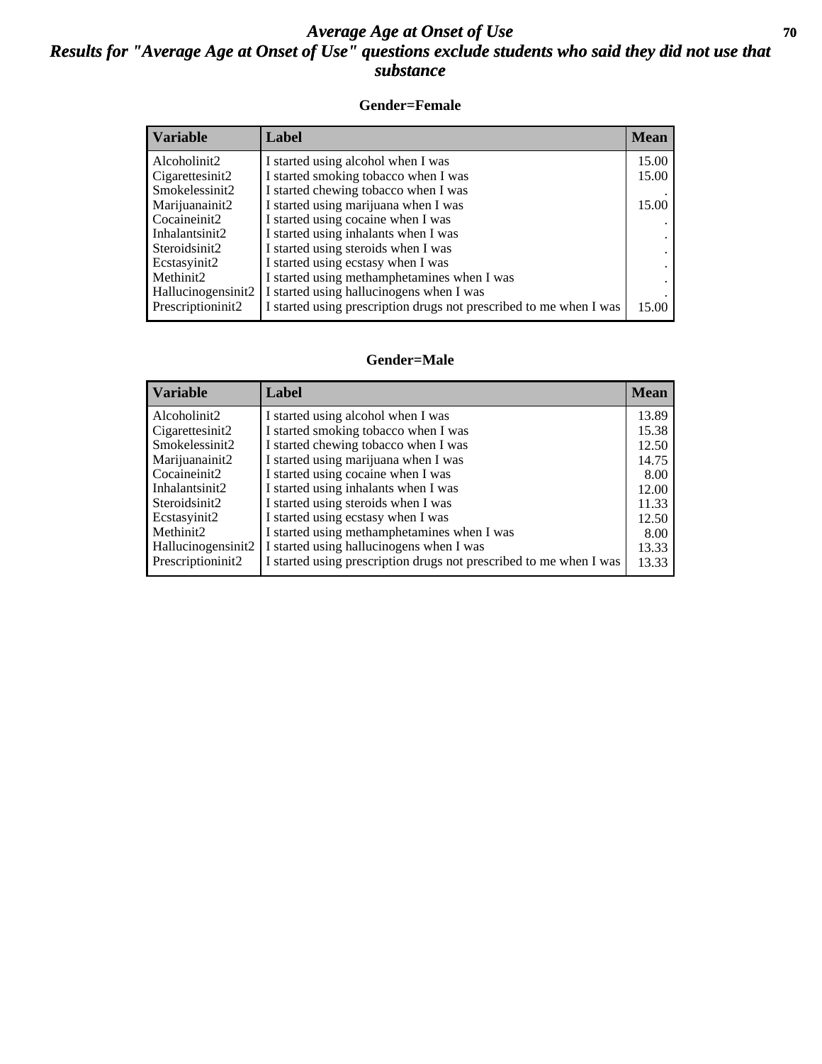# *Average Age at Onset of Use*

## *Results for "Average Age at Onset of Use" questions exclude students who said they did not use that substance*

### Gender=Female

| Variable | Label | Mean |
|---|---|---|
| Alcoholinit2 | I started using alcohol when I was | 15.00 |
| Cigarettesinit2 | I started smoking tobacco when I was | 15.00 |
| Smokelessinit2 | I started chewing tobacco when I was | . |
| Marijuanainit2 | I started using marijuana when I was | 15.00 |
| Cocaineinit2 | I started using cocaine when I was | . |
| Inhalantsinit2 | I started using inhalants when I was | . |
| Steroidsinit2 | I started using steroids when I was | . |
| Ecstasyinit2 | I started using ecstasy when I was | . |
| Methinit2 | I started using methamphetamines when I was | . |
| Hallucinogensinit2 | I started using hallucinogens when I was | . |
| Prescriptioninit2 | I started using prescription drugs not prescribed to me when I was | 15.00 |

### Gender=Male

| Variable | Label | Mean |
|---|---|---|
| Alcoholinit2 | I started using alcohol when I was | 13.89 |
| Cigarettesinit2 | I started smoking tobacco when I was | 15.38 |
| Smokelessinit2 | I started chewing tobacco when I was | 12.50 |
| Marijuanainit2 | I started using marijuana when I was | 14.75 |
| Cocaineinit2 | I started using cocaine when I was | 8.00 |
| Inhalantsinit2 | I started using inhalants when I was | 12.00 |
| Steroidsinit2 | I started using steroids when I was | 11.33 |
| Ecstasyinit2 | I started using ecstasy when I was | 12.50 |
| Methinit2 | I started using methamphetamines when I was | 8.00 |
| Hallucinogensinit2 | I started using hallucinogens when I was | 13.33 |
| Prescriptioninit2 | I started using prescription drugs not prescribed to me when I was | 13.33 |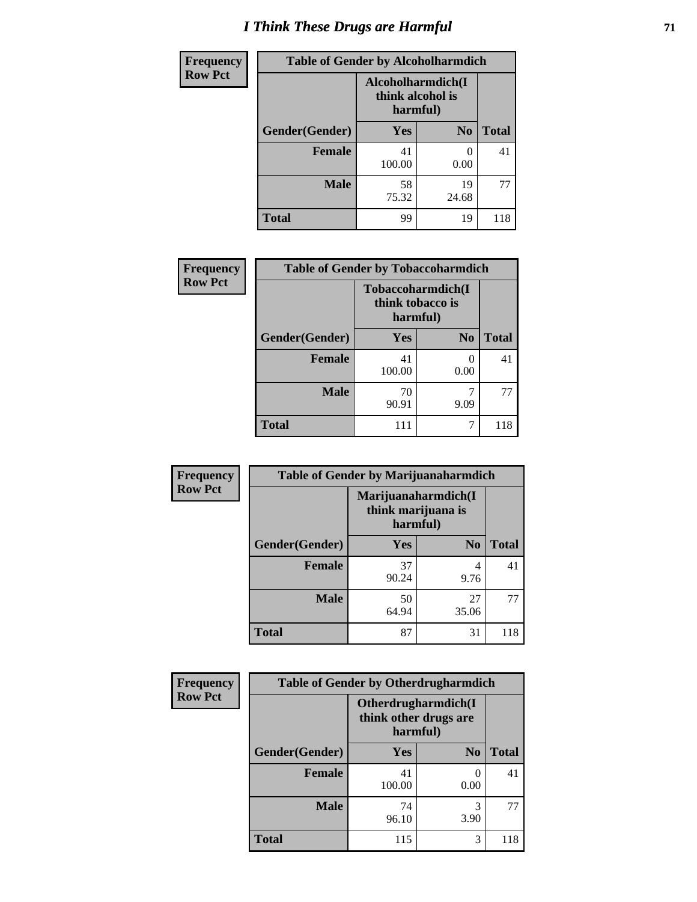# I Think These Drugs are Harmful

| Frequency Row Pct | Table of Gender by Alcoholharmdich | | |
|---|---|---|---|
| | Alcoholharmdich(I think alcohol is harmful) | | |
| Gender(Gender) | Yes | No | Total |
| Female | 41 100.00 | 0 0.00 | 41 |
| Male | 58 75.32 | 19 24.68 | 77 |
| Total | 99 | 19 | 118 |

| Frequency Row Pct | Table of Gender by Tobaccoharmdich | | |
|---|---|---|---|
| | Tobaccoharmdich(I think tobacco is harmful) | | |
| Gender(Gender) | Yes | No | Total |
| Female | 41 100.00 | 0 0.00 | 41 |
| Male | 70 90.91 | 7 9.09 | 77 |
| Total | 111 | 7 | 118 |

| Frequency Row Pct | Table of Gender by Marijuanaharmdich | | |
|---|---|---|---|
| | Marijuanaharmdich(I think marijuana is harmful) | | |
| Gender(Gender) | Yes | No | Total |
| Female | 37 90.24 | 4 9.76 | 41 |
| Male | 50 64.94 | 27 35.06 | 77 |
| Total | 87 | 31 | 118 |

| Frequency Row Pct | Table of Gender by Otherdrugharmdich | | |
|---|---|---|---|
| | Otherdrugharmdich(I think other drugs are harmful) | | |
| Gender(Gender) | Yes | No | Total |
| Female | 41 100.00 | 0 0.00 | 41 |
| Male | 74 96.10 | 3 3.90 | 77 |
| Total | 115 | 3 | 118 |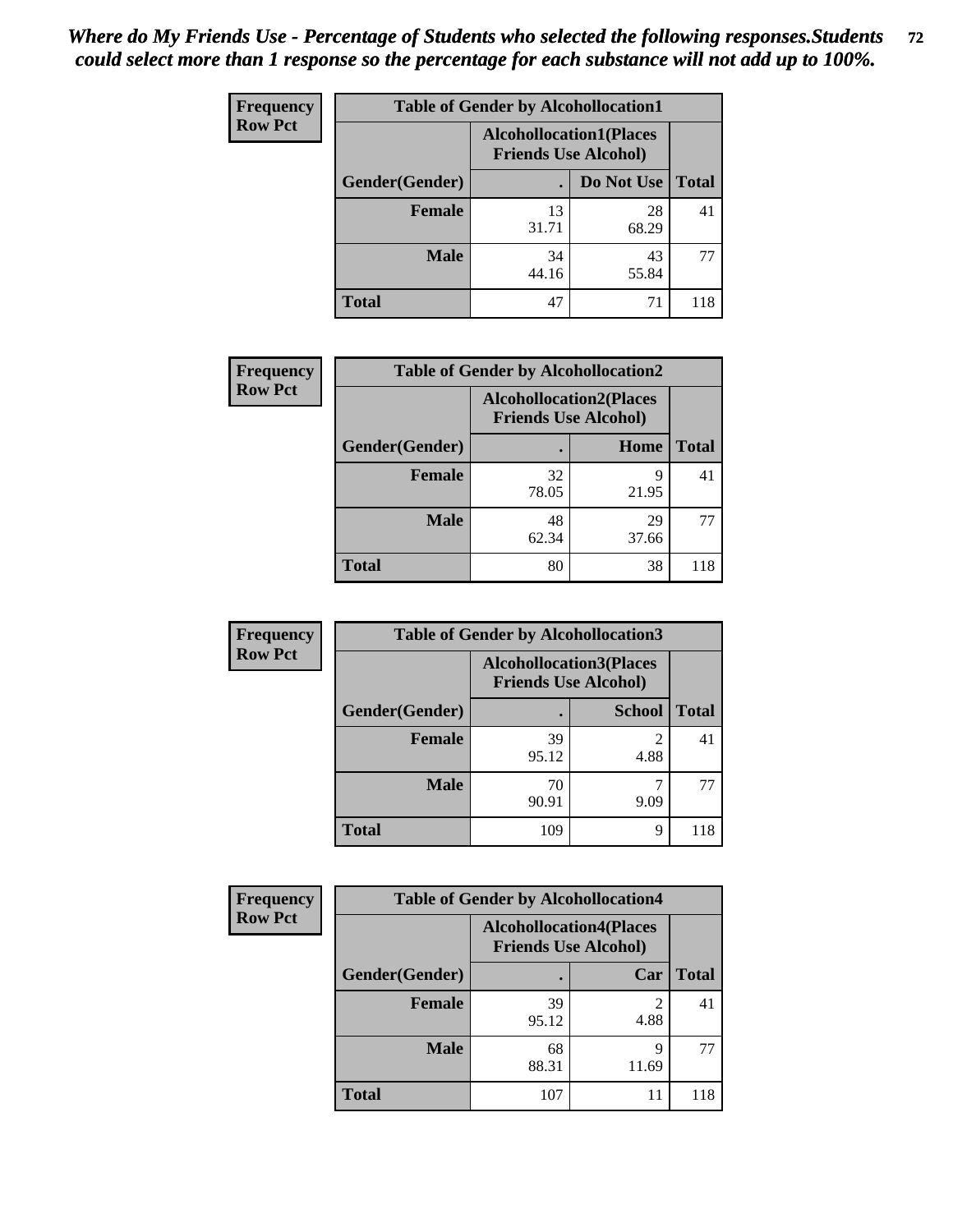*Where do My Friends Use - Percentage of Students who selected the following responses.Students could select more than 1 response so the percentage for each substance will not add up to 100%.*

**Frequency**
**Row Pct**

| Table of Gender by Alcohollocation1 | | | |
|---|---|---|---|
| | Alcohollocation1(Places Friends Use Alcohol) | | |
| Gender(Gender) | . | Do Not Use | Total |
| Female | 13<br>31.71 | 28<br>68.29 | 41 |
| Male | 34<br>44.16 | 43<br>55.84 | 77 |
| Total | 47 | 71 | 118 |

**Frequency**
**Row Pct**

| Table of Gender by Alcohollocation2 | | | |
|---|---|---|---|
| | Alcohollocation2(Places Friends Use Alcohol) | | |
| Gender(Gender) | . | Home | Total |
| Female | 32<br>78.05 | 9<br>21.95 | 41 |
| Male | 48<br>62.34 | 29<br>37.66 | 77 |
| Total | 80 | 38 | 118 |

**Frequency**
**Row Pct**

| Table of Gender by Alcohollocation3 | | | |
|---|---|---|---|
| | Alcohollocation3(Places Friends Use Alcohol) | | |
| Gender(Gender) | . | School | Total |
| Female | 39<br>95.12 | 2<br>4.88 | 41 |
| Male | 70<br>90.91 | 7<br>9.09 | 77 |
| Total | 109 | 9 | 118 |

**Frequency**
**Row Pct**

| Table of Gender by Alcohollocation4 | | | |
|---|---|---|---|
| | Alcohollocation4(Places Friends Use Alcohol) | | |
| Gender(Gender) | . | Car | Total |
| Female | 39<br>95.12 | 2<br>4.88 | 41 |
| Male | 68<br>88.31 | 9<br>11.69 | 77 |
| Total | 107 | 11 | 118 |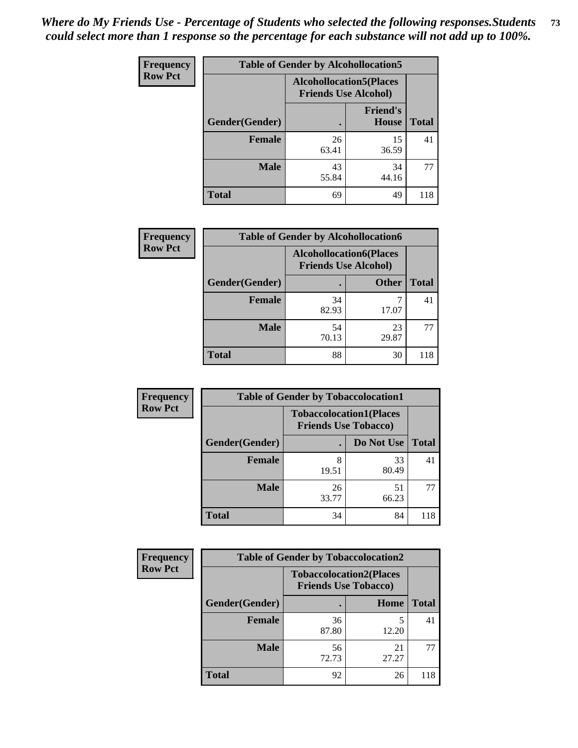*Where do My Friends Use - Percentage of Students who selected the following responses.Students could select more than 1 response so the percentage for each substance will not add up to 100%.*

**Frequency**
**Row Pct**

| Table of Gender by Alcohollocation5 | | | |
|---|---|---|---|
| | Alcohollocation5(Places Friends Use Alcohol) | | |
| Gender(Gender) | . | Friend's House | Total |
| **Female** | 26<br>63.41 | 15<br>36.59 | 41 |
| **Male** | 43<br>55.84 | 34<br>44.16 | 77 |
| **Total** | 69 | 49 | 118 |

**Frequency**
**Row Pct**

| Table of Gender by Alcohollocation6 | | | |
|---|---|---|---|
| | Alcohollocation6(Places Friends Use Alcohol) | | |
| Gender(Gender) | . | Other | Total |
| **Female** | 34<br>82.93 | 7<br>17.07 | 41 |
| **Male** | 54<br>70.13 | 23<br>29.87 | 77 |
| **Total** | 88 | 30 | 118 |

**Frequency**
**Row Pct**

| Table of Gender by Tobaccolocation1 | | | |
|---|---|---|---|
| | Tobaccolocation1(Places Friends Use Tobacco) | | |
| Gender(Gender) | . | Do Not Use | Total |
| **Female** | 8<br>19.51 | 33<br>80.49 | 41 |
| **Male** | 26<br>33.77 | 51<br>66.23 | 77 |
| **Total** | 34 | 84 | 118 |

**Frequency**
**Row Pct**

| Table of Gender by Tobaccolocation2 | | | |
|---|---|---|---|
| | Tobaccolocation2(Places Friends Use Tobacco) | | |
| Gender(Gender) | . | Home | Total |
| **Female** | 36<br>87.80 | 5<br>12.20 | 41 |
| **Male** | 56<br>72.73 | 21<br>27.27 | 77 |
| **Total** | 92 | 26 | 118 |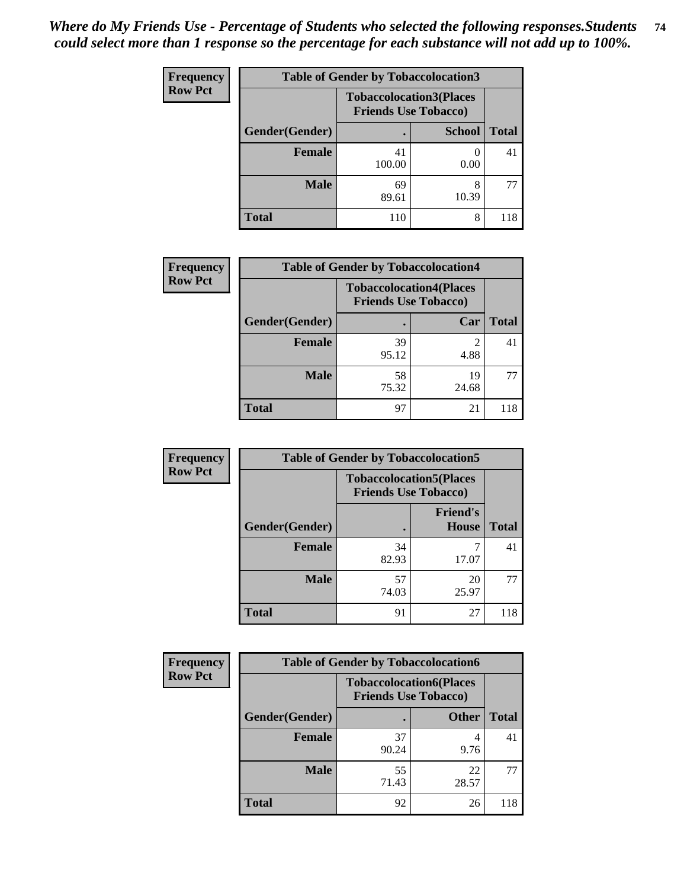*Where do My Friends Use - Percentage of Students who selected the following responses.Students could select more than 1 response so the percentage for each substance will not add up to 100%.*

**Frequency / Row Pct**

| Table of Gender by Tobaccolocation3 | | | |
|---|---|---|---|
| | Tobaccolocation3(Places Friends Use Tobacco) | | |
| Gender(Gender) | . | School | Total |
| Female | 41<br>100.00 | 0<br>0.00 | 41 |
| Male | 69<br>89.61 | 8<br>10.39 | 77 |
| Total | 110 | 8 | 118 |

**Frequency / Row Pct**

| Table of Gender by Tobaccolocation4 | | | |
|---|---|---|---|
| | Tobaccolocation4(Places Friends Use Tobacco) | | |
| Gender(Gender) | . | Car | Total |
| Female | 39<br>95.12 | 2<br>4.88 | 41 |
| Male | 58<br>75.32 | 19<br>24.68 | 77 |
| Total | 97 | 21 | 118 |

**Frequency / Row Pct**

| Table of Gender by Tobaccolocation5 | | | |
|---|---|---|---|
| | Tobaccolocation5(Places Friends Use Tobacco) | | |
| Gender(Gender) | . | Friend's House | Total |
| Female | 34<br>82.93 | 7<br>17.07 | 41 |
| Male | 57<br>74.03 | 20<br>25.97 | 77 |
| Total | 91 | 27 | 118 |

**Frequency / Row Pct**

| Table of Gender by Tobaccolocation6 | | | |
|---|---|---|---|
| | Tobaccolocation6(Places Friends Use Tobacco) | | |
| Gender(Gender) | . | Other | Total |
| Female | 37<br>90.24 | 4<br>9.76 | 41 |
| Male | 55<br>71.43 | 22<br>28.57 | 77 |
| Total | 92 | 26 | 118 |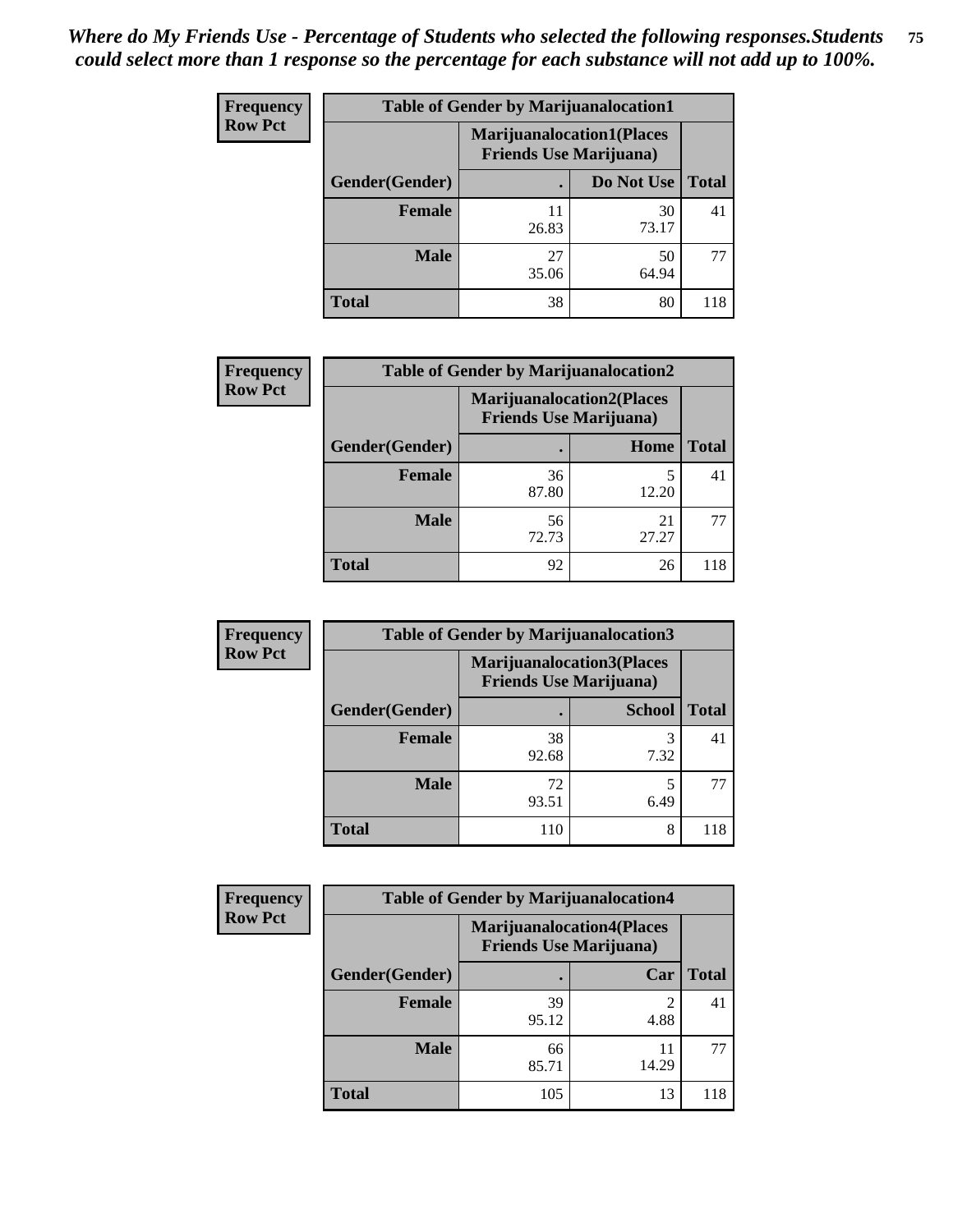*Where do My Friends Use - Percentage of Students who selected the following responses.Students could select more than 1 response so the percentage for each substance will not add up to 100%.*

**Frequency**
**Row Pct**

| Table of Gender by Marijuanalocation1 | | | |
|---|---|---|---|
| | Marijuanalocation1(Places Friends Use Marijuana) | | |
| Gender(Gender) | . | Do Not Use | Total |
| **Female** | 11<br>26.83 | 30<br>73.17 | 41 |
| **Male** | 27<br>35.06 | 50<br>64.94 | 77 |
| **Total** | 38 | 80 | 118 |

**Frequency**
**Row Pct**

| Table of Gender by Marijuanalocation2 | | | |
|---|---|---|---|
| | Marijuanalocation2(Places Friends Use Marijuana) | | |
| Gender(Gender) | . | Home | Total |
| **Female** | 36<br>87.80 | 5<br>12.20 | 41 |
| **Male** | 56<br>72.73 | 21<br>27.27 | 77 |
| **Total** | 92 | 26 | 118 |

**Frequency**
**Row Pct**

| Table of Gender by Marijuanalocation3 | | | |
|---|---|---|---|
| | Marijuanalocation3(Places Friends Use Marijuana) | | |
| Gender(Gender) | . | School | Total |
| **Female** | 38<br>92.68 | 3<br>7.32 | 41 |
| **Male** | 72<br>93.51 | 5<br>6.49 | 77 |
| **Total** | 110 | 8 | 118 |

**Frequency**
**Row Pct**

| Table of Gender by Marijuanalocation4 | | | |
|---|---|---|---|
| | Marijuanalocation4(Places Friends Use Marijuana) | | |
| Gender(Gender) | . | Car | Total |
| **Female** | 39<br>95.12 | 2<br>4.88 | 41 |
| **Male** | 66<br>85.71 | 11<br>14.29 | 77 |
| **Total** | 105 | 13 | 118 |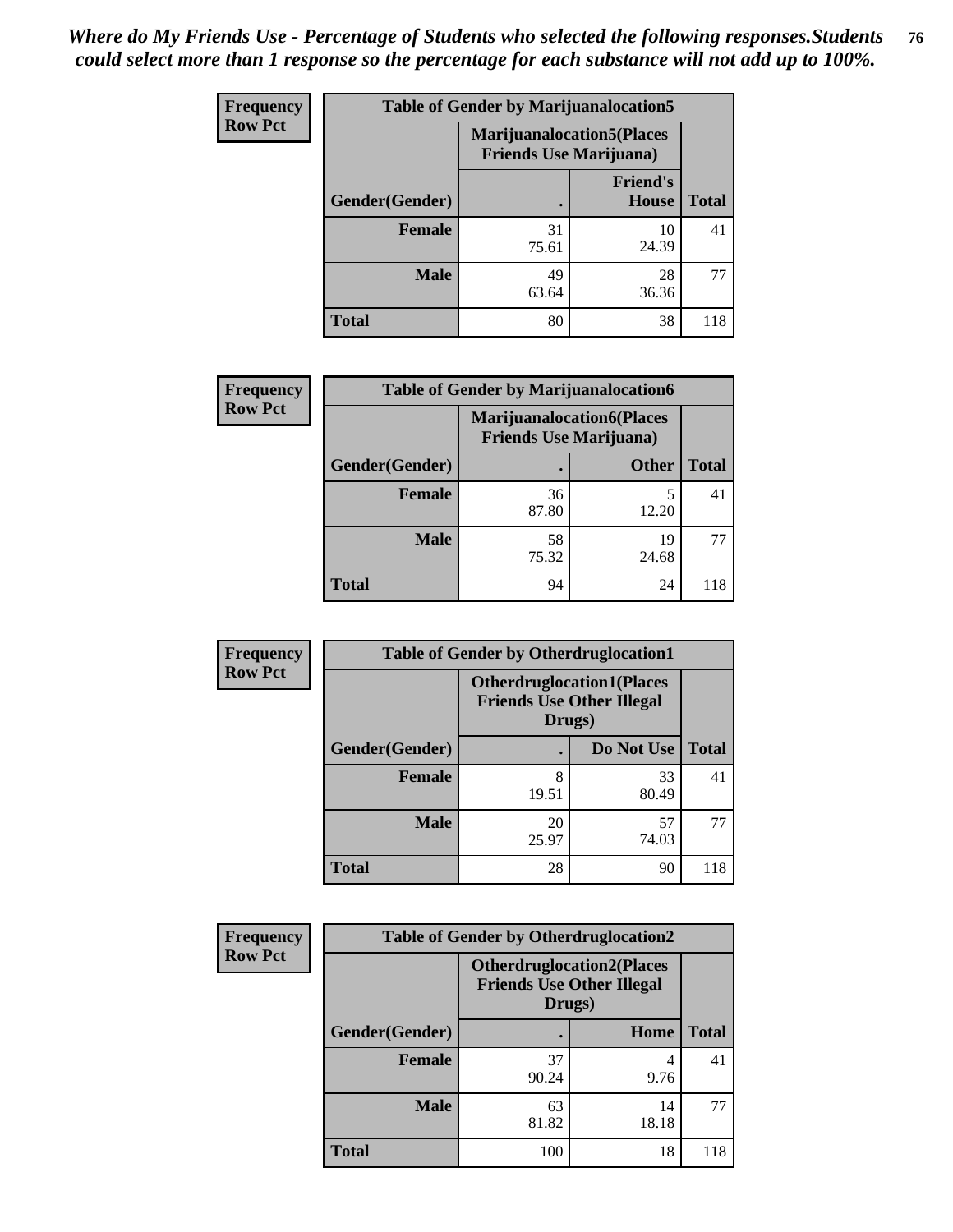*Where do My Friends Use - Percentage of Students who selected the following responses.Students could select more than 1 response so the percentage for each substance will not add up to 100%.*

**Frequency**
**Row Pct**

| Table of Gender by Marijuanalocation5 | | | |
|---|---|---|---|
| | Marijuanalocation5(Places Friends Use Marijuana) | | |
| Gender(Gender) | . | Friend's House | Total |
| **Female** | 31<br>75.61 | 10<br>24.39 | 41 |
| **Male** | 49<br>63.64 | 28<br>36.36 | 77 |
| **Total** | 80 | 38 | 118 |

**Frequency**
**Row Pct**

| Table of Gender by Marijuanalocation6 | | | |
|---|---|---|---|
| | Marijuanalocation6(Places Friends Use Marijuana) | | |
| Gender(Gender) | . | Other | Total |
| **Female** | 36<br>87.80 | 5<br>12.20 | 41 |
| **Male** | 58<br>75.32 | 19<br>24.68 | 77 |
| **Total** | 94 | 24 | 118 |

**Frequency**
**Row Pct**

| Table of Gender by Otherdruglocation1 | | | |
|---|---|---|---|
| | Otherdruglocation1(Places Friends Use Other Illegal Drugs) | | |
| Gender(Gender) | . | Do Not Use | Total |
| **Female** | 8<br>19.51 | 33<br>80.49 | 41 |
| **Male** | 20<br>25.97 | 57<br>74.03 | 77 |
| **Total** | 28 | 90 | 118 |

**Frequency**
**Row Pct**

| Table of Gender by Otherdruglocation2 | | | |
|---|---|---|---|
| | Otherdruglocation2(Places Friends Use Other Illegal Drugs) | | |
| Gender(Gender) | . | Home | Total |
| **Female** | 37<br>90.24 | 4<br>9.76 | 41 |
| **Male** | 63<br>81.82 | 14<br>18.18 | 77 |
| **Total** | 100 | 18 | 118 |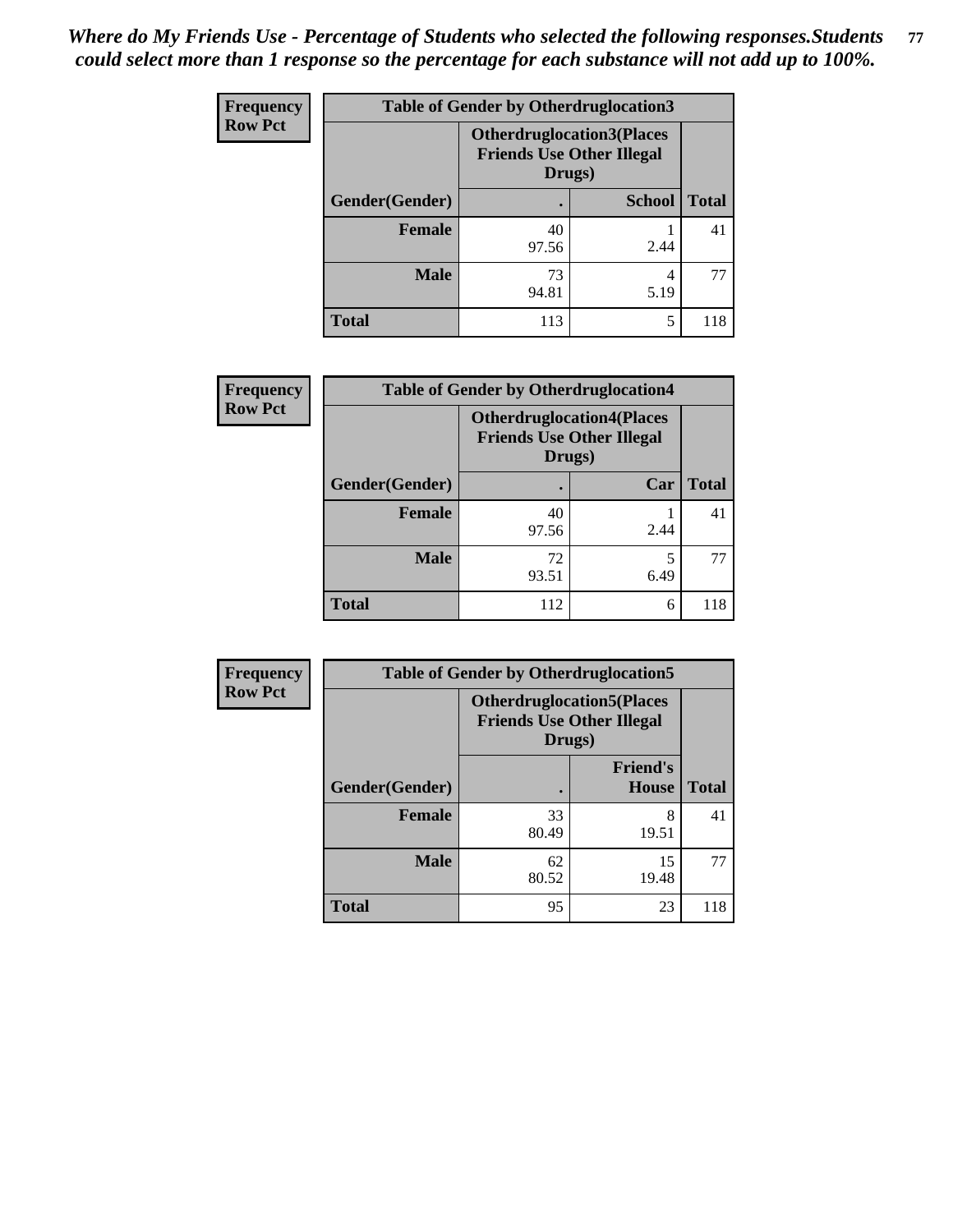*Where do My Friends Use - Percentage of Students who selected the following responses.Students could select more than 1 response so the percentage for each substance will not add up to 100%.*

**Frequency**
**Row Pct**

**Table of Gender by Otherdruglocation3**

| Gender(Gender) | Otherdruglocation3(Places Friends Use Other Illegal Drugs) . | School | Total |
|---|---|---|---|
| **Female** | 40<br>97.56 | 1<br>2.44 | 41 |
| **Male** | 73<br>94.81 | 4<br>5.19 | 77 |
| **Total** | 113 | 5 | 118 |

**Frequency**
**Row Pct**

**Table of Gender by Otherdruglocation4**

| Gender(Gender) | Otherdruglocation4(Places Friends Use Other Illegal Drugs) . | Car | Total |
|---|---|---|---|
| **Female** | 40<br>97.56 | 1<br>2.44 | 41 |
| **Male** | 72<br>93.51 | 5<br>6.49 | 77 |
| **Total** | 112 | 6 | 118 |

**Frequency**
**Row Pct**

**Table of Gender by Otherdruglocation5**

| Gender(Gender) | Otherdruglocation5(Places Friends Use Other Illegal Drugs) . | Friend's House | Total |
|---|---|---|---|
| **Female** | 33<br>80.49 | 8<br>19.51 | 41 |
| **Male** | 62<br>80.52 | 15<br>19.48 | 77 |
| **Total** | 95 | 23 | 118 |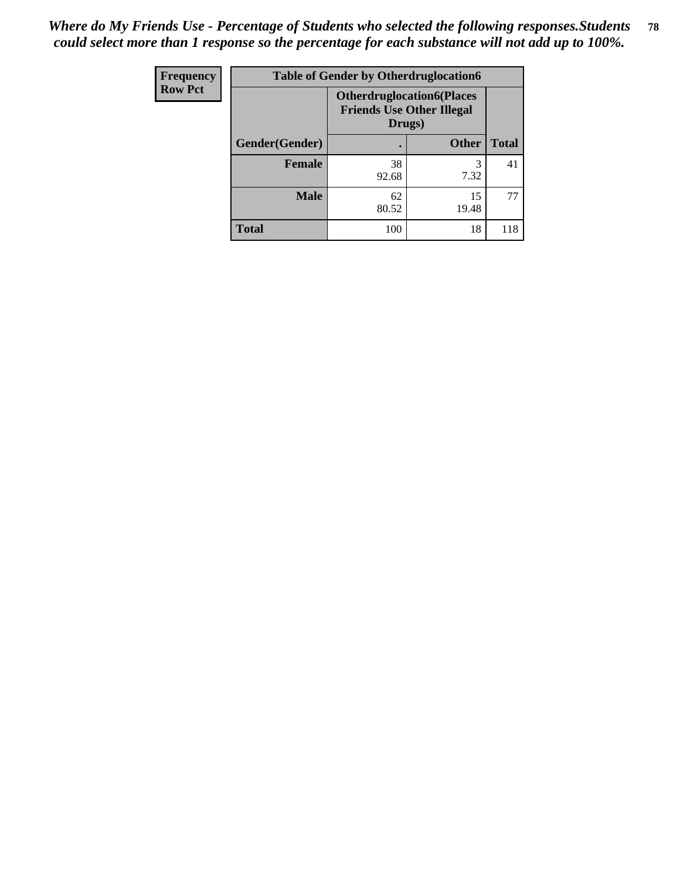*Where do My Friends Use - Percentage of Students who selected the following responses.Students could select more than 1 response so the percentage for each substance will not add up to 100%.*

| Frequency Row Pct | Table of Gender by Otherdruglocation6 | | |
|---|---|---|---|
| | Otherdruglocation6(Places Friends Use Other Illegal Drugs) | | |
| Gender(Gender) | . | Other | Total |
| Female | 38 92.68 | 3 7.32 | 41 |
| Male | 62 80.52 | 15 19.48 | 77 |
| Total | 100 | 18 | 118 |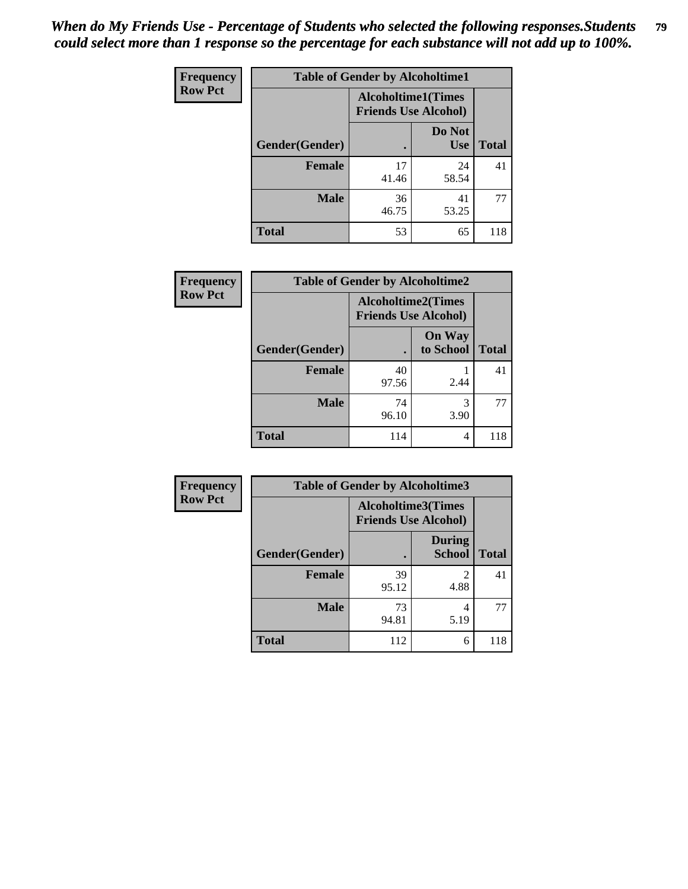*When do My Friends Use - Percentage of Students who selected the following responses.Students could select more than 1 response so the percentage for each substance will not add up to 100%.*

**Frequency**
**Row Pct**

| Table of Gender by Alcoholtime1 | | | |
|---|---|---|---|
| | Alcoholtime1(Times Friends Use Alcohol) | | |
| Gender(Gender) | . | Do Not Use | Total |
| **Female** | 17<br>41.46 | 24<br>58.54 | 41 |
| **Male** | 36<br>46.75 | 41<br>53.25 | 77 |
| **Total** | 53 | 65 | 118 |

**Frequency**
**Row Pct**

| Table of Gender by Alcoholtime2 | | | |
|---|---|---|---|
| | Alcoholtime2(Times Friends Use Alcohol) | | |
| Gender(Gender) | . | On Way to School | Total |
| **Female** | 40<br>97.56 | 1<br>2.44 | 41 |
| **Male** | 74<br>96.10 | 3<br>3.90 | 77 |
| **Total** | 114 | 4 | 118 |

**Frequency**
**Row Pct**

| Table of Gender by Alcoholtime3 | | | |
|---|---|---|---|
| | Alcoholtime3(Times Friends Use Alcohol) | | |
| Gender(Gender) | . | During School | Total |
| **Female** | 39<br>95.12 | 2<br>4.88 | 41 |
| **Male** | 73<br>94.81 | 4<br>5.19 | 77 |
| **Total** | 112 | 6 | 118 |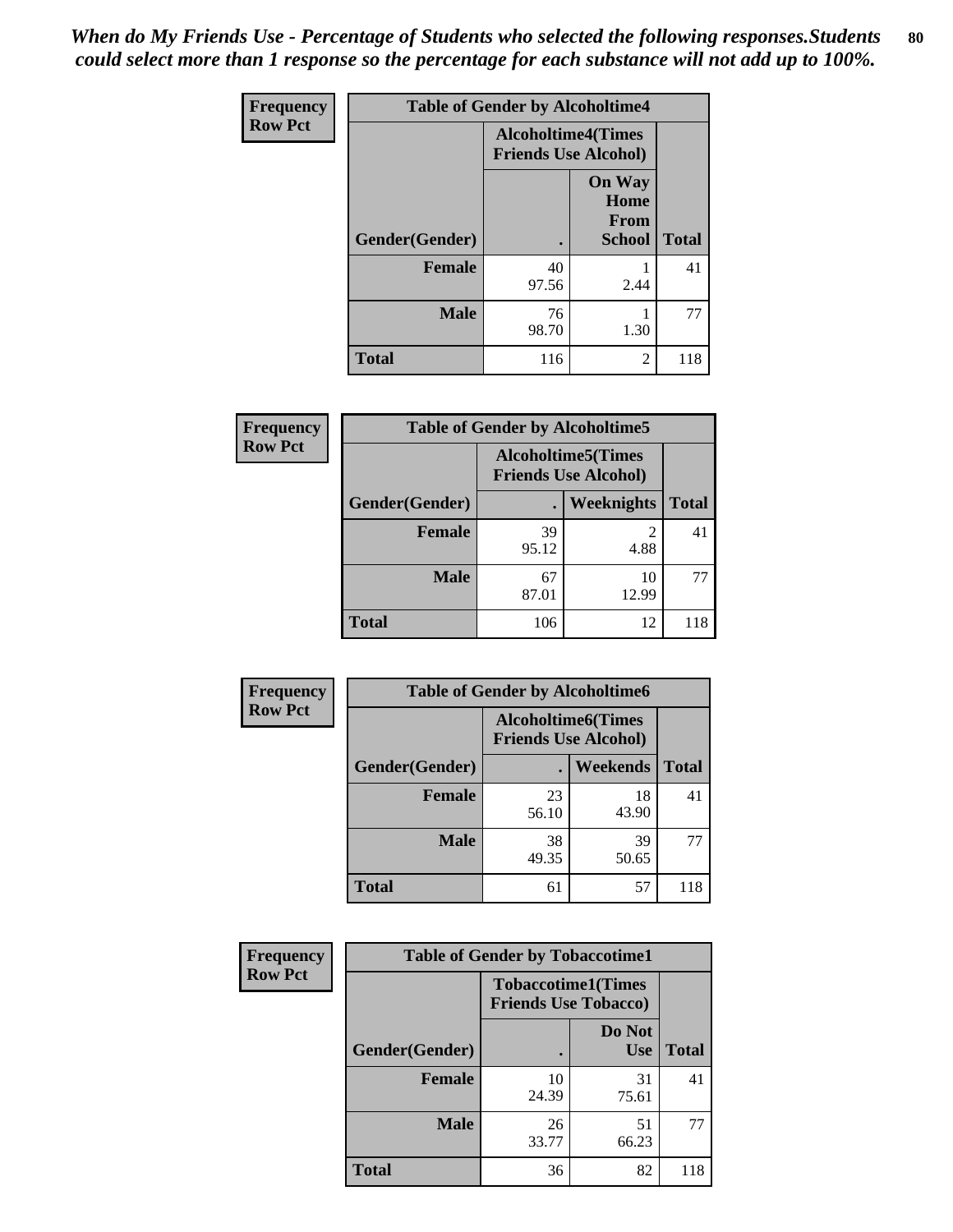*When do My Friends Use - Percentage of Students who selected the following responses.Students could select more than 1 response so the percentage for each substance will not add up to 100%.*

**Frequency**
**Row Pct**

| Table of Gender by Alcoholtime4 | | | |
|---|---|---|---|
| | Alcoholtime4(Times Friends Use Alcohol) | | |
| Gender(Gender) | . | On Way Home From School | Total |
| **Female** | 40<br>97.56 | 1<br>2.44 | 41 |
| **Male** | 76<br>98.70 | 1<br>1.30 | 77 |
| **Total** | 116 | 2 | 118 |

**Frequency**
**Row Pct**

| Table of Gender by Alcoholtime5 | | | |
|---|---|---|---|
| | Alcoholtime5(Times Friends Use Alcohol) | | |
| Gender(Gender) | . | Weeknights | Total |
| **Female** | 39<br>95.12 | 2<br>4.88 | 41 |
| **Male** | 67<br>87.01 | 10<br>12.99 | 77 |
| **Total** | 106 | 12 | 118 |

**Frequency**
**Row Pct**

| Table of Gender by Alcoholtime6 | | | |
|---|---|---|---|
| | Alcoholtime6(Times Friends Use Alcohol) | | |
| Gender(Gender) | . | Weekends | Total |
| **Female** | 23<br>56.10 | 18<br>43.90 | 41 |
| **Male** | 38<br>49.35 | 39<br>50.65 | 77 |
| **Total** | 61 | 57 | 118 |

**Frequency**
**Row Pct**

| Table of Gender by Tobaccotime1 | | | |
|---|---|---|---|
| | Tobaccotime1(Times Friends Use Tobacco) | | |
| Gender(Gender) | . | Do Not Use | Total |
| **Female** | 10<br>24.39 | 31<br>75.61 | 41 |
| **Male** | 26<br>33.77 | 51<br>66.23 | 77 |
| **Total** | 36 | 82 | 118 |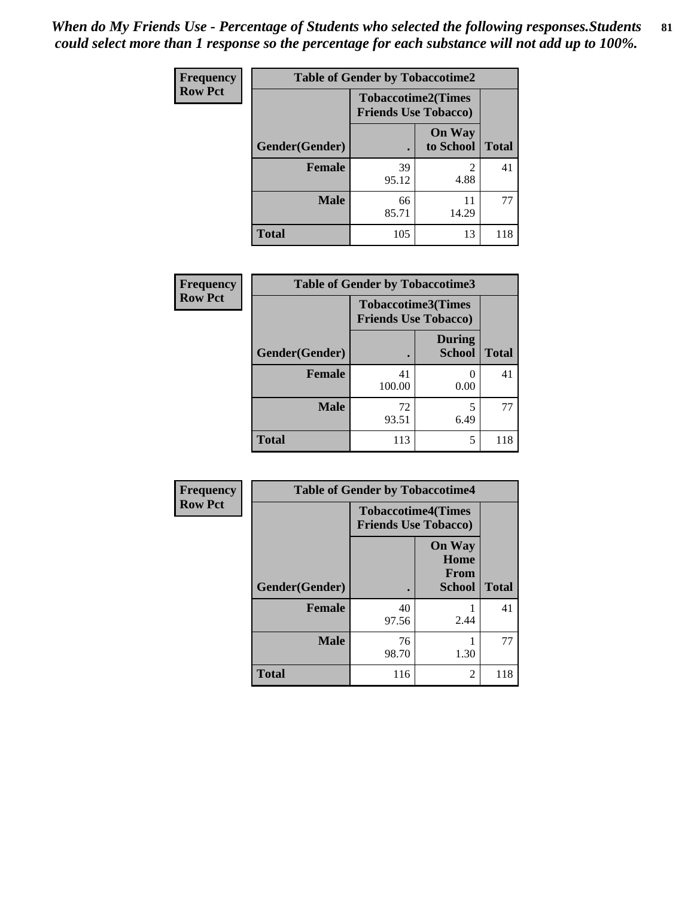*When do My Friends Use - Percentage of Students who selected the following responses.Students could select more than 1 response so the percentage for each substance will not add up to 100%.*

**Frequency**
**Row Pct**

| Table of Gender by Tobaccotime2 | | | |
|---|---|---|---|
| | Tobaccotime2(Times Friends Use Tobacco) | | |
| Gender(Gender) | . | On Way to School | Total |
| **Female** | 39<br>95.12 | 2<br>4.88 | 41 |
| **Male** | 66<br>85.71 | 11<br>14.29 | 77 |
| **Total** | 105 | 13 | 118 |

**Frequency**
**Row Pct**

| Table of Gender by Tobaccotime3 | | | |
|---|---|---|---|
| | Tobaccotime3(Times Friends Use Tobacco) | | |
| Gender(Gender) | . | During School | Total |
| **Female** | 41<br>100.00 | 0<br>0.00 | 41 |
| **Male** | 72<br>93.51 | 5<br>6.49 | 77 |
| **Total** | 113 | 5 | 118 |

**Frequency**
**Row Pct**

| Table of Gender by Tobaccotime4 | | | |
|---|---|---|---|
| | Tobaccotime4(Times Friends Use Tobacco) | | |
| Gender(Gender) | . | On Way Home From School | Total |
| **Female** | 40<br>97.56 | 1<br>2.44 | 41 |
| **Male** | 76<br>98.70 | 1<br>1.30 | 77 |
| **Total** | 116 | 2 | 118 |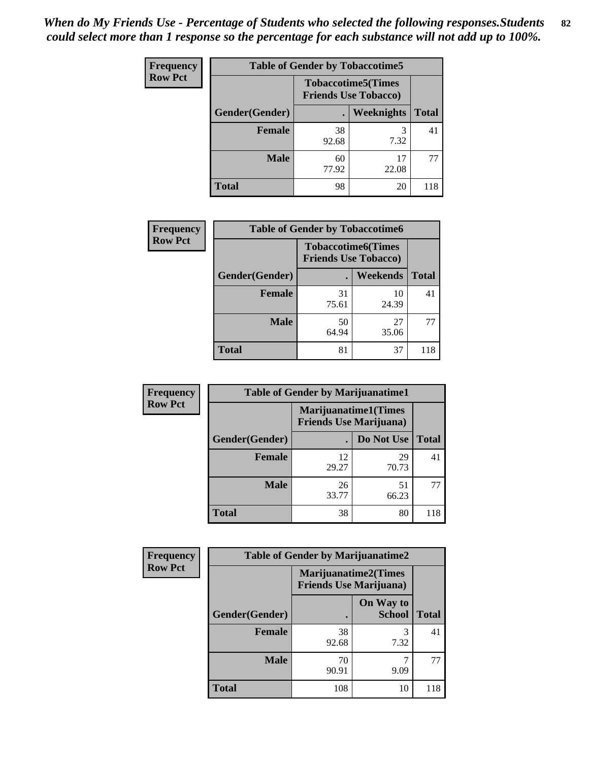*When do My Friends Use - Percentage of Students who selected the following responses.Students could select more than 1 response so the percentage for each substance will not add up to 100%.*

**Frequency**
**Row Pct**

| Table of Gender by Tobaccotime5 | | | |
|---|---|---|---|
| | Tobaccotime5(Times Friends Use Tobacco) | | |
| Gender(Gender) | . | Weeknights | Total |
| **Female** | 38<br>92.68 | 3<br>7.32 | 41 |
| **Male** | 60<br>77.92 | 17<br>22.08 | 77 |
| **Total** | 98 | 20 | 118 |

**Frequency**
**Row Pct**

| Table of Gender by Tobaccotime6 | | | |
|---|---|---|---|
| | Tobaccotime6(Times Friends Use Tobacco) | | |
| Gender(Gender) | . | Weekends | Total |
| **Female** | 31<br>75.61 | 10<br>24.39 | 41 |
| **Male** | 50<br>64.94 | 27<br>35.06 | 77 |
| **Total** | 81 | 37 | 118 |

**Frequency**
**Row Pct**

| Table of Gender by Marijuanatime1 | | | |
|---|---|---|---|
| | Marijuanatime1(Times Friends Use Marijuana) | | |
| Gender(Gender) | . | Do Not Use | Total |
| **Female** | 12<br>29.27 | 29<br>70.73 | 41 |
| **Male** | 26<br>33.77 | 51<br>66.23 | 77 |
| **Total** | 38 | 80 | 118 |

**Frequency**
**Row Pct**

| Table of Gender by Marijuanatime2 | | | |
|---|---|---|---|
| | Marijuanatime2(Times Friends Use Marijuana) | | |
| Gender(Gender) | . | On Way to School | Total |
| **Female** | 38<br>92.68 | 3<br>7.32 | 41 |
| **Male** | 70<br>90.91 | 7<br>9.09 | 77 |
| **Total** | 108 | 10 | 118 |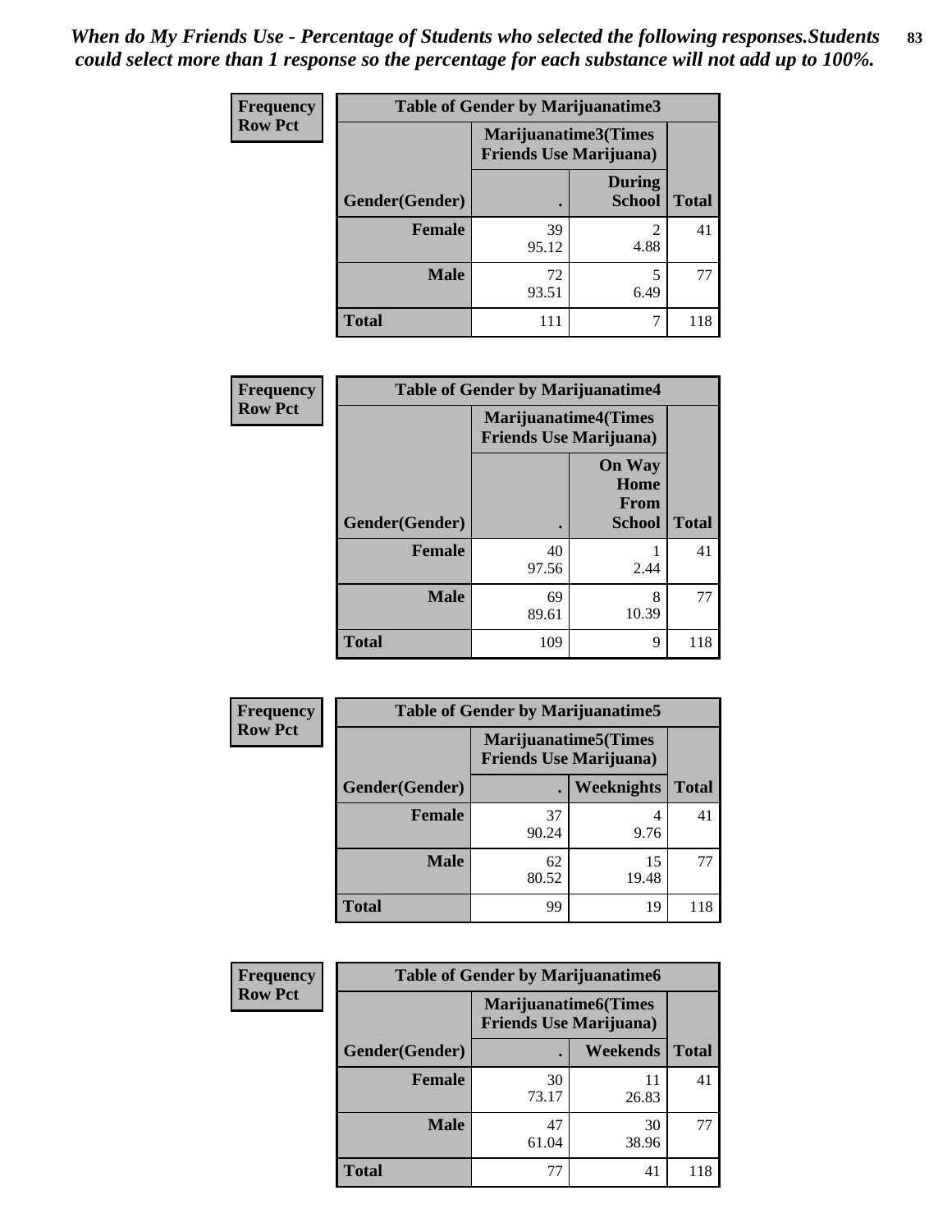*When do My Friends Use - Percentage of Students who selected the following responses.Students could select more than 1 response so the percentage for each substance will not add up to 100%.*

**Frequency**
**Row Pct**

| Table of Gender by Marijuanatime3 | | | |
|---|---|---|---|
| | Marijuanatime3(Times Friends Use Marijuana) | | |
| Gender(Gender) | . | During School | Total |
| Female | 39<br>95.12 | 2<br>4.88 | 41 |
| Male | 72<br>93.51 | 5<br>6.49 | 77 |
| Total | 111 | 7 | 118 |

**Frequency**
**Row Pct**

| Table of Gender by Marijuanatime4 | | | |
|---|---|---|---|
| | Marijuanatime4(Times Friends Use Marijuana) | | |
| Gender(Gender) | . | On Way Home From School | Total |
| Female | 40<br>97.56 | 1<br>2.44 | 41 |
| Male | 69<br>89.61 | 8<br>10.39 | 77 |
| Total | 109 | 9 | 118 |

**Frequency**
**Row Pct**

| Table of Gender by Marijuanatime5 | | | |
|---|---|---|---|
| | Marijuanatime5(Times Friends Use Marijuana) | | |
| Gender(Gender) | . | Weeknights | Total |
| Female | 37<br>90.24 | 4<br>9.76 | 41 |
| Male | 62<br>80.52 | 15<br>19.48 | 77 |
| Total | 99 | 19 | 118 |

**Frequency**
**Row Pct**

| Table of Gender by Marijuanatime6 | | | |
|---|---|---|---|
| | Marijuanatime6(Times Friends Use Marijuana) | | |
| Gender(Gender) | . | Weekends | Total |
| Female | 30<br>73.17 | 11<br>26.83 | 41 |
| Male | 47<br>61.04 | 30<br>38.96 | 77 |
| Total | 77 | 41 | 118 |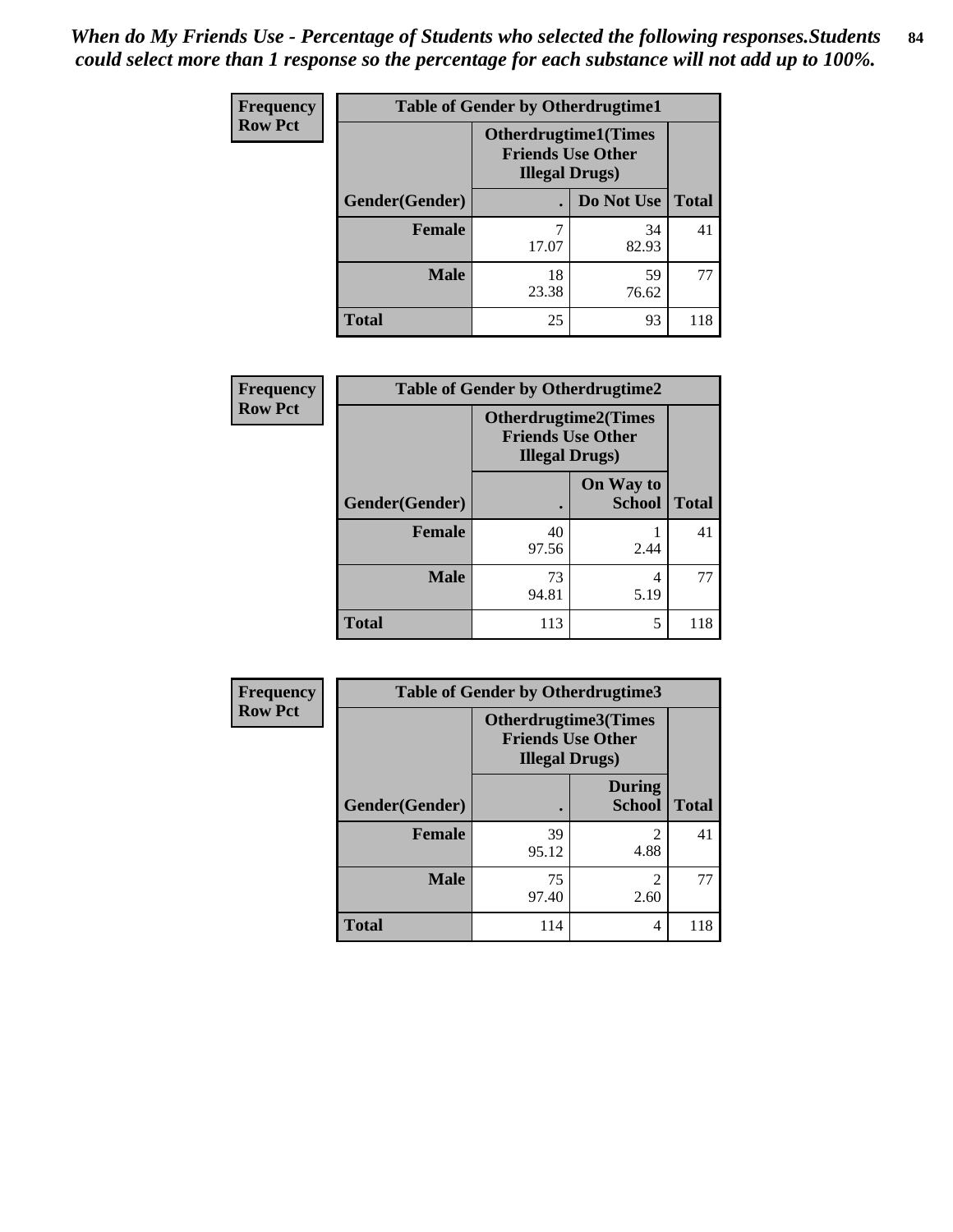*When do My Friends Use - Percentage of Students who selected the following responses.Students could select more than 1 response so the percentage for each substance will not add up to 100%.*

**Frequency**
**Row Pct**

| Table of Gender by Otherdrugtime1 | | | |
|---|---|---|---|
| | Otherdrugtime1(Times Friends Use Other Illegal Drugs) | | |
| Gender(Gender) | . | Do Not Use | Total |
| **Female** | 7<br>17.07 | 34<br>82.93 | 41 |
| **Male** | 18<br>23.38 | 59<br>76.62 | 77 |
| **Total** | 25 | 93 | 118 |

**Frequency**
**Row Pct**

| Table of Gender by Otherdrugtime2 | | | |
|---|---|---|---|
| | Otherdrugtime2(Times Friends Use Other Illegal Drugs) | | |
| Gender(Gender) | . | On Way to School | Total |
| **Female** | 40<br>97.56 | 1<br>2.44 | 41 |
| **Male** | 73<br>94.81 | 4<br>5.19 | 77 |
| **Total** | 113 | 5 | 118 |

**Frequency**
**Row Pct**

| Table of Gender by Otherdrugtime3 | | | |
|---|---|---|---|
| | Otherdrugtime3(Times Friends Use Other Illegal Drugs) | | |
| Gender(Gender) | . | During School | Total |
| **Female** | 39<br>95.12 | 2<br>4.88 | 41 |
| **Male** | 75<br>97.40 | 2<br>2.60 | 77 |
| **Total** | 114 | 4 | 118 |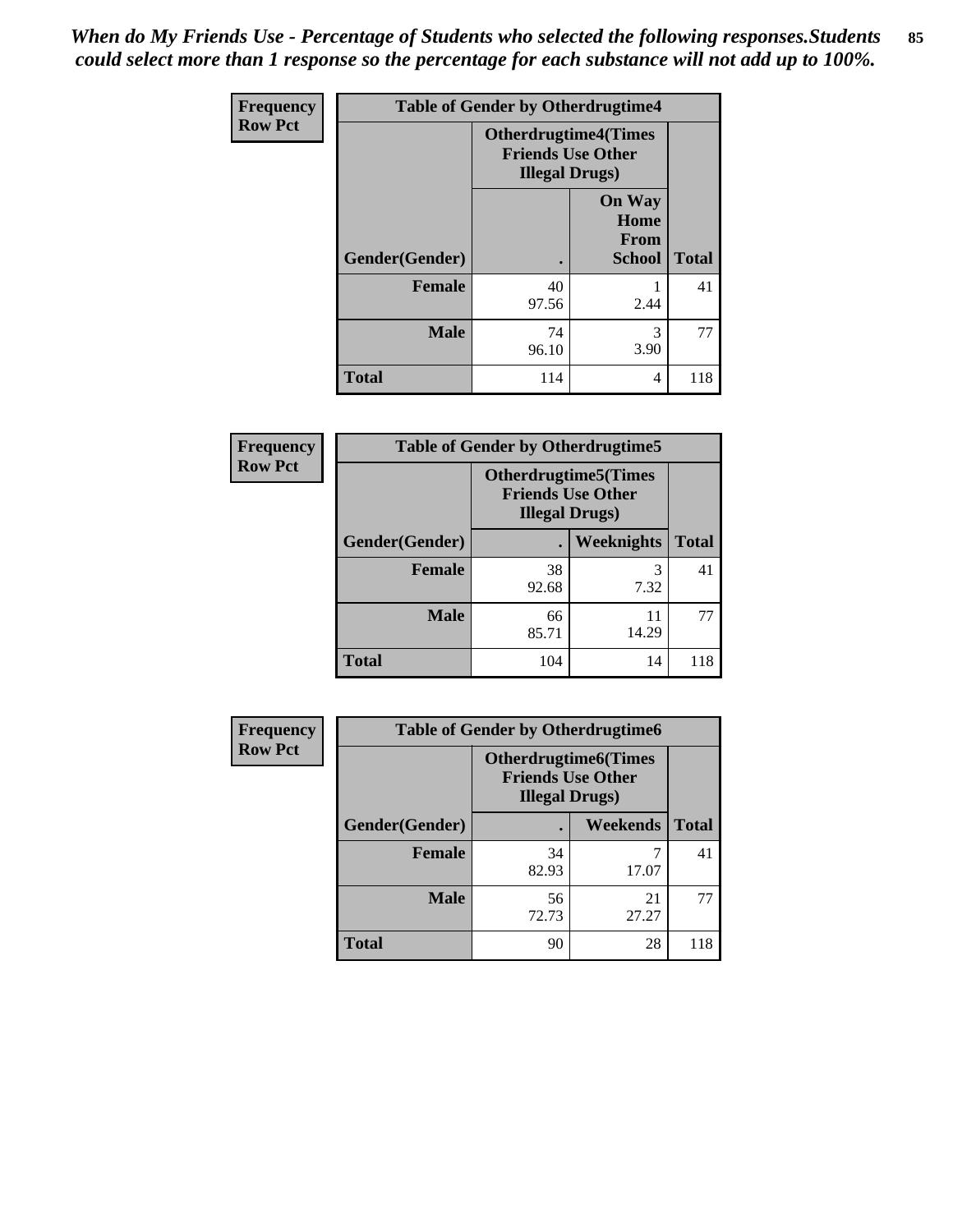*When do My Friends Use - Percentage of Students who selected the following responses.Students could select more than 1 response so the percentage for each substance will not add up to 100%.*

| Frequency Row Pct | Table of Gender by Otherdrugtime4 | | |
|---|---|---|---|
| | Otherdrugtime4(Times Friends Use Other Illegal Drugs) | | |
| Gender(Gender) | . | On Way Home From School | Total |
| Female | 40<br>97.56 | 1<br>2.44 | 41 |
| Male | 74<br>96.10 | 3<br>3.90 | 77 |
| Total | 114 | 4 | 118 |

| Frequency Row Pct | Table of Gender by Otherdrugtime5 | | |
|---|---|---|---|
| | Otherdrugtime5(Times Friends Use Other Illegal Drugs) | | |
| Gender(Gender) | . | Weeknights | Total |
| Female | 38<br>92.68 | 3<br>7.32 | 41 |
| Male | 66<br>85.71 | 11<br>14.29 | 77 |
| Total | 104 | 14 | 118 |

| Frequency Row Pct | Table of Gender by Otherdrugtime6 | | |
|---|---|---|---|
| | Otherdrugtime6(Times Friends Use Other Illegal Drugs) | | |
| Gender(Gender) | . | Weekends | Total |
| Female | 34<br>82.93 | 7<br>17.07 | 41 |
| Male | 56<br>72.73 | 21<br>27.27 | 77 |
| Total | 90 | 28 | 118 |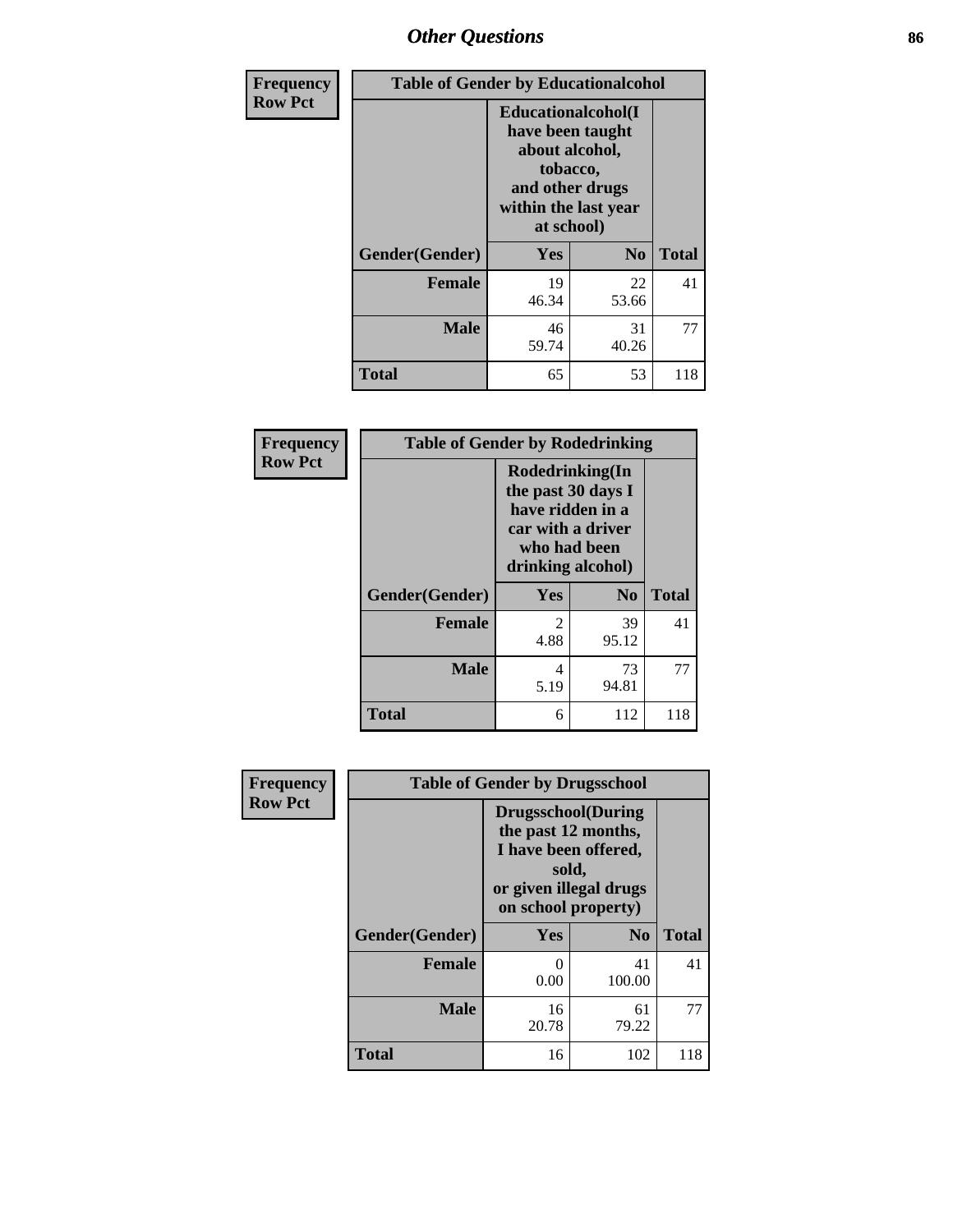## Other Questions

**Frequency**
**Row Pct**

| Table of Gender by Educationalcohol | | | |
|---|---|---|---|
| | Educationalcohol(I have been taught about alcohol, tobacco, and other drugs within the last year at school) | | |
| Gender(Gender) | Yes | No | Total |
| Female | 19<br>46.34 | 22<br>53.66 | 41 |
| Male | 46<br>59.74 | 31<br>40.26 | 77 |
| Total | 65 | 53 | 118 |

**Frequency**
**Row Pct**

| Table of Gender by Rodedrinking | | | |
|---|---|---|---|
| | Rodedrinking(In the past 30 days I have ridden in a car with a driver who had been drinking alcohol) | | |
| Gender(Gender) | Yes | No | Total |
| Female | 2<br>4.88 | 39<br>95.12 | 41 |
| Male | 4<br>5.19 | 73<br>94.81 | 77 |
| Total | 6 | 112 | 118 |

**Frequency**
**Row Pct**

| Table of Gender by Drugsschool | | | |
|---|---|---|---|
| | Drugsschool(During the past 12 months, I have been offered, sold, or given illegal drugs on school property) | | |
| Gender(Gender) | Yes | No | Total |
| Female | 0<br>0.00 | 41<br>100.00 | 41 |
| Male | 16<br>20.78 | 61<br>79.22 | 77 |
| Total | 16 | 102 | 118 |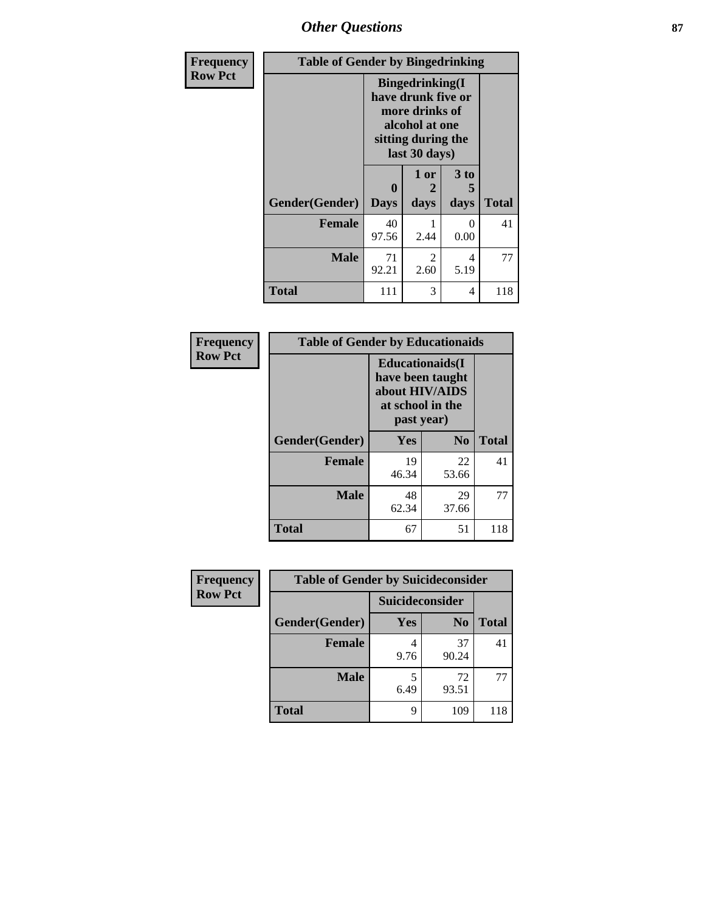## Other Questions

**Frequency / Row Pct**

| Table of Gender by Bingedrinking | | | | |
|---|---|---|---|---|
| | Bingedrinking(I have drunk five or more drinks of alcohol at one sitting during the last 30 days) | | | |
| Gender(Gender) | 0 Days | 1 or 2 days | 3 to 5 days | Total |
| **Female** | 40<br>97.56 | 1<br>2.44 | 0<br>0.00 | 41 |
| **Male** | 71<br>92.21 | 2<br>2.60 | 4<br>5.19 | 77 |
| **Total** | 111 | 3 | 4 | 118 |

**Frequency / Row Pct**

| Table of Gender by Educationaids | | | |
|---|---|---|---|
| | Educationaids(I have been taught about HIV/AIDS at school in the past year) | | |
| Gender(Gender) | Yes | No | Total |
| **Female** | 19<br>46.34 | 22<br>53.66 | 41 |
| **Male** | 48<br>62.34 | 29<br>37.66 | 77 |
| **Total** | 67 | 51 | 118 |

**Frequency / Row Pct**

| Table of Gender by Suicideconsider | | | |
|---|---|---|---|
| | Suicideconsider | | |
| Gender(Gender) | Yes | No | Total |
| **Female** | 4<br>9.76 | 37<br>90.24 | 41 |
| **Male** | 5<br>6.49 | 72<br>93.51 | 77 |
| **Total** | 9 | 109 | 118 |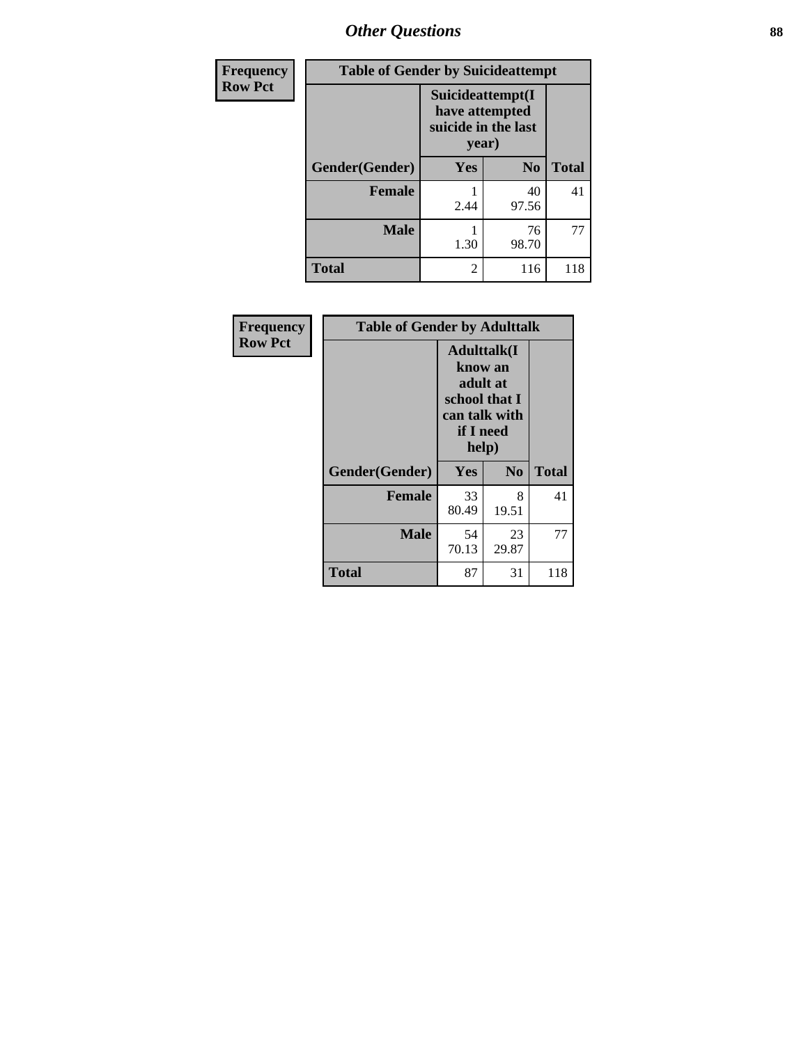| Frequency Row Pct | Table of Gender by Suicideattempt | | |
|---|---|---|---|
| | Suicideattempt(I have attempted suicide in the last year) | | |
| Gender(Gender) | Yes | No | Total |
| Female | 1<br>2.44 | 40<br>97.56 | 41 |
| Male | 1<br>1.30 | 76<br>98.70 | 77 |
| Total | 2 | 116 | 118 |

| Frequency Row Pct | Table of Gender by Adulttalk | | |
|---|---|---|---|
| | Adulttalk(I know an adult at school that I can talk with if I need help) | | |
| Gender(Gender) | Yes | No | Total |
| Female | 33<br>80.49 | 8<br>19.51 | 41 |
| Male | 54<br>70.13 | 23<br>29.87 | 77 |
| Total | 87 | 31 | 118 |